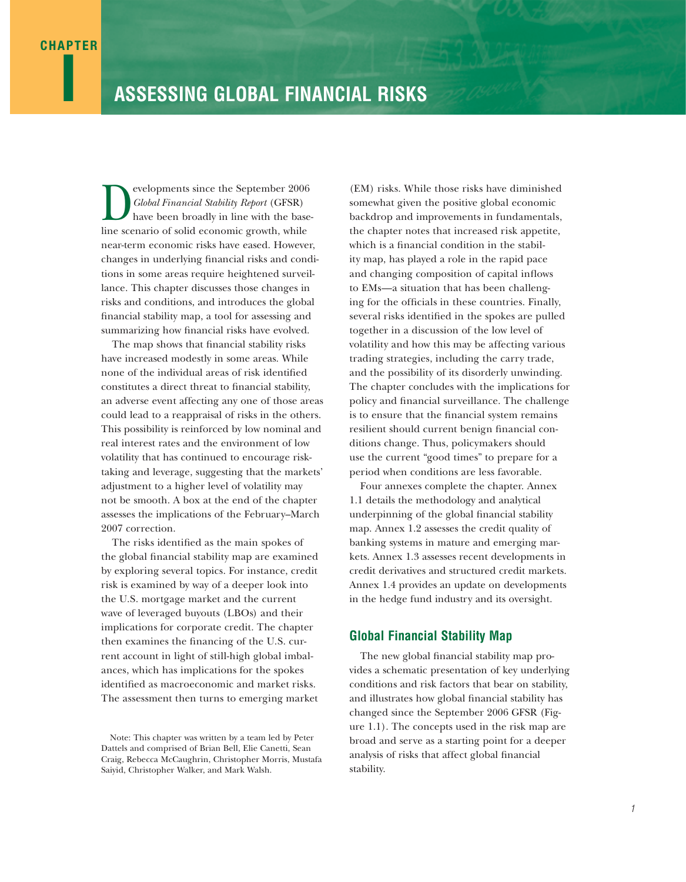# CHAPTER I

# ASSESSING GLOBAL FINANCIAL RISKS

Developments since the September 2006 *Global Financial Stability Report* (GFSR) have been broadly in line with the baseline scenario of solid economic growth, while near-term economic risks have eased. However, changes in underlying financial risks and conditions in some areas require heightened surveillance. This chapter discusses those changes in risks and conditions, and introduces the global financial stability map, a tool for assessing and summarizing how financial risks have evolved.

The map shows that financial stability risks have increased modestly in some areas. While none of the individual areas of risk identified constitutes a direct threat to financial stability, an adverse event affecting any one of those areas could lead to a reappraisal of risks in the others. This possibility is reinforced by low nominal and real interest rates and the environment of low volatility that has continued to encourage risk-taking and leverage, suggesting that the markets' adjustment to a higher level of volatility may not be smooth. A box at the end of the chapter assesses the implications of the February–March 2007 correction.

The risks identified as the main spokes of the global financial stability map are examined by exploring several topics. For instance, credit risk is examined by way of a deeper look into the U.S. mortgage market and the current wave of leveraged buyouts (LBOs) and their implications for corporate credit. The chapter then examines the financing of the U.S. current account in light of still-high global imbalances, which has implications for the spokes identified as macroeconomic and market risks. The assessment then turns to emerging market (EM) risks. While those risks have diminished somewhat given the positive global economic backdrop and improvements in fundamentals, the chapter notes that increased risk appetite, which is a financial condition in the stability map, has played a role in the rapid pace and changing composition of capital inflows to EMs—a situation that has been challenging for the officials in these countries. Finally, several risks identified in the spokes are pulled together in a discussion of the low level of volatility and how this may be affecting various trading strategies, including the carry trade, and the possibility of its disorderly unwinding. The chapter concludes with the implications for policy and financial surveillance. The challenge is to ensure that the financial system remains resilient should current benign financial conditions change. Thus, policymakers should use the current "good times" to prepare for a period when conditions are less favorable.

Four annexes complete the chapter. Annex 1.1 details the methodology and analytical underpinning of the global financial stability map. Annex 1.2 assesses the credit quality of banking systems in mature and emerging markets. Annex 1.3 assesses recent developments in credit derivatives and structured credit markets. Annex 1.4 provides an update on developments in the hedge fund industry and its oversight.

## Global Financial Stability Map

The new global financial stability map provides a schematic presentation of key underlying conditions and risk factors that bear on stability, and illustrates how global financial stability has changed since the September 2006 GFSR (Figure 1.1). The concepts used in the risk map are broad and serve as a starting point for a deeper analysis of risks that affect global financial stability.

Note: This chapter was written by a team led by Peter Dattels and comprised of Brian Bell, Elie Canetti, Sean Craig, Rebecca McCaughrin, Christopher Morris, Mustafa Saiyid, Christopher Walker, and Mark Walsh.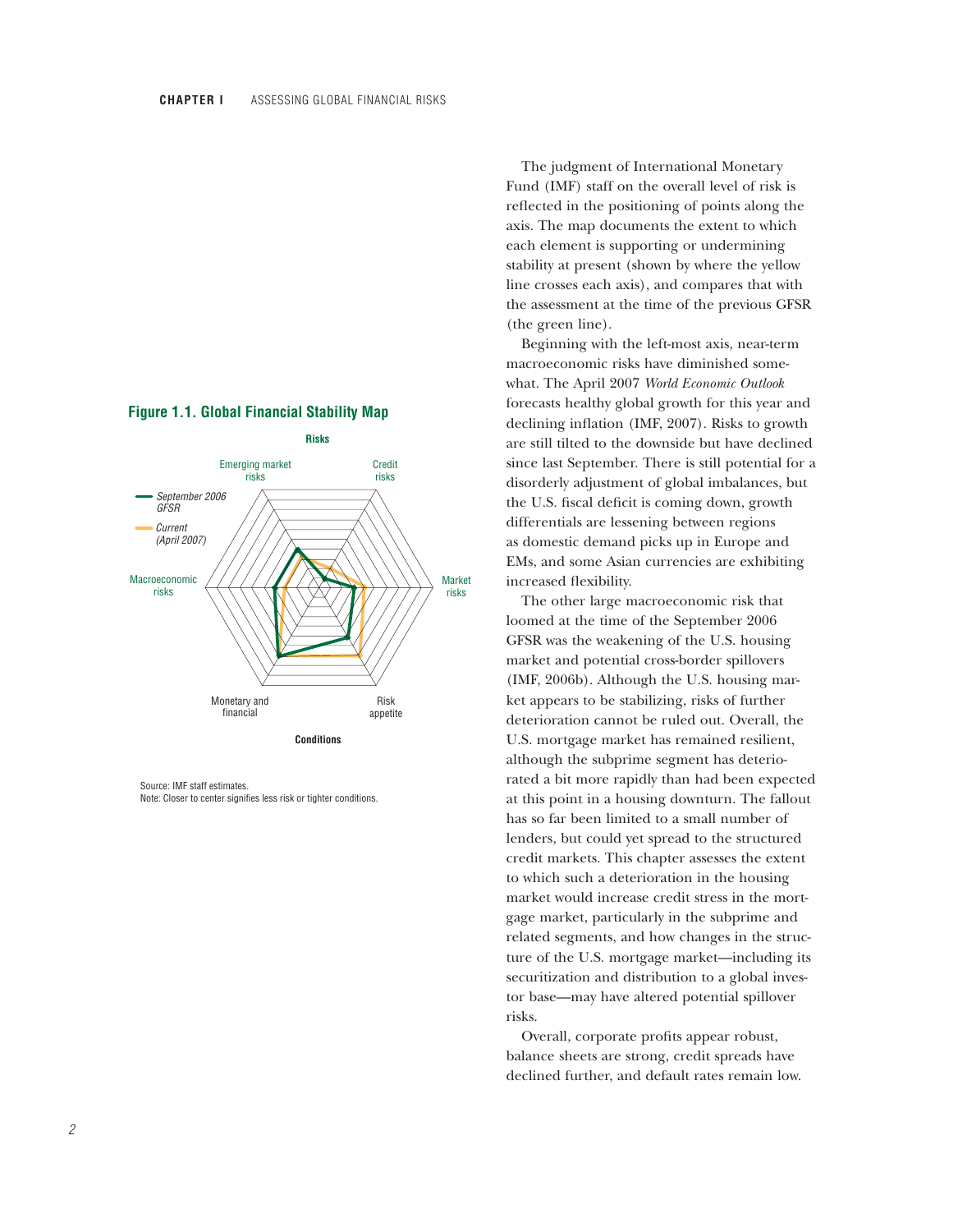**Figure 1.1. Global Financial Stability Map**

Source: IMF staff estimates.
Note: Closer to center signifies less risk or tighter conditions.

The judgment of International Monetary Fund (IMF) staff on the overall level of risk is reflected in the positioning of points along the axis. The map documents the extent to which each element is supporting or undermining stability at present (shown by where the yellow line crosses each axis), and compares that with the assessment at the time of the previous GFSR (the green line).

Beginning with the left-most axis, near-term macroeconomic risks have diminished somewhat. The April 2007 *World Economic Outlook* forecasts healthy global growth for this year and declining inflation (IMF, 2007). Risks to growth are still tilted to the downside but have declined since last September. There is still potential for a disorderly adjustment of global imbalances, but the U.S. fiscal deficit is coming down, growth differentials are lessening between regions as domestic demand picks up in Europe and EMs, and some Asian currencies are exhibiting increased flexibility.

The other large macroeconomic risk that loomed at the time of the September 2006 GFSR was the weakening of the U.S. housing market and potential cross-border spillovers (IMF, 2006b). Although the U.S. housing market appears to be stabilizing, risks of further deterioration cannot be ruled out. Overall, the U.S. mortgage market has remained resilient, although the subprime segment has deteriorated a bit more rapidly than had been expected at this point in a housing downturn. The fallout has so far been limited to a small number of lenders, but could yet spread to the structured credit markets. This chapter assesses the extent to which such a deterioration in the housing market would increase credit stress in the mortgage market, particularly in the subprime and related segments, and how changes in the structure of the U.S. mortgage market—including its securitization and distribution to a global investor base—may have altered potential spillover risks.

Overall, corporate profits appear robust, balance sheets are strong, credit spreads have declined further, and default rates remain low.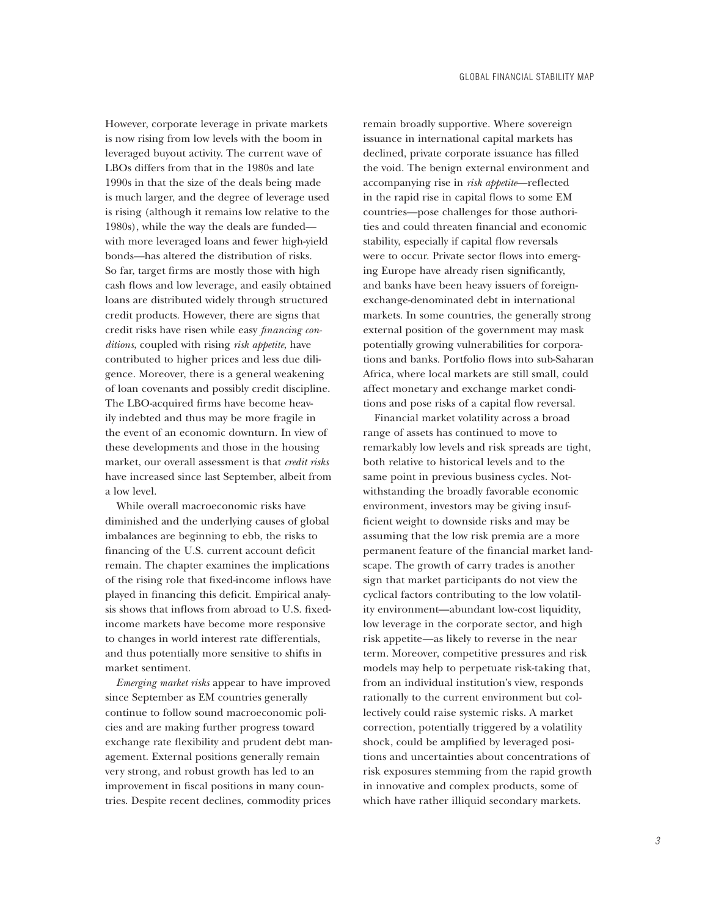However, corporate leverage in private markets is now rising from low levels with the boom in leveraged buyout activity. The current wave of LBOs differs from that in the 1980s and late 1990s in that the size of the deals being made is much larger, and the degree of leverage used is rising (although it remains low relative to the 1980s), while the way the deals are funded—with more leveraged loans and fewer high-yield bonds—has altered the distribution of risks. So far, target firms are mostly those with high cash flows and low leverage, and easily obtained loans are distributed widely through structured credit products. However, there are signs that credit risks have risen while easy *financing conditions*, coupled with rising *risk appetite*, have contributed to higher prices and less due diligence. Moreover, there is a general weakening of loan covenants and possibly credit discipline. The LBO-acquired firms have become heavily indebted and thus may be more fragile in the event of an economic downturn. In view of these developments and those in the housing market, our overall assessment is that *credit risks* have increased since last September, albeit from a low level.

While overall macroeconomic risks have diminished and the underlying causes of global imbalances are beginning to ebb, the risks to financing of the U.S. current account deficit remain. The chapter examines the implications of the rising role that fixed-income inflows have played in financing this deficit. Empirical analysis shows that inflows from abroad to U.S. fixed-income markets have become more responsive to changes in world interest rate differentials, and thus potentially more sensitive to shifts in market sentiment.

*Emerging market risks* appear to have improved since September as EM countries generally continue to follow sound macroeconomic policies and are making further progress toward exchange rate flexibility and prudent debt management. External positions generally remain very strong, and robust growth has led to an improvement in fiscal positions in many countries. Despite recent declines, commodity prices remain broadly supportive. Where sovereign issuance in international capital markets has declined, private corporate issuance has filled the void. The benign external environment and accompanying rise in *risk appetite*—reflected in the rapid rise in capital flows to some EM countries—pose challenges for those authorities and could threaten financial and economic stability, especially if capital flow reversals were to occur. Private sector flows into emerging Europe have already risen significantly, and banks have been heavy issuers of foreign-exchange-denominated debt in international markets. In some countries, the generally strong external position of the government may mask potentially growing vulnerabilities for corporations and banks. Portfolio flows into sub-Saharan Africa, where local markets are still small, could affect monetary and exchange market conditions and pose risks of a capital flow reversal.

Financial market volatility across a broad range of assets has continued to move to remarkably low levels and risk spreads are tight, both relative to historical levels and to the same point in previous business cycles. Notwithstanding the broadly favorable economic environment, investors may be giving insufficient weight to downside risks and may be assuming that the low risk premia are a more permanent feature of the financial market landscape. The growth of carry trades is another sign that market participants do not view the cyclical factors contributing to the low volatility environment—abundant low-cost liquidity, low leverage in the corporate sector, and high risk appetite—as likely to reverse in the near term. Moreover, competitive pressures and risk models may help to perpetuate risk-taking that, from an individual institution's view, responds rationally to the current environment but collectively could raise systemic risks. A market correction, potentially triggered by a volatility shock, could be amplified by leveraged positions and uncertainties about concentrations of risk exposures stemming from the rapid growth in innovative and complex products, some of which have rather illiquid secondary markets.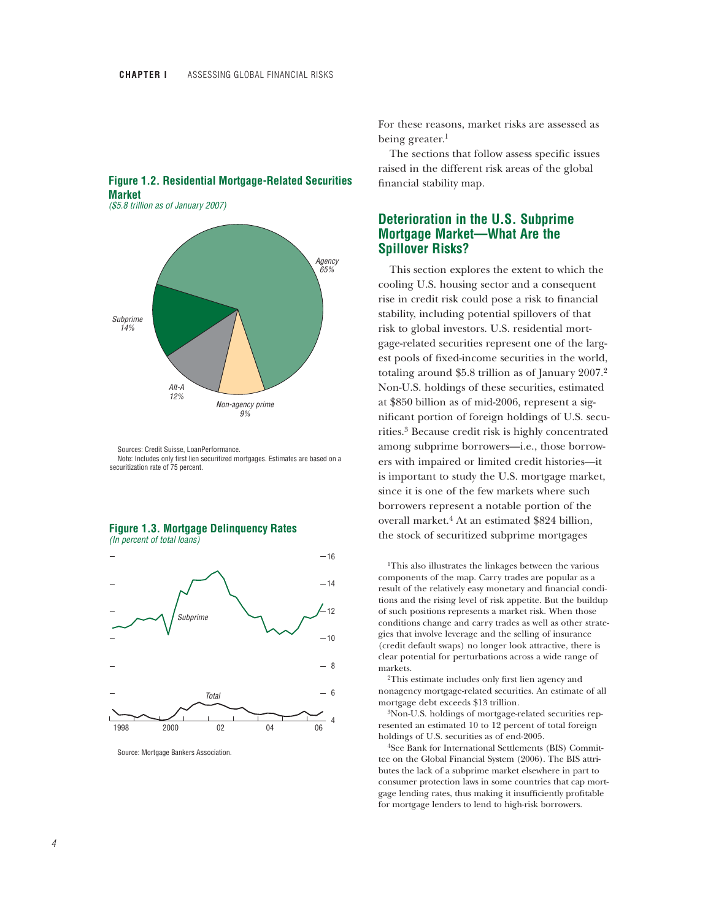For these reasons, market risks are assessed as being greater.[1]

The sections that follow assess specific issues raised in the different risk areas of the global financial stability map.

**Figure 1.2. Residential Mortgage-Related Securities Market**
*($5.8 trillion as of January 2007)*

Agency 65%; Subprime 14%; Alt-A 12%; Non-agency prime 9%

Sources: Credit Suisse, LoanPerformance.
Note: Includes only first lien securitized mortgages. Estimates are based on a securitization rate of 75 percent.

**Figure 1.3. Mortgage Delinquency Rates**
*(In percent of total loans)*

Source: Mortgage Bankers Association.

## Deterioration in the U.S. Subprime Mortgage Market—What Are the Spillover Risks?

This section explores the extent to which the cooling U.S. housing sector and a consequent rise in credit risk could pose a risk to financial stability, including potential spillovers of that risk to global investors. U.S. residential mortgage-related securities represent one of the largest pools of fixed-income securities in the world, totaling around $5.8 trillion as of January 2007.[2] Non-U.S. holdings of these securities, estimated at $850 billion as of mid-2006, represent a significant portion of foreign holdings of U.S. securities.[3] Because credit risk is highly concentrated among subprime borrowers—i.e., those borrowers with impaired or limited credit histories—it is important to study the U.S. mortgage market, since it is one of the few markets where such borrowers represent a notable portion of the overall market.[4] At an estimated $824 billion, the stock of securitized subprime mortgages

[1]This also illustrates the linkages between the various components of the map. Carry trades are popular as a result of the relatively easy monetary and financial conditions and the rising level of risk appetite. But the buildup of such positions represents a market risk. When those conditions change and carry trades as well as other strategies that involve leverage and the selling of insurance (credit default swaps) no longer look attractive, there is clear potential for perturbations across a wide range of markets.

[2]This estimate includes only first lien agency and nonagency mortgage-related securities. An estimate of all mortgage debt exceeds $13 trillion.

[3]Non-U.S. holdings of mortgage-related securities represented an estimated 10 to 12 percent of total foreign holdings of U.S. securities as of end-2005.

[4]See Bank for International Settlements (BIS) Committee on the Global Financial System (2006). The BIS attributes the lack of a subprime market elsewhere in part to consumer protection laws in some countries that cap mortgage lending rates, thus making it insufficiently profitable for mortgage lenders to lend to high-risk borrowers.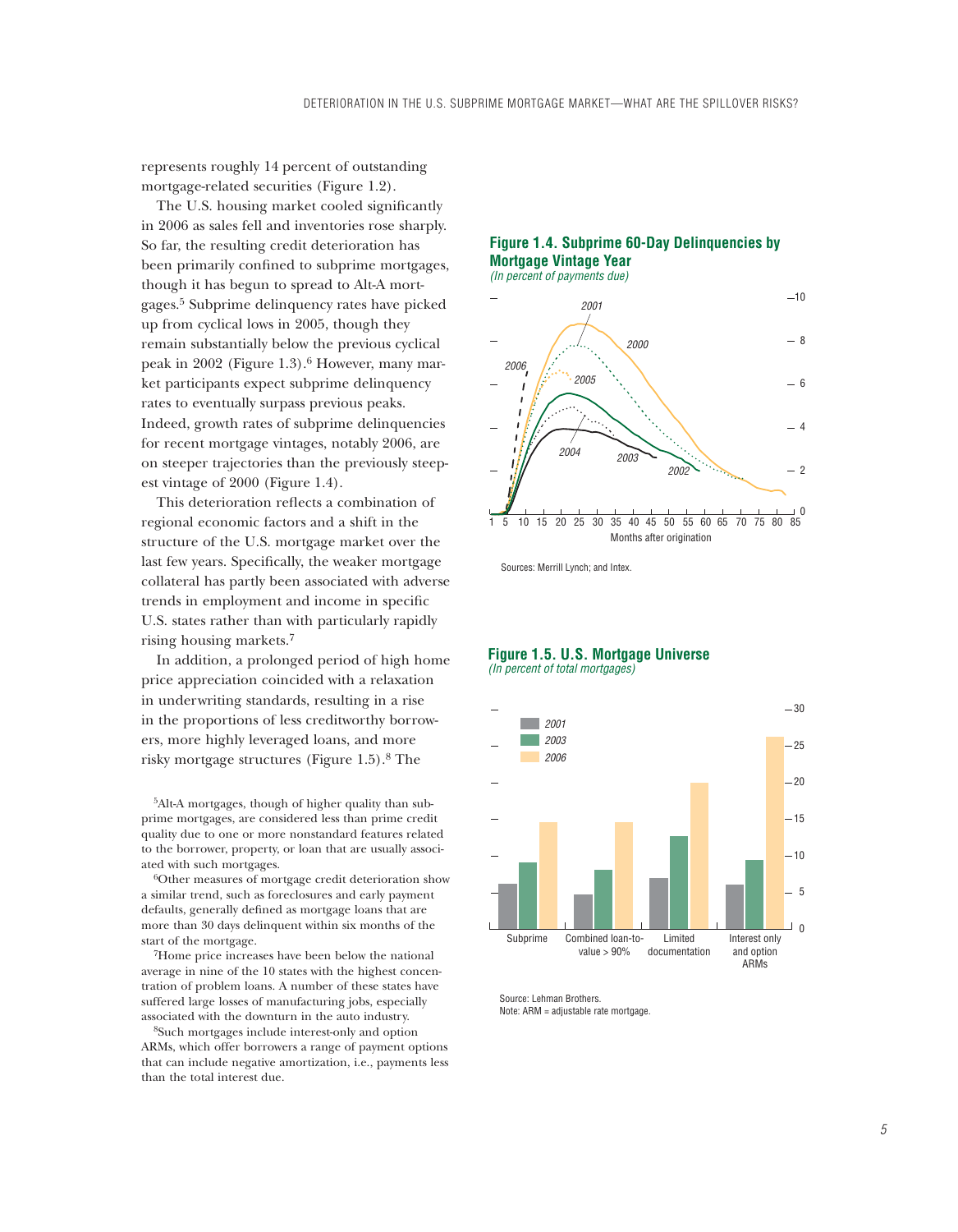represents roughly 14 percent of outstanding mortgage-related securities (Figure 1.2).

The U.S. housing market cooled significantly in 2006 as sales fell and inventories rose sharply. So far, the resulting credit deterioration has been primarily confined to subprime mortgages, though it has begun to spread to Alt-A mortgages.[5] Subprime delinquency rates have picked up from cyclical lows in 2005, though they remain substantially below the previous cyclical peak in 2002 (Figure 1.3).[6] However, many market participants expect subprime delinquency rates to eventually surpass previous peaks. Indeed, growth rates of subprime delinquencies for recent mortgage vintages, notably 2006, are on steeper trajectories than the previously steepest vintage of 2000 (Figure 1.4).

This deterioration reflects a combination of regional economic factors and a shift in the structure of the U.S. mortgage market over the last few years. Specifically, the weaker mortgage collateral has partly been associated with adverse trends in employment and income in specific U.S. states rather than with particularly rapidly rising housing markets.[7]

In addition, a prolonged period of high home price appreciation coincided with a relaxation in underwriting standards, resulting in a rise in the proportions of less creditworthy borrowers, more highly leveraged loans, and more risky mortgage structures (Figure 1.5).[8] The

[5]Alt-A mortgages, though of higher quality than subprime mortgages, are considered less than prime credit quality due to one or more nonstandard features related to the borrower, property, or loan that are usually associated with such mortgages.

[6]Other measures of mortgage credit deterioration show a similar trend, such as foreclosures and early payment defaults, generally defined as mortgage loans that are more than 30 days delinquent within six months of the start of the mortgage.

[7]Home price increases have been below the national average in nine of the 10 states with the highest concentration of problem loans. A number of these states have suffered large losses of manufacturing jobs, especially associated with the downturn in the auto industry.

[8]Such mortgages include interest-only and option ARMs, which offer borrowers a range of payment options that can include negative amortization, i.e., payments less than the total interest due.

**Figure 1.4. Subprime 60-Day Delinquencies by Mortgage Vintage Year**
*(In percent of payments due)*

Sources: Merrill Lynch; and Intex.

**Figure 1.5. U.S. Mortgage Universe**
*(In percent of total mortgages)*

Source: Lehman Brothers.
Note: ARM = adjustable rate mortgage.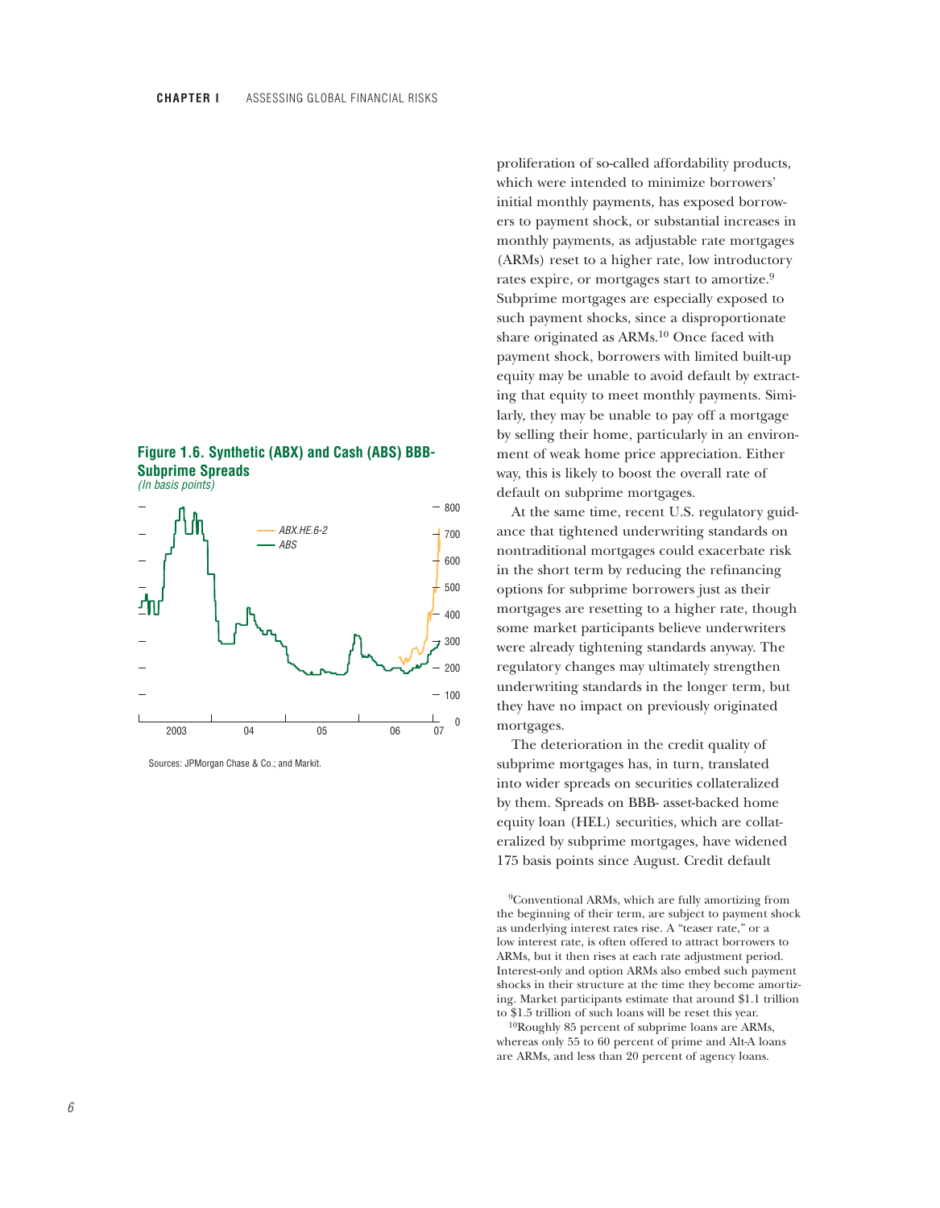**Figure 1.6. Synthetic (ABX) and Cash (ABS) BBB- Subprime Spreads**
*(In basis points)*

ABX.HE.6-2
ABS

800
700
600
500
400
300
200
100
0

2003
04
05
06
07

Sources: JPMorgan Chase & Co.; and Markit.

proliferation of so-called affordability products, which were intended to minimize borrowers' initial monthly payments, has exposed borrowers to payment shock, or substantial increases in monthly payments, as adjustable rate mortgages (ARMs) reset to a higher rate, low introductory rates expire, or mortgages start to amortize.[9] Subprime mortgages are especially exposed to such payment shocks, since a disproportionate share originated as ARMs.[10] Once faced with payment shock, borrowers with limited built-up equity may be unable to avoid default by extracting that equity to meet monthly payments. Similarly, they may be unable to pay off a mortgage by selling their home, particularly in an environment of weak home price appreciation. Either way, this is likely to boost the overall rate of default on subprime mortgages.

At the same time, recent U.S. regulatory guidance that tightened underwriting standards on nontraditional mortgages could exacerbate risk in the short term by reducing the refinancing options for subprime borrowers just as their mortgages are resetting to a higher rate, though some market participants believe underwriters were already tightening standards anyway. The regulatory changes may ultimately strengthen underwriting standards in the longer term, but they have no impact on previously originated mortgages.

The deterioration in the credit quality of subprime mortgages has, in turn, translated into wider spreads on securities collateralized by them. Spreads on BBB- asset-backed home equity loan (HEL) securities, which are collateralized by subprime mortgages, have widened 175 basis points since August. Credit default

[9]Conventional ARMs, which are fully amortizing from the beginning of their term, are subject to payment shock as underlying interest rates rise. A "teaser rate," or a low interest rate, is often offered to attract borrowers to ARMs, but it then rises at each rate adjustment period. Interest-only and option ARMs also embed such payment shocks in their structure at the time they become amortizing. Market participants estimate that around $1.1 trillion to $1.5 trillion of such loans will be reset this year.

[10]Roughly 85 percent of subprime loans are ARMs, whereas only 55 to 60 percent of prime and Alt-A loans are ARMs, and less than 20 percent of agency loans.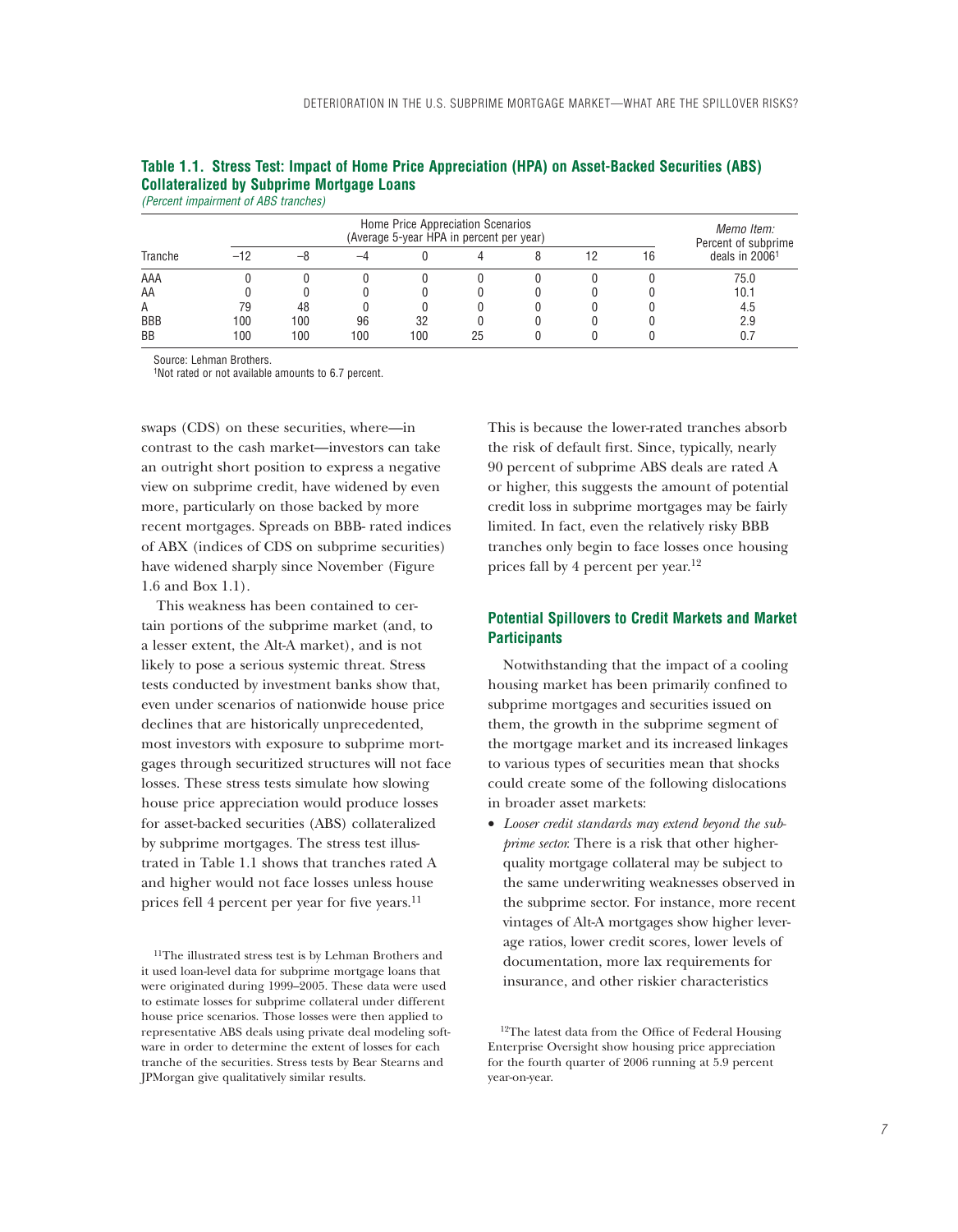**Table 1.1. Stress Test: Impact of Home Price Appreciation (HPA) on Asset-Backed Securities (ABS) Collateralized by Subprime Mortgage Loans**

*(Percent impairment of ABS tranches)*

| Tranche | Home Price Appreciation Scenarios (Average 5-year HPA in percent per year) | | | | | | | | *Memo Item:* Percent of subprime deals in 2006[1] |
|---|---|---|---|---|---|---|---|---|---|
| | –12 | –8 | –4 | 0 | 4 | 8 | 12 | 16 | |
| AAA | 0 | 0 | 0 | 0 | 0 | 0 | 0 | 0 | 75.0 |
| AA | 0 | 0 | 0 | 0 | 0 | 0 | 0 | 0 | 10.1 |
| A | 79 | 48 | 0 | 0 | 0 | 0 | 0 | 0 | 4.5 |
| BBB | 100 | 100 | 96 | 32 | 0 | 0 | 0 | 0 | 2.9 |
| BB | 100 | 100 | 100 | 100 | 25 | 0 | 0 | 0 | 0.7 |

Source: Lehman Brothers.
[1]Not rated or not available amounts to 6.7 percent.

swaps (CDS) on these securities, where—in contrast to the cash market—investors can take an outright short position to express a negative view on subprime credit, have widened by even more, particularly on those backed by more recent mortgages. Spreads on BBB- rated indices of ABX (indices of CDS on subprime securities) have widened sharply since November (Figure 1.6 and Box 1.1).

This weakness has been contained to certain portions of the subprime market (and, to a lesser extent, the Alt-A market), and is not likely to pose a serious systemic threat. Stress tests conducted by investment banks show that, even under scenarios of nationwide house price declines that are historically unprecedented, most investors with exposure to subprime mortgages through securitized structures will not face losses. These stress tests simulate how slowing house price appreciation would produce losses for asset-backed securities (ABS) collateralized by subprime mortgages. The stress test illustrated in Table 1.1 shows that tranches rated A and higher would not face losses unless house prices fell 4 percent per year for five years.[11]

This is because the lower-rated tranches absorb the risk of default first. Since, typically, nearly 90 percent of subprime ABS deals are rated A or higher, this suggests the amount of potential credit loss in subprime mortgages may be fairly limited. In fact, even the relatively risky BBB tranches only begin to face losses once housing prices fall by 4 percent per year.[12]

### Potential Spillovers to Credit Markets and Market Participants

Notwithstanding that the impact of a cooling housing market has been primarily confined to subprime mortgages and securities issued on them, the growth in the subprime segment of the mortgage market and its increased linkages to various types of securities mean that shocks could create some of the following dislocations in broader asset markets:

- *Looser credit standards may extend beyond the subprime sector.* There is a risk that other higher-quality mortgage collateral may be subject to the same underwriting weaknesses observed in the subprime sector. For instance, more recent vintages of Alt-A mortgages show higher leverage ratios, lower credit scores, lower levels of documentation, more lax requirements for insurance, and other riskier characteristics

[11]The illustrated stress test is by Lehman Brothers and it used loan-level data for subprime mortgage loans that were originated during 1999–2005. These data were used to estimate losses for subprime collateral under different house price scenarios. Those losses were then applied to representative ABS deals using private deal modeling software in order to determine the extent of losses for each tranche of the securities. Stress tests by Bear Stearns and JPMorgan give qualitatively similar results.

[12]The latest data from the Office of Federal Housing Enterprise Oversight show housing price appreciation for the fourth quarter of 2006 running at 5.9 percent year-on-year.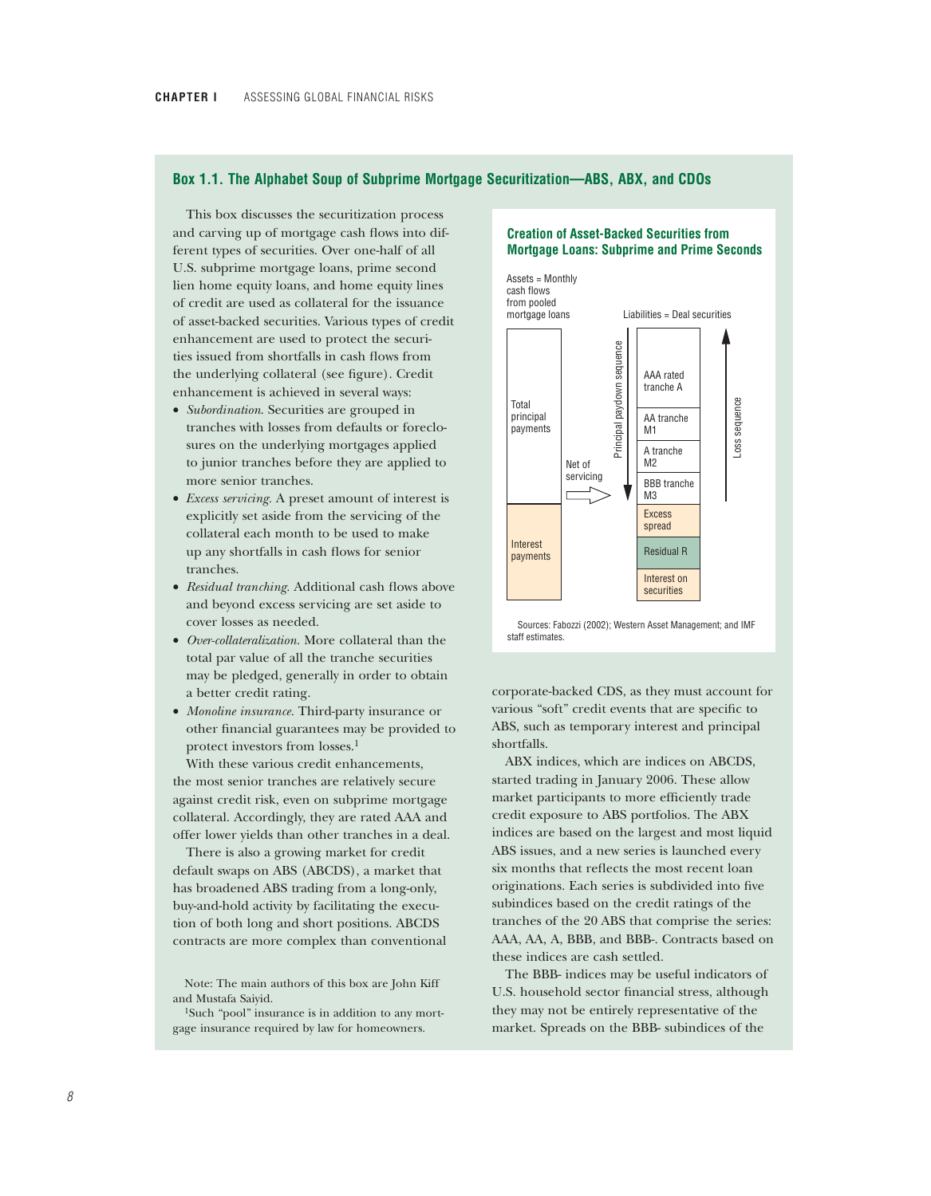## Box 1.1. The Alphabet Soup of Subprime Mortgage Securitization—ABS, ABX, and CDOs

This box discusses the securitization process and carving up of mortgage cash flows into different types of securities. Over one-half of all U.S. subprime mortgage loans, prime second lien home equity loans, and home equity lines of credit are used as collateral for the issuance of asset-backed securities. Various types of credit enhancement are used to protect the securities issued from shortfalls in cash flows from the underlying collateral (see figure). Credit enhancement is achieved in several ways:

- *Subordination*. Securities are grouped in tranches with losses from defaults or foreclosures on the underlying mortgages applied to junior tranches before they are applied to more senior tranches.
- *Excess servicing*. A preset amount of interest is explicitly set aside from the servicing of the collateral each month to be used to make up any shortfalls in cash flows for senior tranches.
- *Residual tranching*. Additional cash flows above and beyond excess servicing are set aside to cover losses as needed.
- *Over-collateralization*. More collateral than the total par value of all the tranche securities may be pledged, generally in order to obtain a better credit rating.
- *Monoline insurance*. Third-party insurance or other financial guarantees may be provided to protect investors from losses.[1]

With these various credit enhancements, the most senior tranches are relatively secure against credit risk, even on subprime mortgage collateral. Accordingly, they are rated AAA and offer lower yields than other tranches in a deal.

There is also a growing market for credit default swaps on ABS (ABCDS), a market that has broadened ABS trading from a long-only, buy-and-hold activity by facilitating the execution of both long and short positions. ABCDS contracts are more complex than conventional corporate-backed CDS, as they must account for various "soft" credit events that are specific to ABS, such as temporary interest and principal shortfalls.

ABX indices, which are indices on ABCDS, started trading in January 2006. These allow market participants to more efficiently trade credit exposure to ABS portfolios. The ABX indices are based on the largest and most liquid ABS issues, and a new series is launched every six months that reflects the most recent loan originations. Each series is subdivided into five subindices based on the credit ratings of the tranches of the 20 ABS that comprise the series: AAA, AA, A, BBB, and BBB-. Contracts based on these indices are cash settled.

The BBB- indices may be useful indicators of U.S. household sector financial stress, although they may not be entirely representative of the market. Spreads on the BBB- subindices of the

**Creation of Asset-Backed Securities from Mortgage Loans: Subprime and Prime Seconds**

Assets = Monthly cash flows from pooled mortgage loans: Total principal payments; Interest payments

Net of servicing →

Liabilities = Deal securities (Principal paydown sequence ↓; Loss sequence ↑): AAA rated tranche A; AA tranche M1; A tranche M2; BBB tranche M3; Excess spread; Residual R; Interest on securities

Sources: Fabozzi (2002); Western Asset Management; and IMF staff estimates.

Note: The main authors of this box are John Kiff and Mustafa Saiyid.

[1] Such "pool" insurance is in addition to any mortgage insurance required by law for homeowners.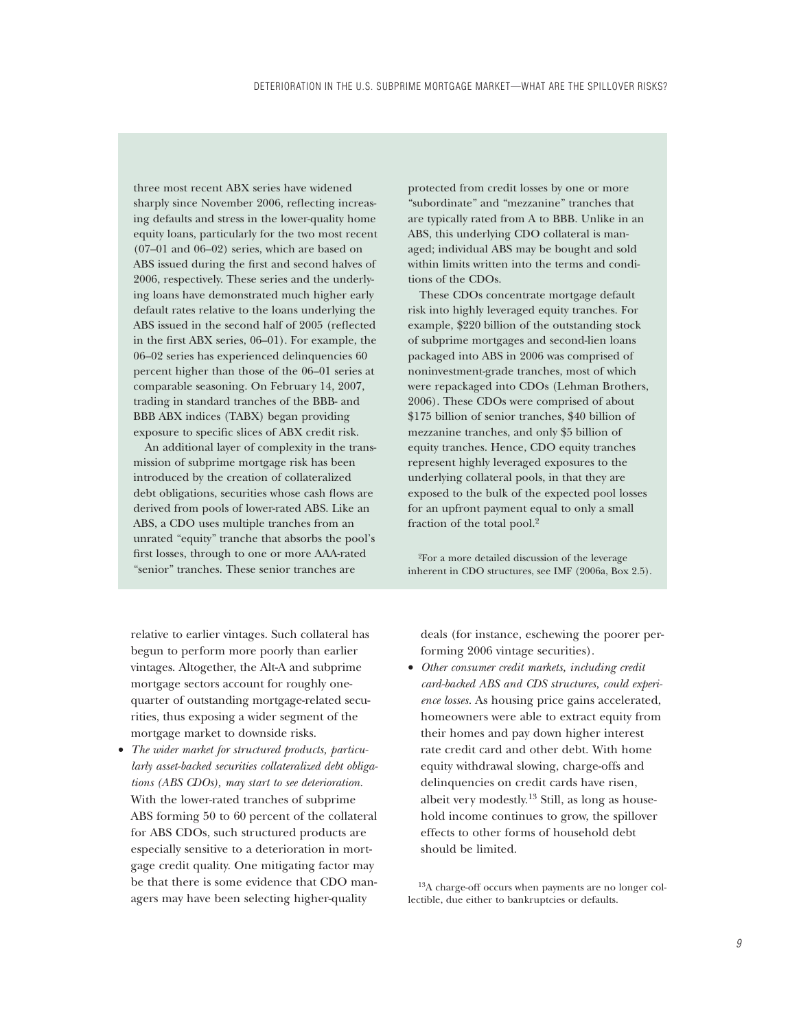three most recent ABX series have widened sharply since November 2006, reflecting increasing defaults and stress in the lower-quality home equity loans, particularly for the two most recent (07–01 and 06–02) series, which are based on ABS issued during the first and second halves of 2006, respectively. These series and the underlying loans have demonstrated much higher early default rates relative to the loans underlying the ABS issued in the second half of 2005 (reflected in the first ABX series, 06–01). For example, the 06–02 series has experienced delinquencies 60 percent higher than those of the 06–01 series at comparable seasoning. On February 14, 2007, trading in standard tranches of the BBB- and BBB ABX indices (TABX) began providing exposure to specific slices of ABX credit risk.

An additional layer of complexity in the transmission of subprime mortgage risk has been introduced by the creation of collateralized debt obligations, securities whose cash flows are derived from pools of lower-rated ABS. Like an ABS, a CDO uses multiple tranches from an unrated "equity" tranche that absorbs the pool's first losses, through to one or more AAA-rated "senior" tranches. These senior tranches are protected from credit losses by one or more "subordinate" and "mezzanine" tranches that are typically rated from A to BBB. Unlike in an ABS, this underlying CDO collateral is managed; individual ABS may be bought and sold within limits written into the terms and conditions of the CDOs.

These CDOs concentrate mortgage default risk into highly leveraged equity tranches. For example, $220 billion of the outstanding stock of subprime mortgages and second-lien loans packaged into ABS in 2006 was comprised of noninvestment-grade tranches, most of which were repackaged into CDOs (Lehman Brothers, 2006). These CDOs were comprised of about $175 billion of senior tranches, $40 billion of mezzanine tranches, and only $5 billion of equity tranches. Hence, CDO equity tranches represent highly leveraged exposures to the underlying collateral pools, in that they are exposed to the bulk of the expected pool losses for an upfront payment equal to only a small fraction of the total pool.[2]

[2]For a more detailed discussion of the leverage inherent in CDO structures, see IMF (2006a, Box 2.5).

relative to earlier vintages. Such collateral has begun to perform more poorly than earlier vintages. Altogether, the Alt-A and subprime mortgage sectors account for roughly one-quarter of outstanding mortgage-related securities, thus exposing a wider segment of the mortgage market to downside risks.

- *The wider market for structured products, particularly asset-backed securities collateralized debt obligations (ABS CDOs), may start to see deterioration.* With the lower-rated tranches of subprime ABS forming 50 to 60 percent of the collateral for ABS CDOs, such structured products are especially sensitive to a deterioration in mortgage credit quality. One mitigating factor may be that there is some evidence that CDO managers may have been selecting higher-quality deals (for instance, eschewing the poorer performing 2006 vintage securities).
- *Other consumer credit markets, including credit card-backed ABS and CDS structures, could experience losses.* As housing price gains accelerated, homeowners were able to extract equity from their homes and pay down higher interest rate credit card and other debt. With home equity withdrawal slowing, charge-offs and delinquencies on credit cards have risen, albeit very modestly.[13] Still, as long as household income continues to grow, the spillover effects to other forms of household debt should be limited.

[13]A charge-off occurs when payments are no longer collectible, due either to bankruptcies or defaults.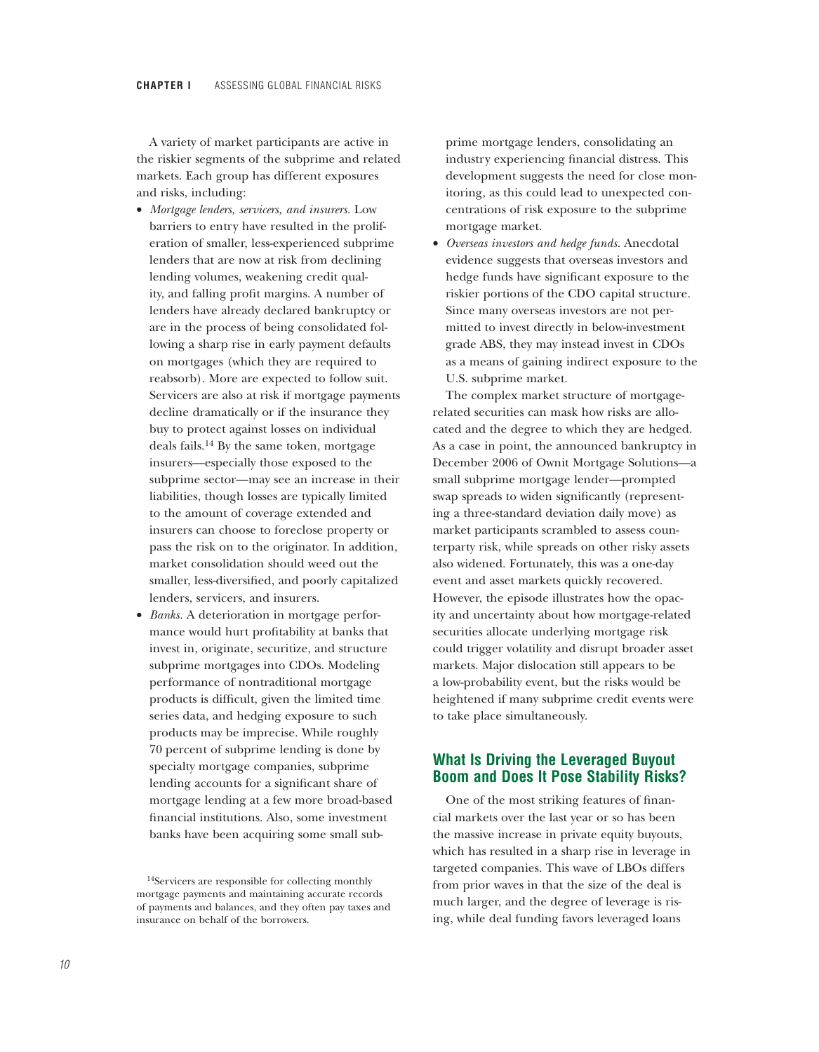A variety of market participants are active in the riskier segments of the subprime and related markets. Each group has different exposures and risks, including:

- *Mortgage lenders, servicers, and insurers.* Low barriers to entry have resulted in the proliferation of smaller, less-experienced subprime lenders that are now at risk from declining lending volumes, weakening credit quality, and falling profit margins. A number of lenders have already declared bankruptcy or are in the process of being consolidated following a sharp rise in early payment defaults on mortgages (which they are required to reabsorb). More are expected to follow suit. Servicers are also at risk if mortgage payments decline dramatically or if the insurance they buy to protect against losses on individual deals fails.[14] By the same token, mortgage insurers—especially those exposed to the subprime sector—may see an increase in their liabilities, though losses are typically limited to the amount of coverage extended and insurers can choose to foreclose property or pass the risk on to the originator. In addition, market consolidation should weed out the smaller, less-diversified, and poorly capitalized lenders, servicers, and insurers.
- *Banks.* A deterioration in mortgage performance would hurt profitability at banks that invest in, originate, securitize, and structure subprime mortgages into CDOs. Modeling performance of nontraditional mortgage products is difficult, given the limited time series data, and hedging exposure to such products may be imprecise. While roughly 70 percent of subprime lending is done by specialty mortgage companies, subprime lending accounts for a significant share of mortgage lending at a few more broad-based financial institutions. Also, some investment banks have been acquiring some small subprime mortgage lenders, consolidating an industry experiencing financial distress. This development suggests the need for close monitoring, as this could lead to unexpected concentrations of risk exposure to the subprime mortgage market.
- *Overseas investors and hedge funds.* Anecdotal evidence suggests that overseas investors and hedge funds have significant exposure to the riskier portions of the CDO capital structure. Since many overseas investors are not permitted to invest directly in below-investment grade ABS, they may instead invest in CDOs as a means of gaining indirect exposure to the U.S. subprime market.

The complex market structure of mortgage-related securities can mask how risks are allocated and the degree to which they are hedged. As a case in point, the announced bankruptcy in December 2006 of Ownit Mortgage Solutions—a small subprime mortgage lender—prompted swap spreads to widen significantly (representing a three-standard deviation daily move) as market participants scrambled to assess counterparty risk, while spreads on other risky assets also widened. Fortunately, this was a one-day event and asset markets quickly recovered. However, the episode illustrates how the opacity and uncertainty about how mortgage-related securities allocate underlying mortgage risk could trigger volatility and disrupt broader asset markets. Major dislocation still appears to be a low-probability event, but the risks would be heightened if many subprime credit events were to take place simultaneously.

## What Is Driving the Leveraged Buyout Boom and Does It Pose Stability Risks?

One of the most striking features of financial markets over the last year or so has been the massive increase in private equity buyouts, which has resulted in a sharp rise in leverage in targeted companies. This wave of LBOs differs from prior waves in that the size of the deal is much larger, and the degree of leverage is rising, while deal funding favors leveraged loans

[14] Servicers are responsible for collecting monthly mortgage payments and maintaining accurate records of payments and balances, and they often pay taxes and insurance on behalf of the borrowers.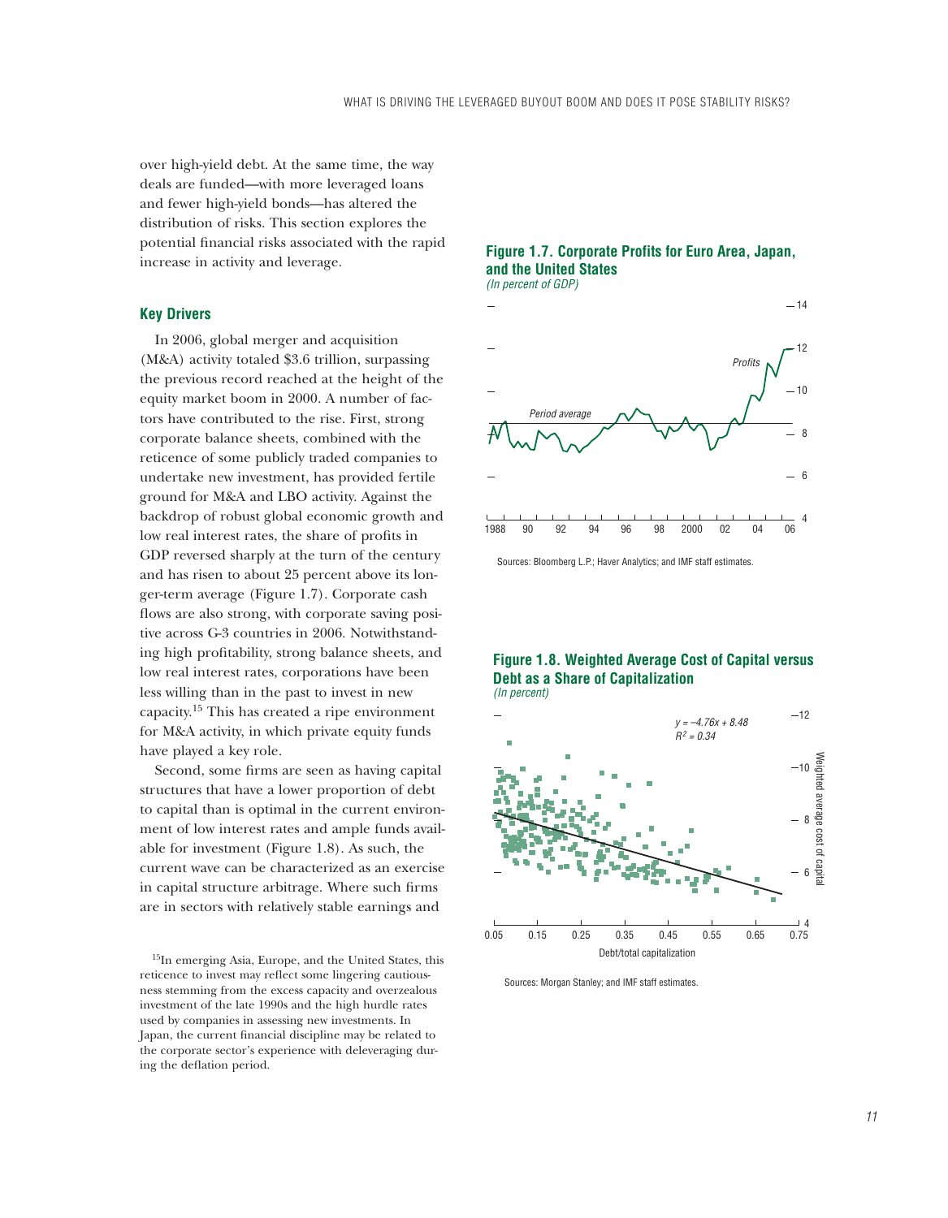over high-yield debt. At the same time, the way deals are funded—with more leveraged loans and fewer high-yield bonds—has altered the distribution of risks. This section explores the potential financial risks associated with the rapid increase in activity and leverage.

### Key Drivers

In 2006, global merger and acquisition (M&A) activity totaled $3.6 trillion, surpassing the previous record reached at the height of the equity market boom in 2000. A number of factors have contributed to the rise. First, strong corporate balance sheets, combined with the reticence of some publicly traded companies to undertake new investment, has provided fertile ground for M&A and LBO activity. Against the backdrop of robust global economic growth and low real interest rates, the share of profits in GDP reversed sharply at the turn of the century and has risen to about 25 percent above its longer-term average (Figure 1.7). Corporate cash flows are also strong, with corporate saving positive across G-3 countries in 2006. Notwithstanding high profitability, strong balance sheets, and low real interest rates, corporations have been less willing than in the past to invest in new capacity.[15] This has created a ripe environment for M&A activity, in which private equity funds have played a key role.

Second, some firms are seen as having capital structures that have a lower proportion of debt to capital than is optimal in the current environment of low interest rates and ample funds available for investment (Figure 1.8). As such, the current wave can be characterized as an exercise in capital structure arbitrage. Where such firms are in sectors with relatively stable earnings and

**Figure 1.7. Corporate Profits for Euro Area, Japan, and the United States**
*(In percent of GDP)*

Sources: Bloomberg L.P.; Haver Analytics; and IMF staff estimates.

**Figure 1.8. Weighted Average Cost of Capital versus Debt as a Share of Capitalization**
*(In percent)*

$y = -4.76x + 8.48$
$R^2 = 0.34$

Sources: Morgan Stanley; and IMF staff estimates.

[15]In emerging Asia, Europe, and the United States, this reticence to invest may reflect some lingering cautiousness stemming from the excess capacity and overzealous investment of the late 1990s and the high hurdle rates used by companies in assessing new investments. In Japan, the current financial discipline may be related to the corporate sector's experience with deleveraging during the deflation period.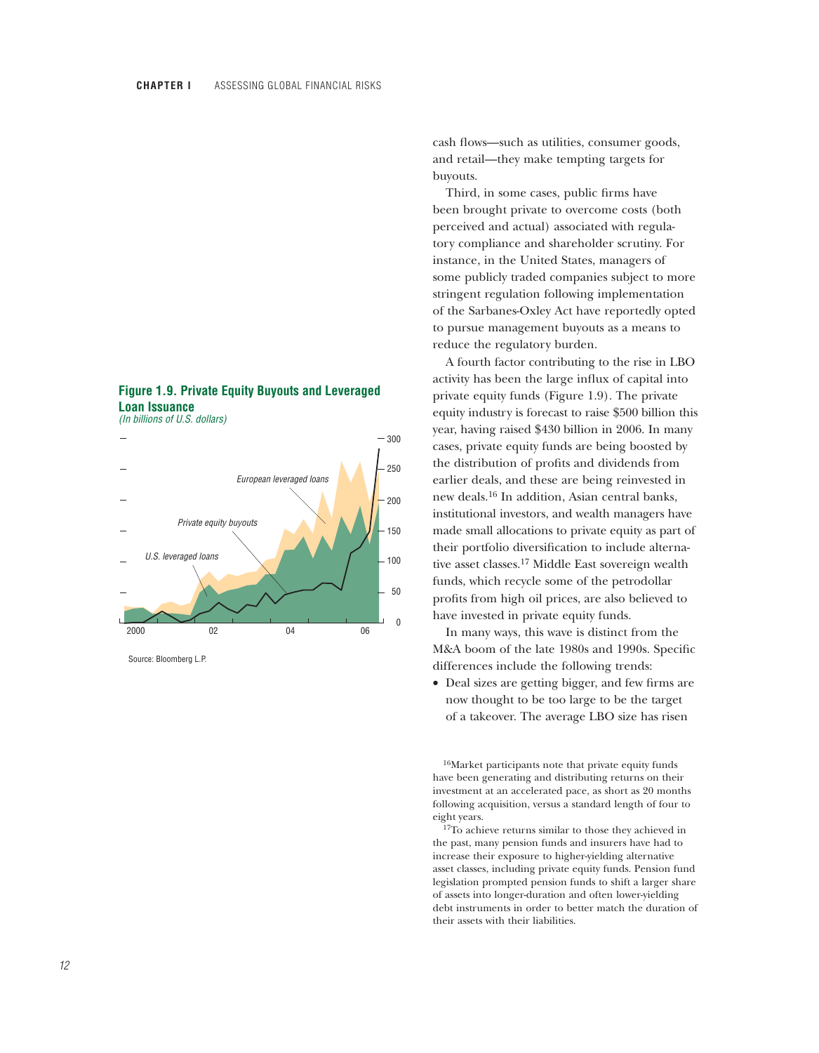**Figure 1.9. Private Equity Buyouts and Leveraged Loan Issuance**

*(In billions of U.S. dollars)*

Source: Bloomberg L.P.

cash flows—such as utilities, consumer goods, and retail—they make tempting targets for buyouts.

Third, in some cases, public firms have been brought private to overcome costs (both perceived and actual) associated with regulatory compliance and shareholder scrutiny. For instance, in the United States, managers of some publicly traded companies subject to more stringent regulation following implementation of the Sarbanes-Oxley Act have reportedly opted to pursue management buyouts as a means to reduce the regulatory burden.

A fourth factor contributing to the rise in LBO activity has been the large influx of capital into private equity funds (Figure 1.9). The private equity industry is forecast to raise $500 billion this year, having raised $430 billion in 2006. In many cases, private equity funds are being boosted by the distribution of profits and dividends from earlier deals, and these are being reinvested in new deals.[16] In addition, Asian central banks, institutional investors, and wealth managers have made small allocations to private equity as part of their portfolio diversification to include alternative asset classes.[17] Middle East sovereign wealth funds, which recycle some of the petrodollar profits from high oil prices, are also believed to have invested in private equity funds.

In many ways, this wave is distinct from the M&A boom of the late 1980s and 1990s. Specific differences include the following trends:

- Deal sizes are getting bigger, and few firms are now thought to be too large to be the target of a takeover. The average LBO size has risen

[16]Market participants note that private equity funds have been generating and distributing returns on their investment at an accelerated pace, as short as 20 months following acquisition, versus a standard length of four to eight years.

[17]To achieve returns similar to those they achieved in the past, many pension funds and insurers have had to increase their exposure to higher-yielding alternative asset classes, including private equity funds. Pension fund legislation prompted pension funds to shift a larger share of assets into longer-duration and often lower-yielding debt instruments in order to better match the duration of their assets with their liabilities.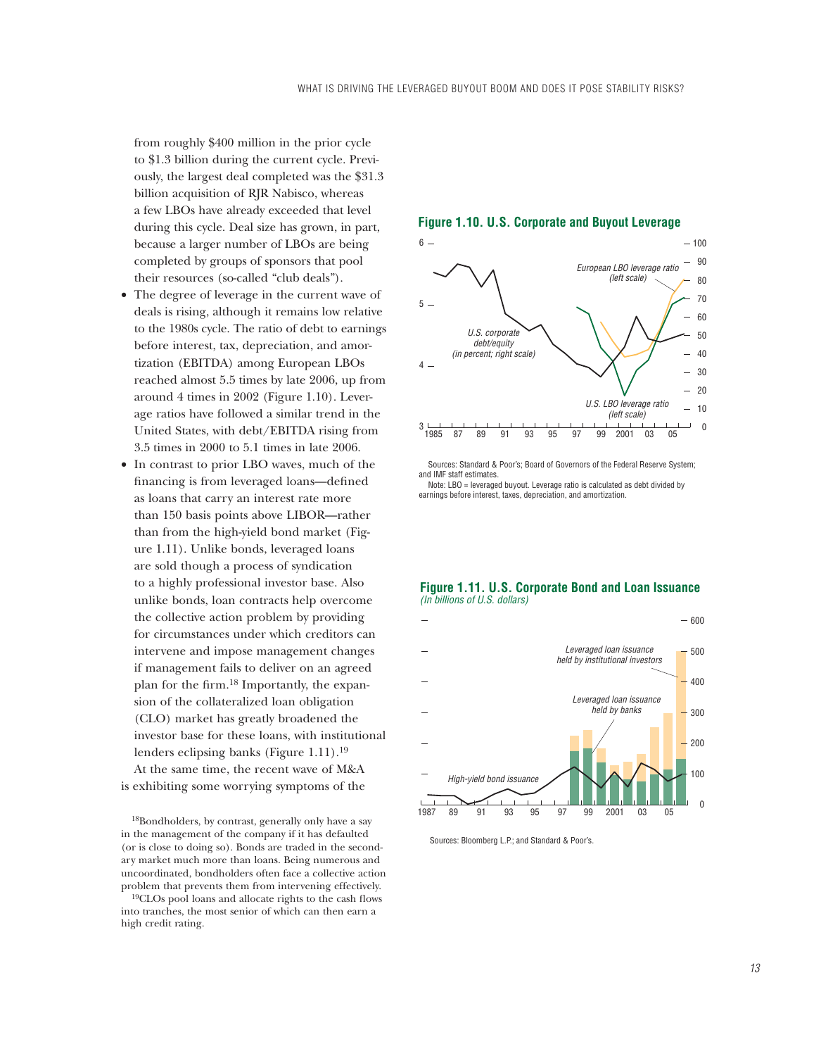from roughly $400 million in the prior cycle to $1.3 billion during the current cycle. Previously, the largest deal completed was the $31.3 billion acquisition of RJR Nabisco, whereas a few LBOs have already exceeded that level during this cycle. Deal size has grown, in part, because a larger number of LBOs are being completed by groups of sponsors that pool their resources (so-called "club deals").

- The degree of leverage in the current wave of deals is rising, although it remains low relative to the 1980s cycle. The ratio of debt to earnings before interest, tax, depreciation, and amortization (EBITDA) among European LBOs reached almost 5.5 times by late 2006, up from around 4 times in 2002 (Figure 1.10). Leverage ratios have followed a similar trend in the United States, with debt/EBITDA rising from 3.5 times in 2000 to 5.1 times in late 2006.
- In contrast to prior LBO waves, much of the financing is from leveraged loans—defined as loans that carry an interest rate more than 150 basis points above LIBOR—rather than from the high-yield bond market (Figure 1.11). Unlike bonds, leveraged loans are sold though a process of syndication to a highly professional investor base. Also unlike bonds, loan contracts help overcome the collective action problem by providing for circumstances under which creditors can intervene and impose management changes if management fails to deliver on an agreed plan for the firm.[18] Importantly, the expansion of the collateralized loan obligation (CLO) market has greatly broadened the investor base for these loans, with institutional lenders eclipsing banks (Figure 1.11).[19]

At the same time, the recent wave of M&A is exhibiting some worrying symptoms of the

**Figure 1.10. U.S. Corporate and Buyout Leverage**

Sources: Standard & Poor's; Board of Governors of the Federal Reserve System; and IMF staff estimates.
Note: LBO = leveraged buyout. Leverage ratio is calculated as debt divided by earnings before interest, taxes, depreciation, and amortization.

**Figure 1.11. U.S. Corporate Bond and Loan Issuance**
*(In billions of U.S. dollars)*

Sources: Bloomberg L.P.; and Standard & Poor's.

[18]Bondholders, by contrast, generally only have a say in the management of the company if it has defaulted (or is close to doing so). Bonds are traded in the secondary market much more than loans. Being numerous and uncoordinated, bondholders often face a collective action problem that prevents them from intervening effectively.

[19]CLOs pool loans and allocate rights to the cash flows into tranches, the most senior of which can then earn a high credit rating.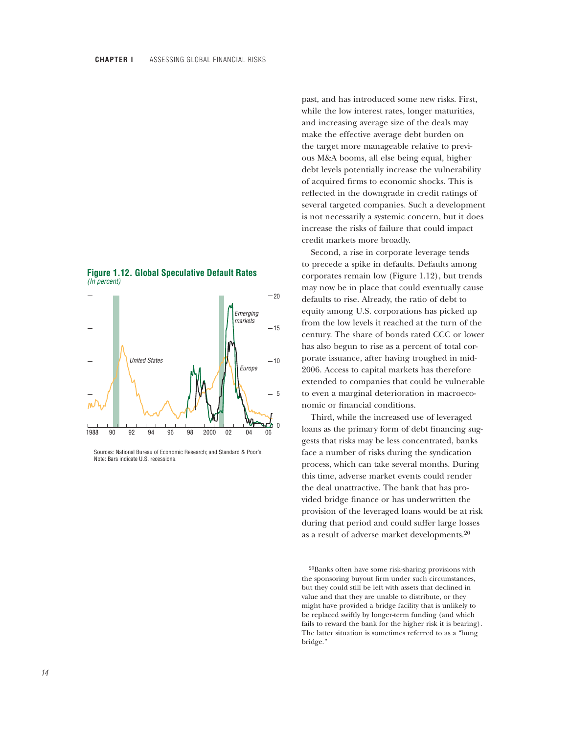**Figure 1.12. Global Speculative Default Rates**
*(In percent)*

20
15
10
5
0

Emerging markets
United States
Europe

1988 90 92 94 96 98 2000 02 04 06

Sources: National Bureau of Economic Research; and Standard & Poor's.
Note: Bars indicate U.S. recessions.

past, and has introduced some new risks. First, while the low interest rates, longer maturities, and increasing average size of the deals may make the effective average debt burden on the target more manageable relative to previous M&A booms, all else being equal, higher debt levels potentially increase the vulnerability of acquired firms to economic shocks. This is reflected in the downgrade in credit ratings of several targeted companies. Such a development is not necessarily a systemic concern, but it does increase the risks of failure that could impact credit markets more broadly.

Second, a rise in corporate leverage tends to precede a spike in defaults. Defaults among corporates remain low (Figure 1.12), but trends may now be in place that could eventually cause defaults to rise. Already, the ratio of debt to equity among U.S. corporations has picked up from the low levels it reached at the turn of the century. The share of bonds rated CCC or lower has also begun to rise as a percent of total corporate issuance, after having troughed in mid-2006. Access to capital markets has therefore extended to companies that could be vulnerable to even a marginal deterioration in macroeconomic or financial conditions.

Third, while the increased use of leveraged loans as the primary form of debt financing suggests that risks may be less concentrated, banks face a number of risks during the syndication process, which can take several months. During this time, adverse market events could render the deal unattractive. The bank that has provided bridge finance or has underwritten the provision of the leveraged loans would be at risk during that period and could suffer large losses as a result of adverse market developments.[20]

[20]Banks often have some risk-sharing provisions with the sponsoring buyout firm under such circumstances, but they could still be left with assets that declined in value and that they are unable to distribute, or they might have provided a bridge facility that is unlikely to be replaced swiftly by longer-term funding (and which fails to reward the bank for the higher risk it is bearing). The latter situation is sometimes referred to as a "hung bridge."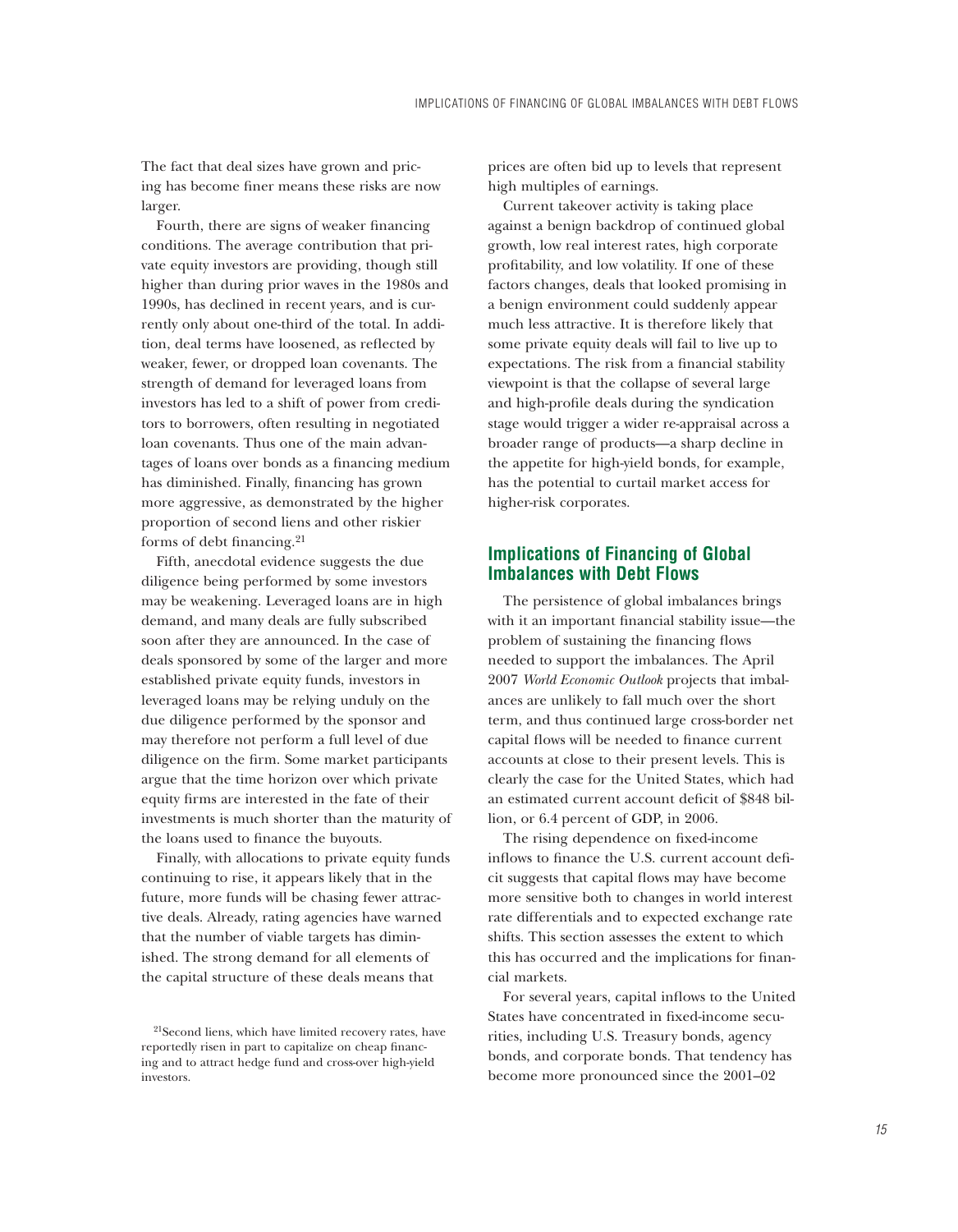The fact that deal sizes have grown and pricing has become finer means these risks are now larger.

Fourth, there are signs of weaker financing conditions. The average contribution that private equity investors are providing, though still higher than during prior waves in the 1980s and 1990s, has declined in recent years, and is currently only about one-third of the total. In addition, deal terms have loosened, as reflected by weaker, fewer, or dropped loan covenants. The strength of demand for leveraged loans from investors has led to a shift of power from creditors to borrowers, often resulting in negotiated loan covenants. Thus one of the main advantages of loans over bonds as a financing medium has diminished. Finally, financing has grown more aggressive, as demonstrated by the higher proportion of second liens and other riskier forms of debt financing.[21]

Fifth, anecdotal evidence suggests the due diligence being performed by some investors may be weakening. Leveraged loans are in high demand, and many deals are fully subscribed soon after they are announced. In the case of deals sponsored by some of the larger and more established private equity funds, investors in leveraged loans may be relying unduly on the due diligence performed by the sponsor and may therefore not perform a full level of due diligence on the firm. Some market participants argue that the time horizon over which private equity firms are interested in the fate of their investments is much shorter than the maturity of the loans used to finance the buyouts.

Finally, with allocations to private equity funds continuing to rise, it appears likely that in the future, more funds will be chasing fewer attractive deals. Already, rating agencies have warned that the number of viable targets has diminished. The strong demand for all elements of the capital structure of these deals means that prices are often bid up to levels that represent high multiples of earnings.

Current takeover activity is taking place against a benign backdrop of continued global growth, low real interest rates, high corporate profitability, and low volatility. If one of these factors changes, deals that looked promising in a benign environment could suddenly appear much less attractive. It is therefore likely that some private equity deals will fail to live up to expectations. The risk from a financial stability viewpoint is that the collapse of several large and high-profile deals during the syndication stage would trigger a wider re-appraisal across a broader range of products—a sharp decline in the appetite for high-yield bonds, for example, has the potential to curtail market access for higher-risk corporates.

## Implications of Financing of Global Imbalances with Debt Flows

The persistence of global imbalances brings with it an important financial stability issue—the problem of sustaining the financing flows needed to support the imbalances. The April 2007 *World Economic Outlook* projects that imbalances are unlikely to fall much over the short term, and thus continued large cross-border net capital flows will be needed to finance current accounts at close to their present levels. This is clearly the case for the United States, which had an estimated current account deficit of $848 billion, or 6.4 percent of GDP, in 2006.

The rising dependence on fixed-income inflows to finance the U.S. current account deficit suggests that capital flows may have become more sensitive both to changes in world interest rate differentials and to expected exchange rate shifts. This section assesses the extent to which this has occurred and the implications for financial markets.

For several years, capital inflows to the United States have concentrated in fixed-income securities, including U.S. Treasury bonds, agency bonds, and corporate bonds. That tendency has become more pronounced since the 2001–02

[21]Second liens, which have limited recovery rates, have reportedly risen in part to capitalize on cheap financing and to attract hedge fund and cross-over high-yield investors.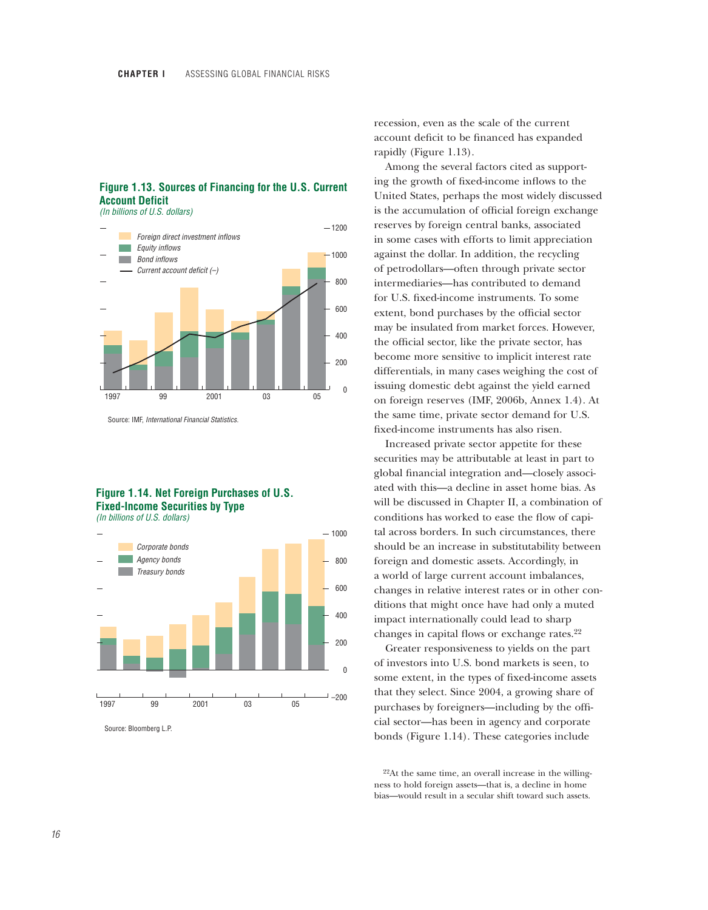**Figure 1.13. Sources of Financing for the U.S. Current Account Deficit**
*(In billions of U.S. dollars)*

Foreign direct investment inflows
Equity inflows
Bond inflows
Current account deficit (–)

1200
1000
800
600
400
200
0

1997 99 2001 03 05

Source: IMF, *International Financial Statistics.*

**Figure 1.14. Net Foreign Purchases of U.S. Fixed-Income Securities by Type**
*(In billions of U.S. dollars)*

Corporate bonds
Agency bonds
Treasury bonds

1000
800
600
400
200
0
–200

1997 99 2001 03 05

Source: Bloomberg L.P.

recession, even as the scale of the current account deficit to be financed has expanded rapidly (Figure 1.13).

Among the several factors cited as supporting the growth of fixed-income inflows to the United States, perhaps the most widely discussed is the accumulation of official foreign exchange reserves by foreign central banks, associated in some cases with efforts to limit appreciation against the dollar. In addition, the recycling of petrodollars—often through private sector intermediaries—has contributed to demand for U.S. fixed-income instruments. To some extent, bond purchases by the official sector may be insulated from market forces. However, the official sector, like the private sector, has become more sensitive to implicit interest rate differentials, in many cases weighing the cost of issuing domestic debt against the yield earned on foreign reserves (IMF, 2006b, Annex 1.4). At the same time, private sector demand for U.S. fixed-income instruments has also risen.

Increased private sector appetite for these securities may be attributable at least in part to global financial integration and—closely associated with this—a decline in asset home bias. As will be discussed in Chapter II, a combination of conditions has worked to ease the flow of capital across borders. In such circumstances, there should be an increase in substitutability between foreign and domestic assets. Accordingly, in a world of large current account imbalances, changes in relative interest rates or in other conditions that might once have had only a muted impact internationally could lead to sharp changes in capital flows or exchange rates.[22]

Greater responsiveness to yields on the part of investors into U.S. bond markets is seen, to some extent, in the types of fixed-income assets that they select. Since 2004, a growing share of purchases by foreigners—including by the official sector—has been in agency and corporate bonds (Figure 1.14). These categories include

[22]At the same time, an overall increase in the willingness to hold foreign assets—that is, a decline in home bias—would result in a secular shift toward such assets.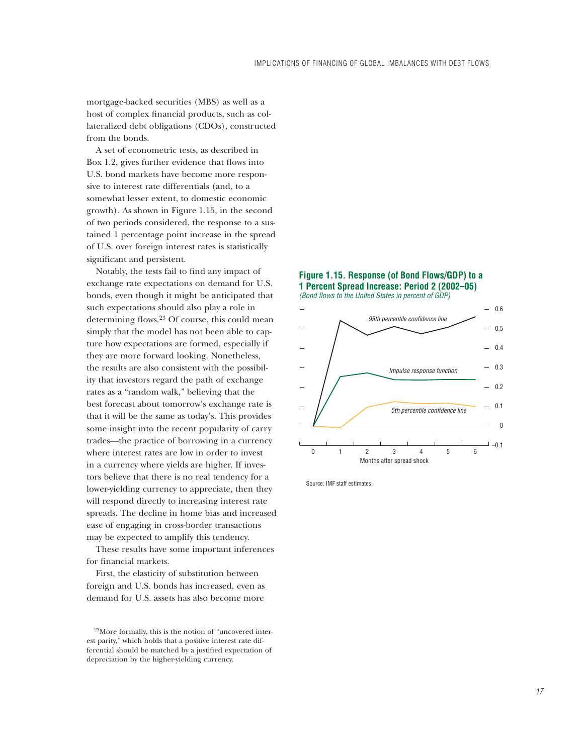mortgage-backed securities (MBS) as well as a host of complex financial products, such as collateralized debt obligations (CDOs), constructed from the bonds.

A set of econometric tests, as described in Box 1.2, gives further evidence that flows into U.S. bond markets have become more responsive to interest rate differentials (and, to a somewhat lesser extent, to domestic economic growth). As shown in Figure 1.15, in the second of two periods considered, the response to a sustained 1 percentage point increase in the spread of U.S. over foreign interest rates is statistically significant and persistent.

Notably, the tests fail to find any impact of exchange rate expectations on demand for U.S. bonds, even though it might be anticipated that such expectations should also play a role in determining flows.[23] Of course, this could mean simply that the model has not been able to capture how expectations are formed, especially if they are more forward looking. Nonetheless, the results are also consistent with the possibility that investors regard the path of exchange rates as a "random walk," believing that the best forecast about tomorrow's exchange rate is that it will be the same as today's. This provides some insight into the recent popularity of carry trades—the practice of borrowing in a currency where interest rates are low in order to invest in a currency where yields are higher. If investors believe that there is no real tendency for a lower-yielding currency to appreciate, then they will respond directly to increasing interest rate spreads. The decline in home bias and increased ease of engaging in cross-border transactions may be expected to amplify this tendency.

These results have some important inferences for financial markets.

First, the elasticity of substitution between foreign and U.S. bonds has increased, even as demand for U.S. assets has also become more

**Figure 1.15. Response (of Bond Flows/GDP) to a 1 Percent Spread Increase: Period 2 (2002–05)**
*(Bond flows to the United States in percent of GDP)*

Source: IMF staff estimates.

[23]More formally, this is the notion of "uncovered interest parity," which holds that a positive interest rate differential should be matched by a justified expectation of depreciation by the higher-yielding currency.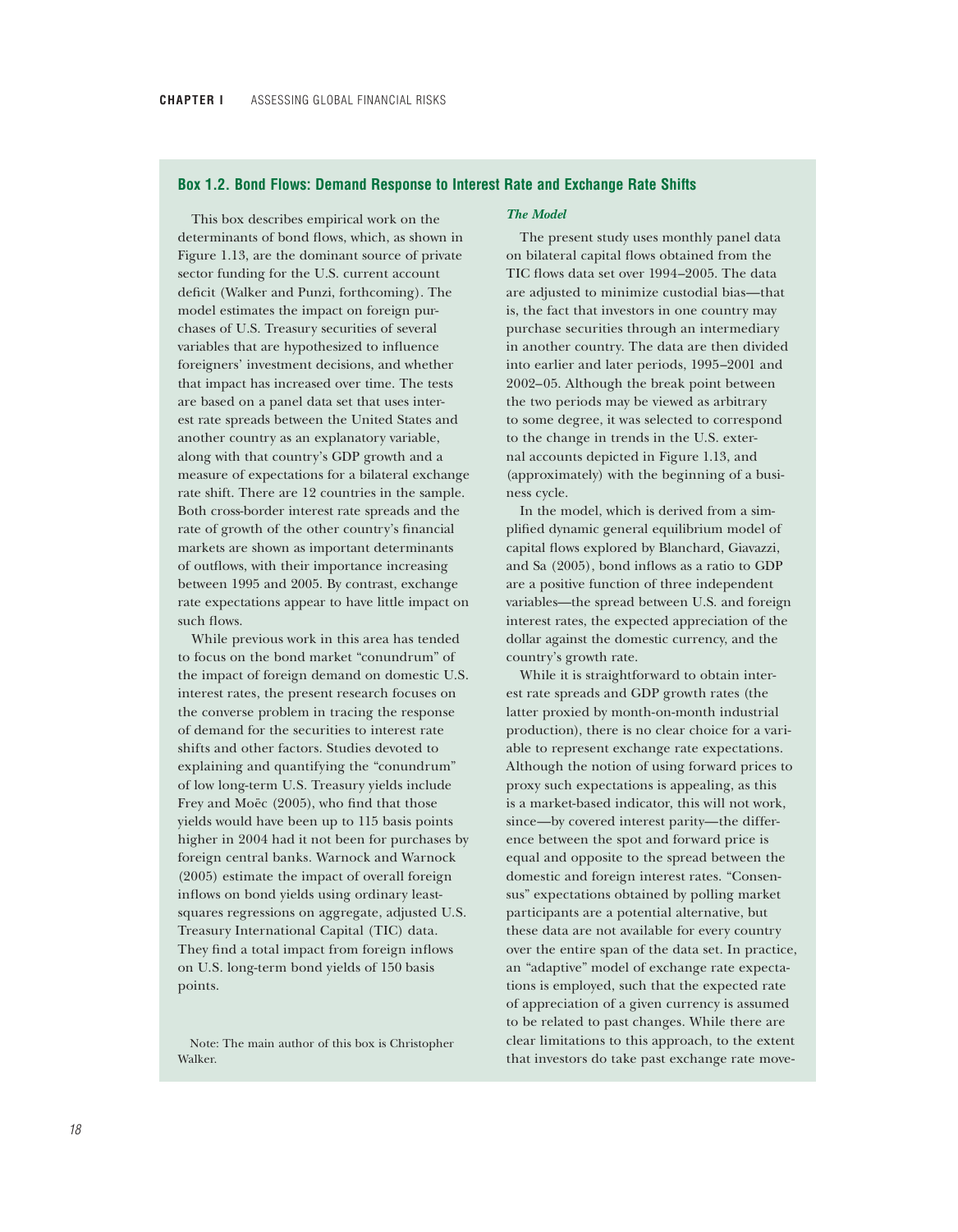## Box 1.2. Bond Flows: Demand Response to Interest Rate and Exchange Rate Shifts

This box describes empirical work on the determinants of bond flows, which, as shown in Figure 1.13, are the dominant source of private sector funding for the U.S. current account deficit (Walker and Punzi, forthcoming). The model estimates the impact on foreign purchases of U.S. Treasury securities of several variables that are hypothesized to influence foreigners' investment decisions, and whether that impact has increased over time. The tests are based on a panel data set that uses interest rate spreads between the United States and another country as an explanatory variable, along with that country's GDP growth and a measure of expectations for a bilateral exchange rate shift. There are 12 countries in the sample. Both cross-border interest rate spreads and the rate of growth of the other country's financial markets are shown as important determinants of outflows, with their importance increasing between 1995 and 2005. By contrast, exchange rate expectations appear to have little impact on such flows.

While previous work in this area has tended to focus on the bond market "conundrum" of the impact of foreign demand on domestic U.S. interest rates, the present research focuses on the converse problem in tracing the response of demand for the securities to interest rate shifts and other factors. Studies devoted to explaining and quantifying the "conundrum" of low long-term U.S. Treasury yields include Frey and Moëc (2005), who find that those yields would have been up to 115 basis points higher in 2004 had it not been for purchases by foreign central banks. Warnock and Warnock (2005) estimate the impact of overall foreign inflows on bond yields using ordinary least-squares regressions on aggregate, adjusted U.S. Treasury International Capital (TIC) data. They find a total impact from foreign inflows on U.S. long-term bond yields of 150 basis points.

Note: The main author of this box is Christopher Walker.

### *The Model*

The present study uses monthly panel data on bilateral capital flows obtained from the TIC flows data set over 1994–2005. The data are adjusted to minimize custodial bias—that is, the fact that investors in one country may purchase securities through an intermediary in another country. The data are then divided into earlier and later periods, 1995–2001 and 2002–05. Although the break point between the two periods may be viewed as arbitrary to some degree, it was selected to correspond to the change in trends in the U.S. external accounts depicted in Figure 1.13, and (approximately) with the beginning of a business cycle.

In the model, which is derived from a simplified dynamic general equilibrium model of capital flows explored by Blanchard, Giavazzi, and Sa (2005), bond inflows as a ratio to GDP are a positive function of three independent variables—the spread between U.S. and foreign interest rates, the expected appreciation of the dollar against the domestic currency, and the country's growth rate.

While it is straightforward to obtain interest rate spreads and GDP growth rates (the latter proxied by month-on-month industrial production), there is no clear choice for a variable to represent exchange rate expectations. Although the notion of using forward prices to proxy such expectations is appealing, as this is a market-based indicator, this will not work, since—by covered interest parity—the difference between the spot and forward price is equal and opposite to the spread between the domestic and foreign interest rates. "Consensus" expectations obtained by polling market participants are a potential alternative, but these data are not available for every country over the entire span of the data set. In practice, an "adaptive" model of exchange rate expectations is employed, such that the expected rate of appreciation of a given currency is assumed to be related to past changes. While there are clear limitations to this approach, to the extent that investors do take past exchange rate move-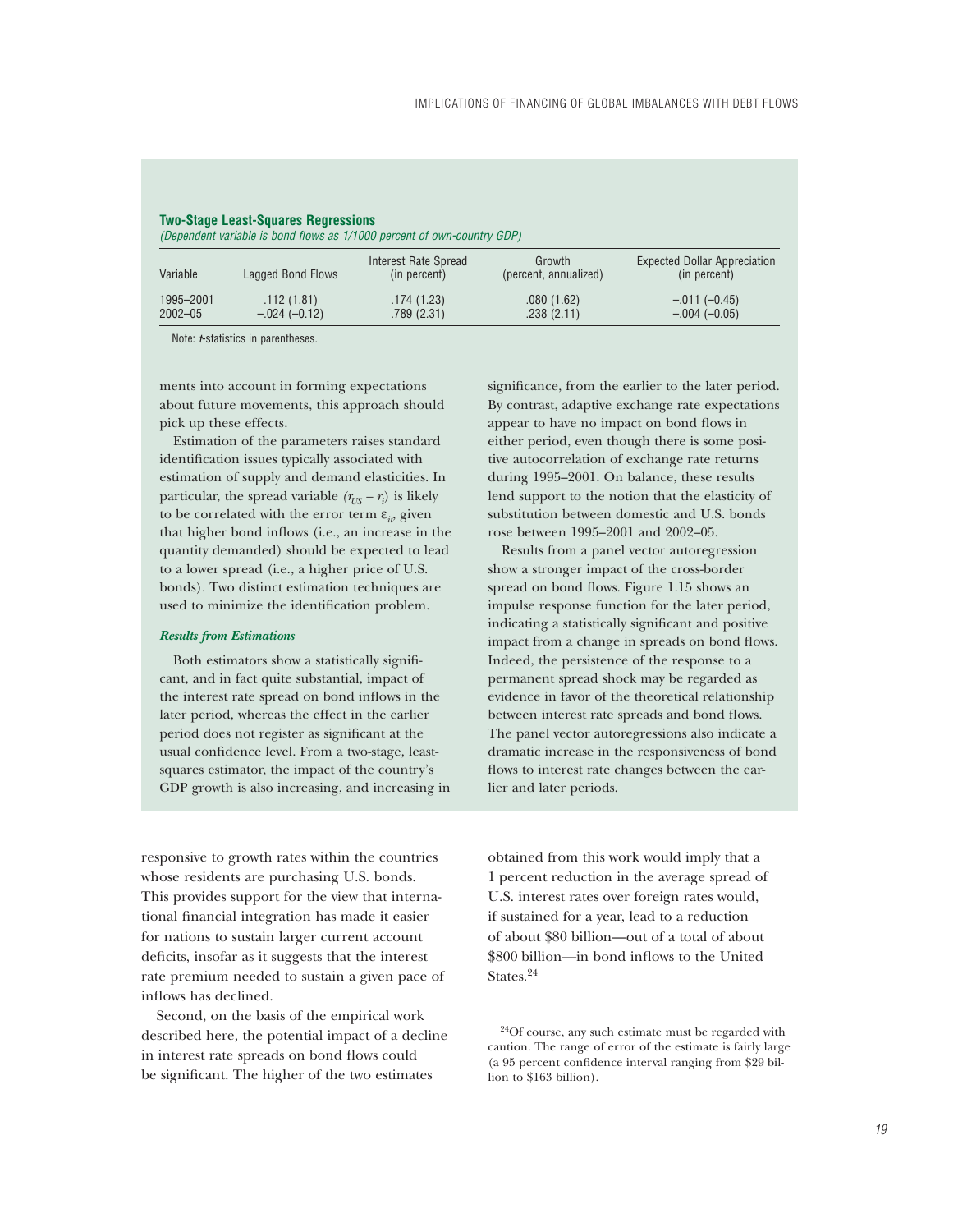**Two-Stage Least-Squares Regressions**

*(Dependent variable is bond flows as 1/1000 percent of own-country GDP)*

| Variable | Lagged Bond Flows | Interest Rate Spread (in percent) | Growth (percent, annualized) | Expected Dollar Appreciation (in percent) |
|---|---|---|---|---|
| 1995–2001 | .112 (1.81) | .174 (1.23) | .080 (1.62) | –.011 (–0.45) |
| 2002–05 | –.024 (–0.12) | .789 (2.31) | .238 (2.11) | –.004 (–0.05) |

Note: *t*-statistics in parentheses.

ments into account in forming expectations about future movements, this approach should pick up these effects.

Estimation of the parameters raises standard identification issues typically associated with estimation of supply and demand elasticities. In particular, the spread variable $(r_{US} - r_i)$ is likely to be correlated with the error term $\varepsilon_{it}$, given that higher bond inflows (i.e., an increase in the quantity demanded) should be expected to lead to a lower spread (i.e., a higher price of U.S. bonds). Two distinct estimation techniques are used to minimize the identification problem.

***Results from Estimations***

Both estimators show a statistically significant, and in fact quite substantial, impact of the interest rate spread on bond inflows in the later period, whereas the effect in the earlier period does not register as significant at the usual confidence level. From a two-stage, least-squares estimator, the impact of the country's GDP growth is also increasing, and increasing in significance, from the earlier to the later period. By contrast, adaptive exchange rate expectations appear to have no impact on bond flows in either period, even though there is some positive autocorrelation of exchange rate returns during 1995–2001. On balance, these results lend support to the notion that the elasticity of substitution between domestic and U.S. bonds rose between 1995–2001 and 2002–05.

Results from a panel vector autoregression show a stronger impact of the cross-border spread on bond flows. Figure 1.15 shows an impulse response function for the later period, indicating a statistically significant and positive impact from a change in spreads on bond flows. Indeed, the persistence of the response to a permanent spread shock may be regarded as evidence in favor of the theoretical relationship between interest rate spreads and bond flows. The panel vector autoregressions also indicate a dramatic increase in the responsiveness of bond flows to interest rate changes between the earlier and later periods.

responsive to growth rates within the countries whose residents are purchasing U.S. bonds. This provides support for the view that international financial integration has made it easier for nations to sustain larger current account deficits, insofar as it suggests that the interest rate premium needed to sustain a given pace of inflows has declined.

Second, on the basis of the empirical work described here, the potential impact of a decline in interest rate spreads on bond flows could be significant. The higher of the two estimates obtained from this work would imply that a 1 percent reduction in the average spread of U.S. interest rates over foreign rates would, if sustained for a year, lead to a reduction of about \$80 billion—out of a total of about \$800 billion—in bond inflows to the United States.[24]

[24]Of course, any such estimate must be regarded with caution. The range of error of the estimate is fairly large (a 95 percent confidence interval ranging from \$29 billion to \$163 billion).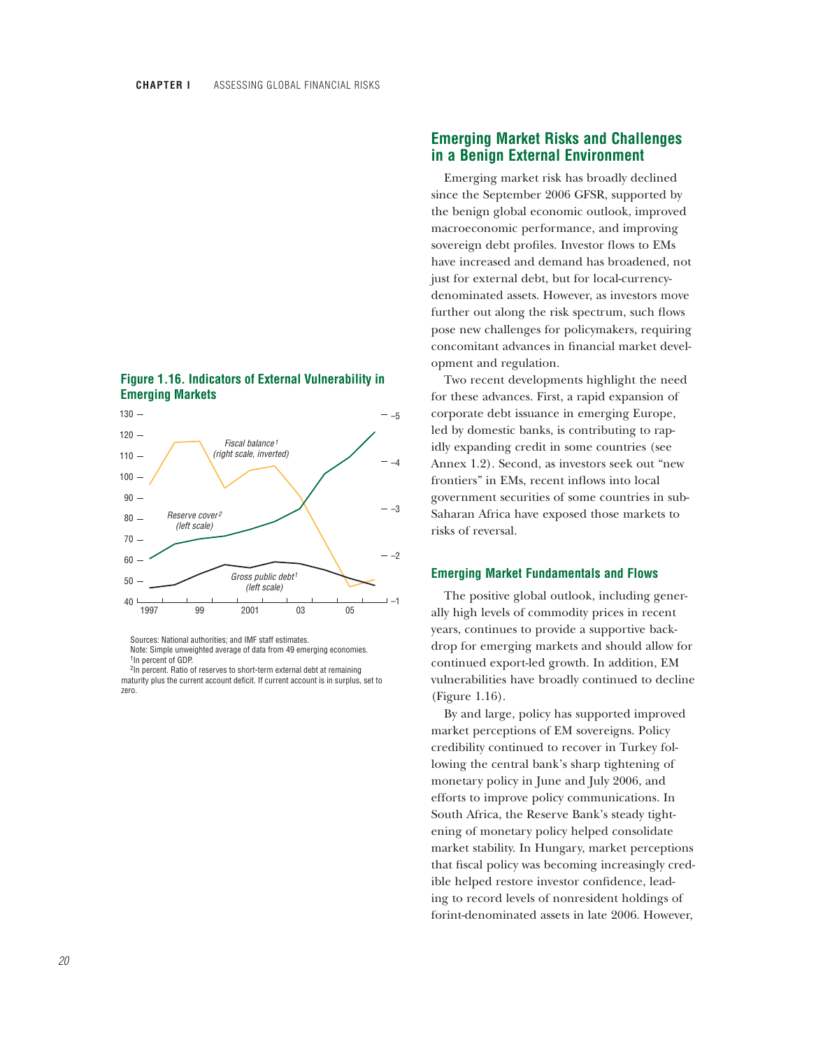## Emerging Market Risks and Challenges in a Benign External Environment

Emerging market risk has broadly declined since the September 2006 GFSR, supported by the benign global economic outlook, improved macroeconomic performance, and improving sovereign debt profiles. Investor flows to EMs have increased and demand has broadened, not just for external debt, but for local-currency-denominated assets. However, as investors move further out along the risk spectrum, such flows pose new challenges for policymakers, requiring concomitant advances in financial market development and regulation.

Two recent developments highlight the need for these advances. First, a rapid expansion of corporate debt issuance in emerging Europe, led by domestic banks, is contributing to rapidly expanding credit in some countries (see Annex 1.2). Second, as investors seek out "new frontiers" in EMs, recent inflows into local government securities of some countries in sub-Saharan Africa have exposed those markets to risks of reversal.

**Figure 1.16. Indicators of External Vulnerability in Emerging Markets**

Sources: National authorities; and IMF staff estimates.

Note: Simple unweighted average of data from 49 emerging economies.

[1]In percent of GDP.

[2]In percent. Ratio of reserves to short-term external debt at remaining maturity plus the current account deficit. If current account is in surplus, set to zero.

### Emerging Market Fundamentals and Flows

The positive global outlook, including generally high levels of commodity prices in recent years, continues to provide a supportive backdrop for emerging markets and should allow for continued export-led growth. In addition, EM vulnerabilities have broadly continued to decline (Figure 1.16).

By and large, policy has supported improved market perceptions of EM sovereigns. Policy credibility continued to recover in Turkey following the central bank's sharp tightening of monetary policy in June and July 2006, and efforts to improve policy communications. In South Africa, the Reserve Bank's steady tightening of monetary policy helped consolidate market stability. In Hungary, market perceptions that fiscal policy was becoming increasingly credible helped restore investor confidence, leading to record levels of nonresident holdings of forint-denominated assets in late 2006. However,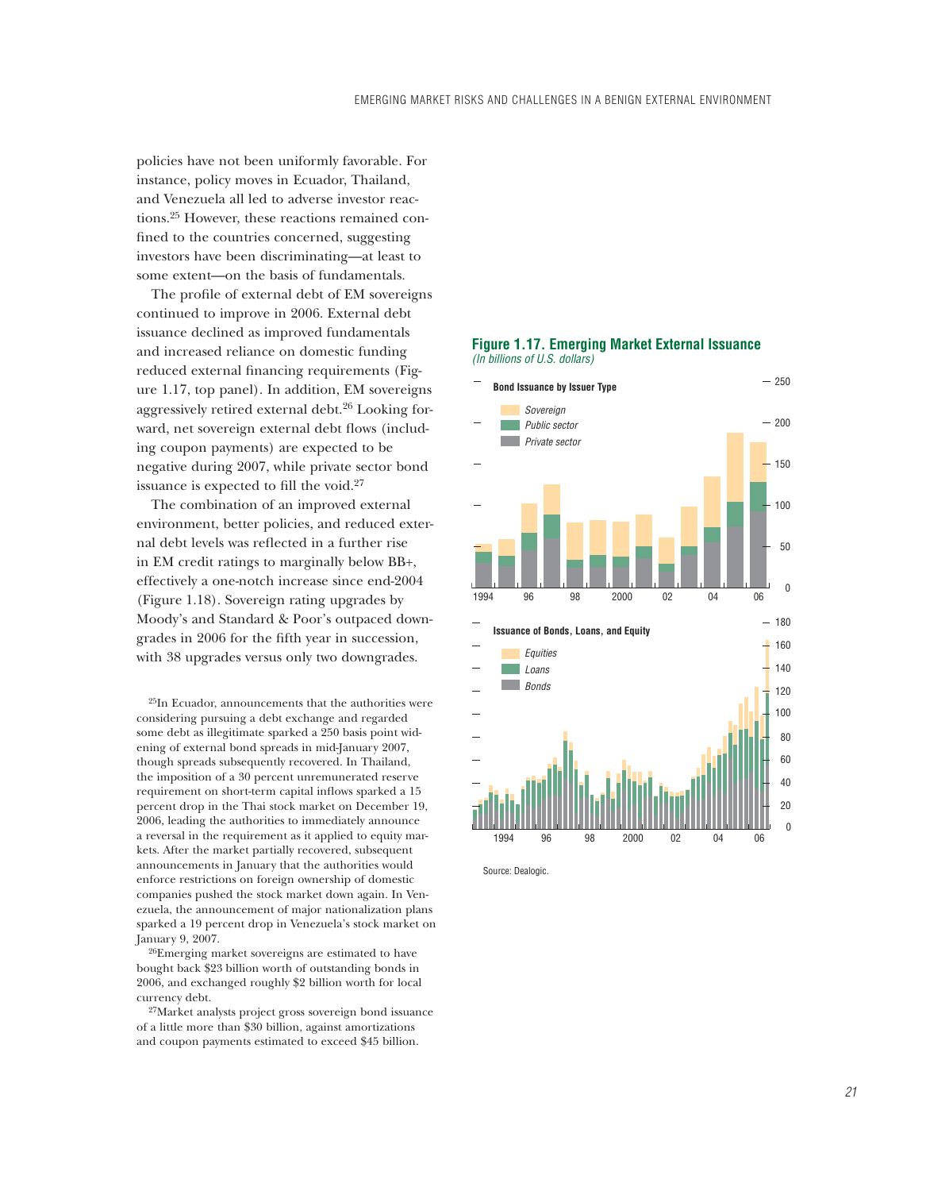policies have not been uniformly favorable. For instance, policy moves in Ecuador, Thailand, and Venezuela all led to adverse investor reactions.[25] However, these reactions remained confined to the countries concerned, suggesting investors have been discriminating—at least to some extent—on the basis of fundamentals.

The profile of external debt of EM sovereigns continued to improve in 2006. External debt issuance declined as improved fundamentals and increased reliance on domestic funding reduced external financing requirements (Figure 1.17, top panel). In addition, EM sovereigns aggressively retired external debt.[26] Looking forward, net sovereign external debt flows (including coupon payments) are expected to be negative during 2007, while private sector bond issuance is expected to fill the void.[27]

The combination of an improved external environment, better policies, and reduced external debt levels was reflected in a further rise in EM credit ratings to marginally below BB+, effectively a one-notch increase since end-2004 (Figure 1.18). Sovereign rating upgrades by Moody's and Standard & Poor's outpaced downgrades in 2006 for the fifth year in succession, with 38 upgrades versus only two downgrades.

[25]In Ecuador, announcements that the authorities were considering pursuing a debt exchange and regarded some debt as illegitimate sparked a 250 basis point widening of external bond spreads in mid-January 2007, though spreads subsequently recovered. In Thailand, the imposition of a 30 percent unremunerated reserve requirement on short-term capital inflows sparked a 15 percent drop in the Thai stock market on December 19, 2006, leading the authorities to immediately announce a reversal in the requirement as it applied to equity markets. After the market partially recovered, subsequent announcements in January that the authorities would enforce restrictions on foreign ownership of domestic companies pushed the stock market down again. In Venezuela, the announcement of major nationalization plans sparked a 19 percent drop in Venezuela's stock market on January 9, 2007.

[26]Emerging market sovereigns are estimated to have bought back $23 billion worth of outstanding bonds in 2006, and exchanged roughly $2 billion worth for local currency debt.

[27]Market analysts project gross sovereign bond issuance of a little more than $30 billion, against amortizations and coupon payments estimated to exceed $45 billion.

**Figure 1.17. Emerging Market External Issuance**
*(In billions of U.S. dollars)*

Source: Dealogic.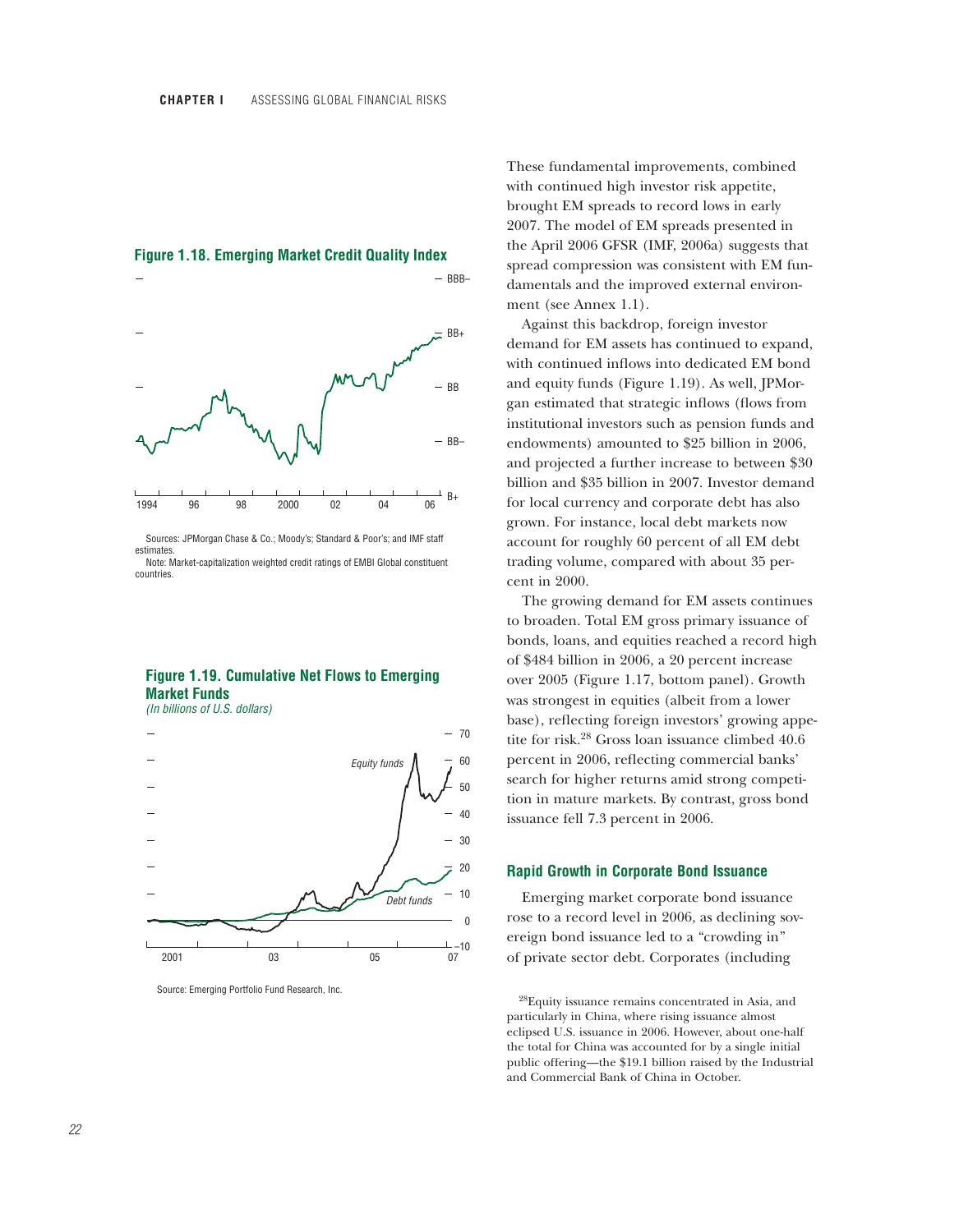**Figure 1.18. Emerging Market Credit Quality Index**

Sources: JPMorgan Chase & Co.; Moody's; Standard & Poor's; and IMF staff estimates.
Note: Market-capitalization weighted credit ratings of EMBI Global constituent countries.

**Figure 1.19. Cumulative Net Flows to Emerging Market Funds**
*(In billions of U.S. dollars)*

Source: Emerging Portfolio Fund Research, Inc.

These fundamental improvements, combined with continued high investor risk appetite, brought EM spreads to record lows in early 2007. The model of EM spreads presented in the April 2006 GFSR (IMF, 2006a) suggests that spread compression was consistent with EM fundamentals and the improved external environment (see Annex 1.1).

Against this backdrop, foreign investor demand for EM assets has continued to expand, with continued inflows into dedicated EM bond and equity funds (Figure 1.19). As well, JPMorgan estimated that strategic inflows (flows from institutional investors such as pension funds and endowments) amounted to $25 billion in 2006, and projected a further increase to between $30 billion and $35 billion in 2007. Investor demand for local currency and corporate debt has also grown. For instance, local debt markets now account for roughly 60 percent of all EM debt trading volume, compared with about 35 percent in 2000.

The growing demand for EM assets continues to broaden. Total EM gross primary issuance of bonds, loans, and equities reached a record high of $484 billion in 2006, a 20 percent increase over 2005 (Figure 1.17, bottom panel). Growth was strongest in equities (albeit from a lower base), reflecting foreign investors' growing appetite for risk.[28] Gross loan issuance climbed 40.6 percent in 2006, reflecting commercial banks' search for higher returns amid strong competition in mature markets. By contrast, gross bond issuance fell 7.3 percent in 2006.

### Rapid Growth in Corporate Bond Issuance

Emerging market corporate bond issuance rose to a record level in 2006, as declining sovereign bond issuance led to a "crowding in" of private sector debt. Corporates (including

[28]Equity issuance remains concentrated in Asia, and particularly in China, where rising issuance almost eclipsed U.S. issuance in 2006. However, about one-half the total for China was accounted for by a single initial public offering—the $19.1 billion raised by the Industrial and Commercial Bank of China in October.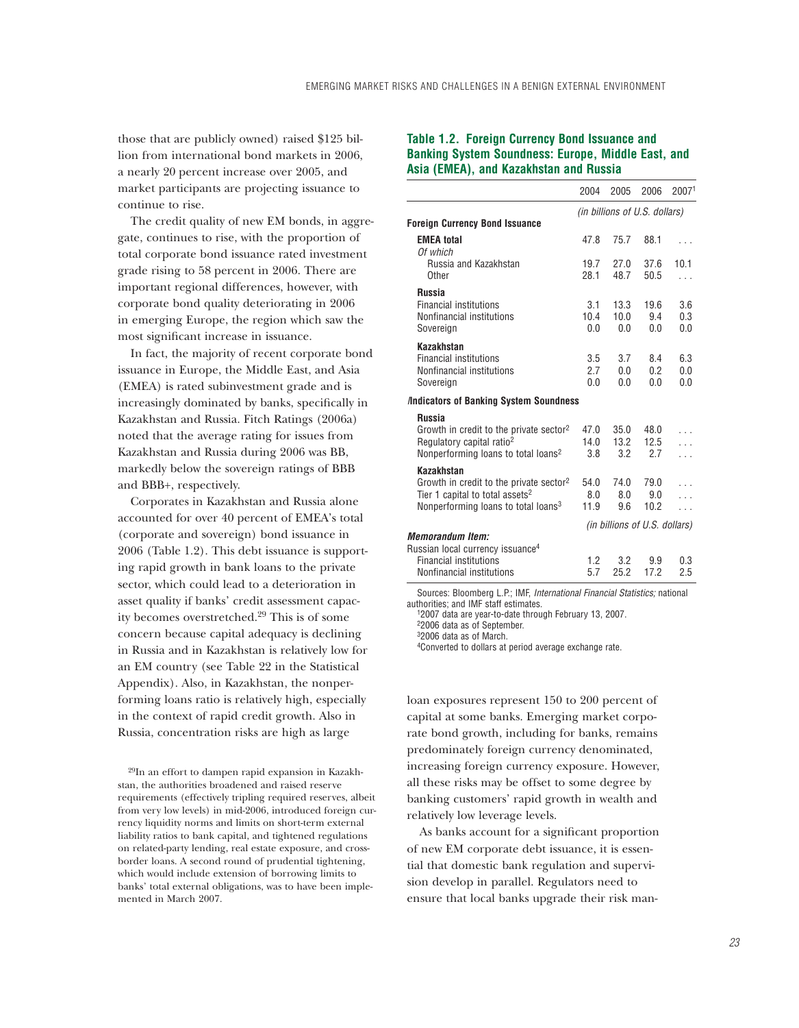those that are publicly owned) raised $125 billion from international bond markets in 2006, a nearly 20 percent increase over 2005, and market participants are projecting issuance to continue to rise.

The credit quality of new EM bonds, in aggregate, continues to rise, with the proportion of total corporate bond issuance rated investment grade rising to 58 percent in 2006. There are important regional differences, however, with corporate bond quality deteriorating in 2006 in emerging Europe, the region which saw the most significant increase in issuance.

In fact, the majority of recent corporate bond issuance in Europe, the Middle East, and Asia (EMEA) is rated subinvestment grade and is increasingly dominated by banks, specifically in Kazakhstan and Russia. Fitch Ratings (2006a) noted that the average rating for issues from Kazakhstan and Russia during 2006 was BB, markedly below the sovereign ratings of BBB and BBB+, respectively.

Corporates in Kazakhstan and Russia alone accounted for over 40 percent of EMEA's total (corporate and sovereign) bond issuance in 2006 (Table 1.2). This debt issuance is supporting rapid growth in bank loans to the private sector, which could lead to a deterioration in asset quality if banks' credit assessment capacity becomes overstretched.[29] This is of some concern because capital adequacy is declining in Russia and in Kazakhstan is relatively low for an EM country (see Table 22 in the Statistical Appendix). Also, in Kazakhstan, the nonperforming loans ratio is relatively high, especially in the context of rapid credit growth. Also in Russia, concentration risks are high as large loan exposures represent 150 to 200 percent of capital at some banks. Emerging market corporate bond growth, including for banks, remains predominately foreign currency denominated, increasing foreign currency exposure. However, all these risks may be offset to some degree by banking customers' rapid growth in wealth and relatively low leverage levels.

As banks account for a significant proportion of new EM corporate debt issuance, it is essential that domestic bank regulation and supervision develop in parallel. Regulators need to ensure that local banks upgrade their risk man-

**Table 1.2. Foreign Currency Bond Issuance and Banking System Soundness: Europe, Middle East, and Asia (EMEA), and Kazakhstan and Russia**

| | 2004 | 2005 | 2006 | 2007[1] |
|---|---|---|---|---|
| | *(in billions of U.S. dollars)* | | | |
| **Foreign Currency Bond Issuance** | | | | |
| **EMEA total** | 47.8 | 75.7 | 88.1 | . . . |
| *Of which* | | | | |
| Russia and Kazakhstan | 19.7 | 27.0 | 37.6 | 10.1 |
| Other | 28.1 | 48.7 | 50.5 | . . . |
| **Russia** | | | | |
| Financial institutions | 3.1 | 13.3 | 19.6 | 3.6 |
| Nonfinancial institutions | 10.4 | 10.0 | 9.4 | 0.3 |
| Sovereign | 0.0 | 0.0 | 0.0 | 0.0 |
| **Kazakhstan** | | | | |
| Financial institutions | 3.5 | 3.7 | 8.4 | 6.3 |
| Nonfinancial institutions | 2.7 | 0.0 | 0.2 | 0.0 |
| Sovereign | 0.0 | 0.0 | 0.0 | 0.0 |
| **Indicators of Banking System Soundness** | | | | |
| **Russia** | | | | |
| Growth in credit to the private sector[2] | 47.0 | 35.0 | 48.0 | . . . |
| Regulatory capital ratio[2] | 14.0 | 13.2 | 12.5 | . . . |
| Nonperforming loans to total loans[2] | 3.8 | 3.2 | 2.7 | . . . |
| **Kazakhstan** | | | | |
| Growth in credit to the private sector[2] | 54.0 | 74.0 | 79.0 | . . . |
| Tier 1 capital to total assets[2] | 8.0 | 8.0 | 9.0 | . . . |
| Nonperforming loans to total loans[3] | 11.9 | 9.6 | 10.2 | . . . |
| | *(in billions of U.S. dollars)* | | | |
| ***Memorandum Item:*** | | | | |
| Russian local currency issuance[4] | | | | |
| Financial institutions | 1.2 | 3.2 | 9.9 | 0.3 |
| Nonfinancial institutions | 5.7 | 25.2 | 17.2 | 2.5 |

Sources: Bloomberg L.P.; IMF, *International Financial Statistics;* national authorities; and IMF staff estimates.
[1]2007 data are year-to-date through February 13, 2007.
[2]2006 data as of September.
[3]2006 data as of March.
[4]Converted to dollars at period average exchange rate.

[29]In an effort to dampen rapid expansion in Kazakhstan, the authorities broadened and raised reserve requirements (effectively tripling required reserves, albeit from very low levels) in mid-2006, introduced foreign currency liquidity norms and limits on short-term external liability ratios to bank capital, and tightened regulations on related-party lending, real estate exposure, and cross-border loans. A second round of prudential tightening, which would include extension of borrowing limits to banks' total external obligations, was to have been implemented in March 2007.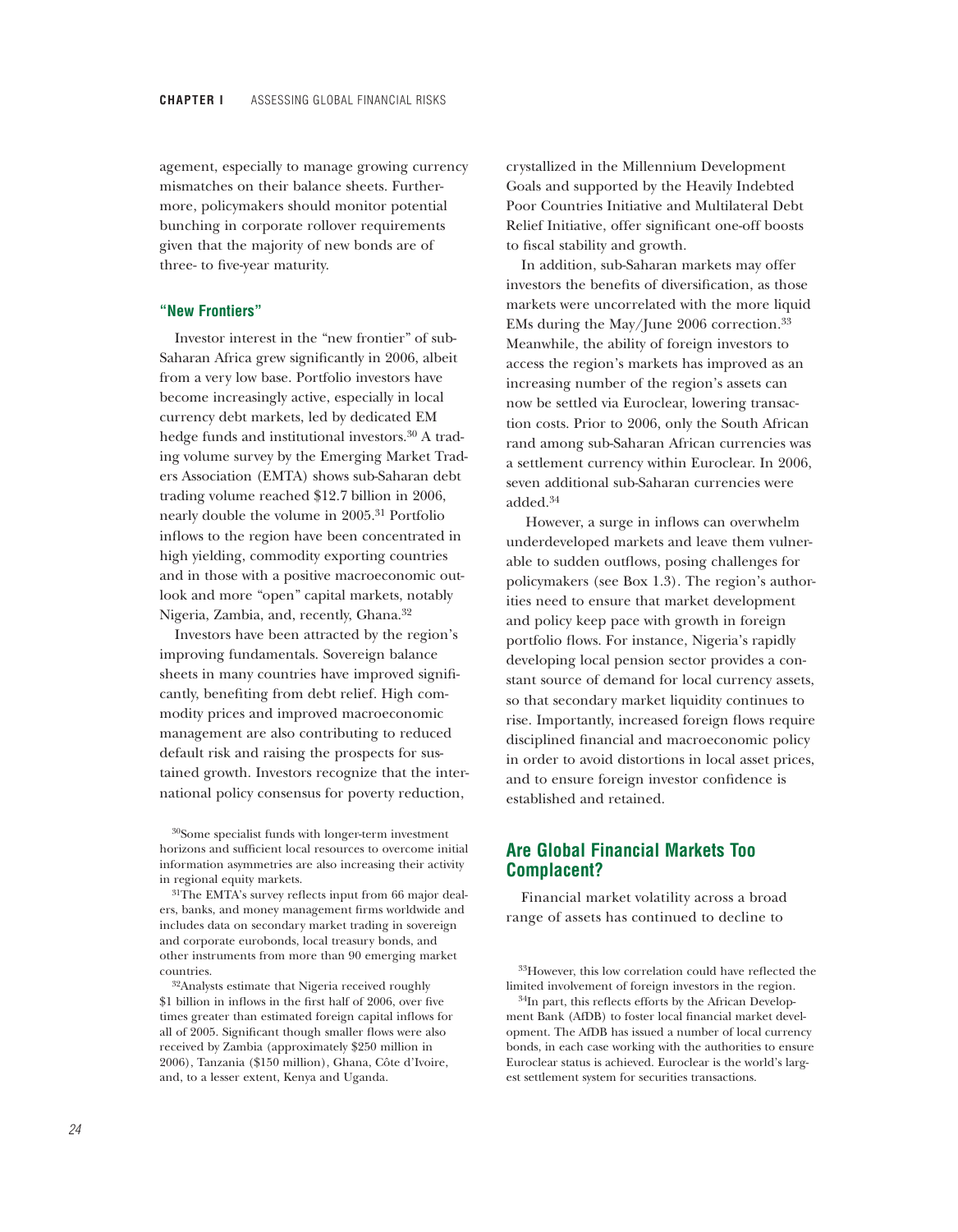agement, especially to manage growing currency mismatches on their balance sheets. Furthermore, policymakers should monitor potential bunching in corporate rollover requirements given that the majority of new bonds are of three- to five-year maturity.

### "New Frontiers"

Investor interest in the "new frontier" of sub-Saharan Africa grew significantly in 2006, albeit from a very low base. Portfolio investors have become increasingly active, especially in local currency debt markets, led by dedicated EM hedge funds and institutional investors.[30] A trading volume survey by the Emerging Market Traders Association (EMTA) shows sub-Saharan debt trading volume reached $12.7 billion in 2006, nearly double the volume in 2005.[31] Portfolio inflows to the region have been concentrated in high yielding, commodity exporting countries and in those with a positive macroeconomic outlook and more "open" capital markets, notably Nigeria, Zambia, and, recently, Ghana.[32]

Investors have been attracted by the region's improving fundamentals. Sovereign balance sheets in many countries have improved significantly, benefiting from debt relief. High commodity prices and improved macroeconomic management are also contributing to reduced default risk and raising the prospects for sustained growth. Investors recognize that the international policy consensus for poverty reduction, crystallized in the Millennium Development Goals and supported by the Heavily Indebted Poor Countries Initiative and Multilateral Debt Relief Initiative, offer significant one-off boosts to fiscal stability and growth.

In addition, sub-Saharan markets may offer investors the benefits of diversification, as those markets were uncorrelated with the more liquid EMs during the May/June 2006 correction.[33] Meanwhile, the ability of foreign investors to access the region's markets has improved as an increasing number of the region's assets can now be settled via Euroclear, lowering transaction costs. Prior to 2006, only the South African rand among sub-Saharan African currencies was a settlement currency within Euroclear. In 2006, seven additional sub-Saharan currencies were added.[34]

However, a surge in inflows can overwhelm underdeveloped markets and leave them vulnerable to sudden outflows, posing challenges for policymakers (see Box 1.3). The region's authorities need to ensure that market development and policy keep pace with growth in foreign portfolio flows. For instance, Nigeria's rapidly developing local pension sector provides a constant source of demand for local currency assets, so that secondary market liquidity continues to rise. Importantly, increased foreign flows require disciplined financial and macroeconomic policy in order to avoid distortions in local asset prices, and to ensure foreign investor confidence is established and retained.

## Are Global Financial Markets Too Complacent?

Financial market volatility across a broad range of assets has continued to decline to

---

[30]Some specialist funds with longer-term investment horizons and sufficient local resources to overcome initial information asymmetries are also increasing their activity in regional equity markets.

[31]The EMTA's survey reflects input from 66 major dealers, banks, and money management firms worldwide and includes data on secondary market trading in sovereign and corporate eurobonds, local treasury bonds, and other instruments from more than 90 emerging market countries.

[32]Analysts estimate that Nigeria received roughly $1 billion in inflows in the first half of 2006, over five times greater than estimated foreign capital inflows for all of 2005. Significant though smaller flows were also received by Zambia (approximately $250 million in 2006), Tanzania ($150 million), Ghana, Côte d'Ivoire, and, to a lesser extent, Kenya and Uganda.

[33]However, this low correlation could have reflected the limited involvement of foreign investors in the region.

[34]In part, this reflects efforts by the African Development Bank (AfDB) to foster local financial market development. The AfDB has issued a number of local currency bonds, in each case working with the authorities to ensure Euroclear status is achieved. Euroclear is the world's largest settlement system for securities transactions.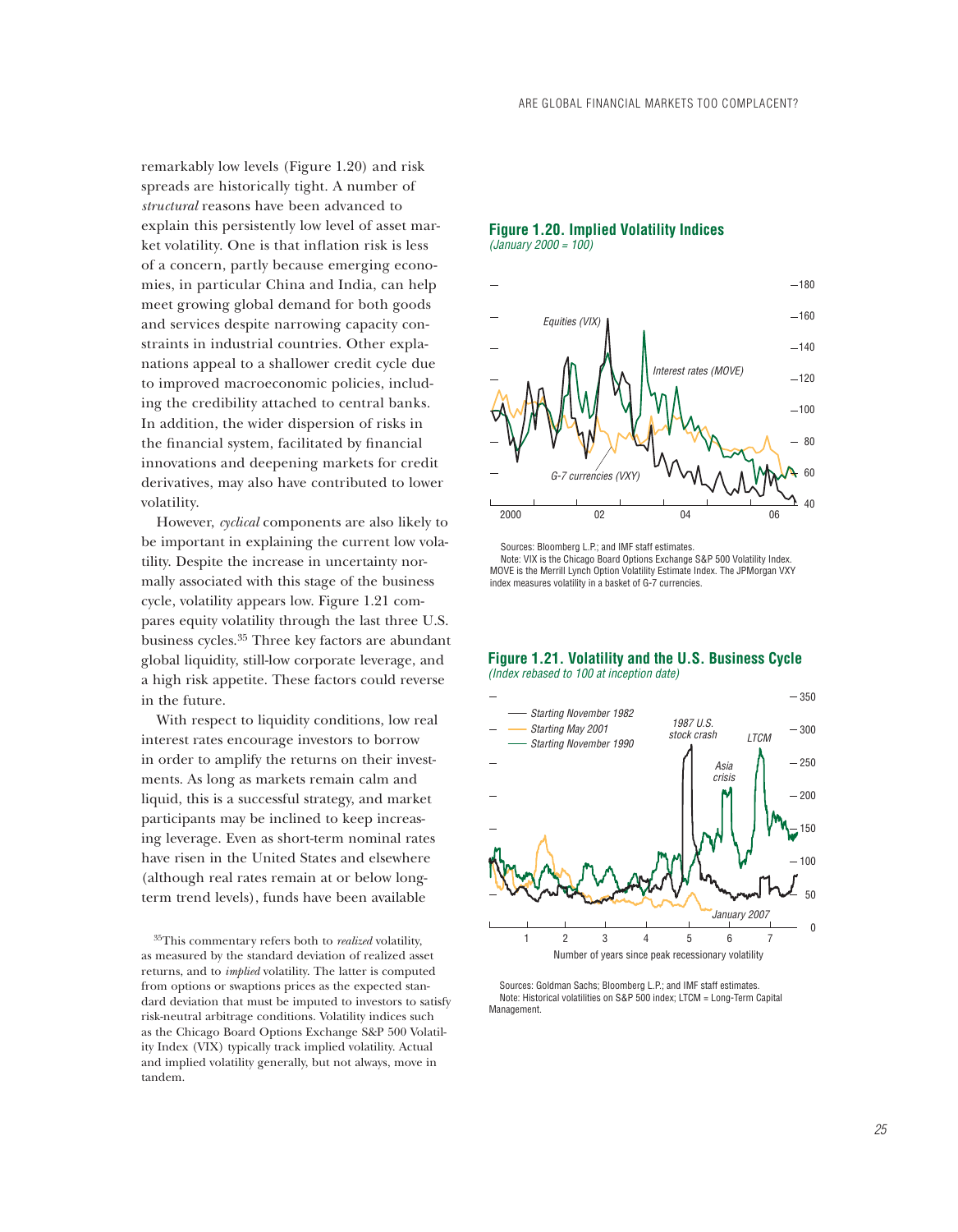remarkably low levels (Figure 1.20) and risk spreads are historically tight. A number of *structural* reasons have been advanced to explain this persistently low level of asset market volatility. One is that inflation risk is less of a concern, partly because emerging economies, in particular China and India, can help meet growing global demand for both goods and services despite narrowing capacity constraints in industrial countries. Other explanations appeal to a shallower credit cycle due to improved macroeconomic policies, including the credibility attached to central banks. In addition, the wider dispersion of risks in the financial system, facilitated by financial innovations and deepening markets for credit derivatives, may also have contributed to lower volatility.

However, *cyclical* components are also likely to be important in explaining the current low volatility. Despite the increase in uncertainty normally associated with this stage of the business cycle, volatility appears low. Figure 1.21 compares equity volatility through the last three U.S. business cycles.[35] Three key factors are abundant global liquidity, still-low corporate leverage, and a high risk appetite. These factors could reverse in the future.

With respect to liquidity conditions, low real interest rates encourage investors to borrow in order to amplify the returns on their investments. As long as markets remain calm and liquid, this is a successful strategy, and market participants may be inclined to keep increasing leverage. Even as short-term nominal rates have risen in the United States and elsewhere (although real rates remain at or below long-term trend levels), funds have been available

[35]This commentary refers both to *realized* volatility, as measured by the standard deviation of realized asset returns, and to *implied* volatility. The latter is computed from options or swaptions prices as the expected standard deviation that must be imputed to investors to satisfy risk-neutral arbitrage conditions. Volatility indices such as the Chicago Board Options Exchange S&P 500 Volatility Index (VIX) typically track implied volatility. Actual and implied volatility generally, but not always, move in tandem.

**Figure 1.20. Implied Volatility Indices**
*(January 2000 = 100)*

Equities (VIX)
Interest rates (MOVE)
G-7 currencies (VXY)
180
160
140
120
100
80
60
40
2000
02
04
06

Sources: Bloomberg L.P.; and IMF staff estimates.
Note: VIX is the Chicago Board Options Exchange S&P 500 Volatility Index. MOVE is the Merrill Lynch Option Volatility Estimate Index. The JPMorgan VXY index measures volatility in a basket of G-7 currencies.

**Figure 1.21. Volatility and the U.S. Business Cycle**
*(Index rebased to 100 at inception date)*

Starting November 1982
Starting May 2001
Starting November 1990
1987 U.S. stock crash
LTCM
Asia crisis
January 2007
350
300
250
200
150
100
50
0
1
2
3
4
5
6
7
Number of years since peak recessionary volatility

Sources: Goldman Sachs; Bloomberg L.P.; and IMF staff estimates.
Note: Historical volatilities on S&P 500 index; LTCM = Long-Term Capital Management.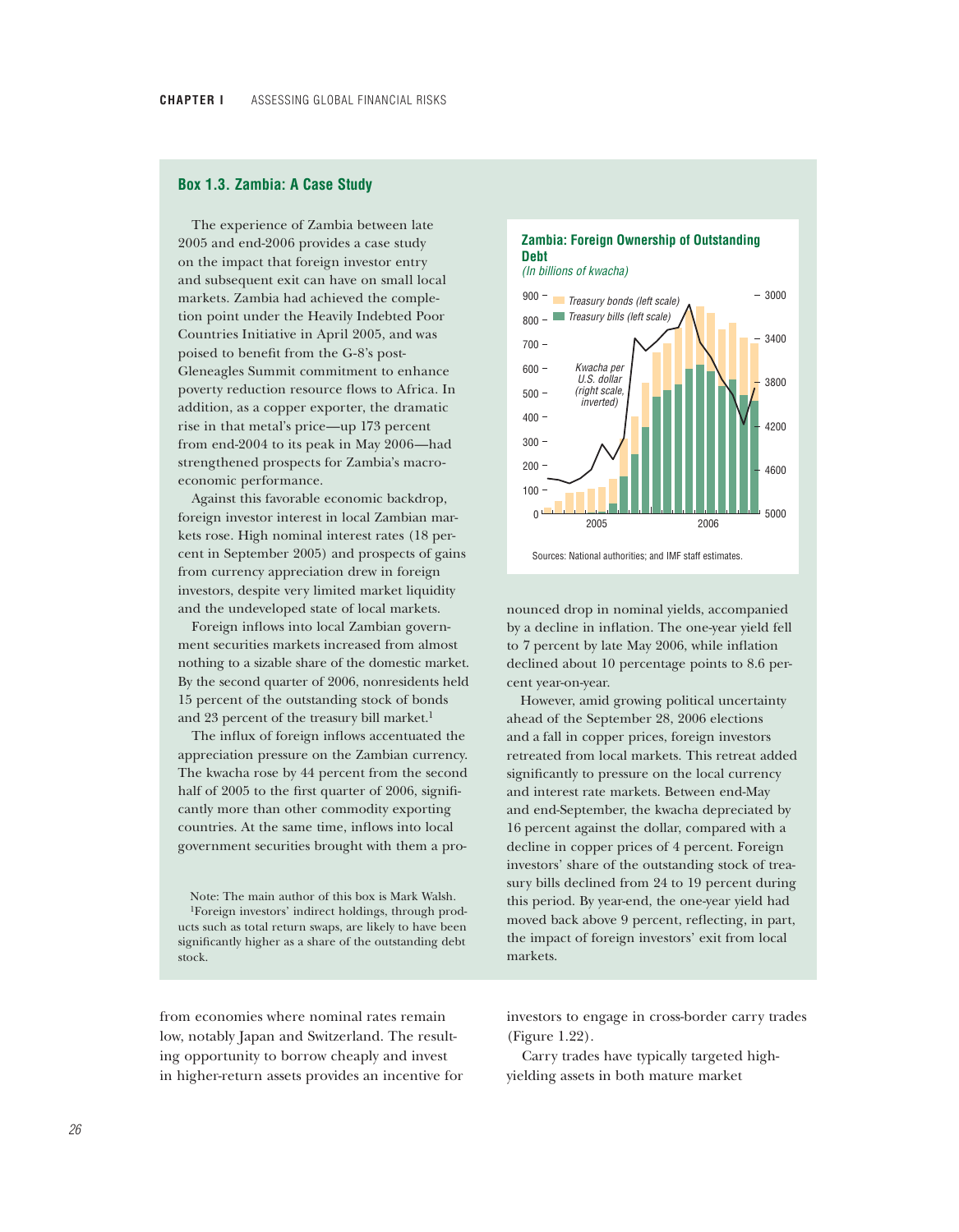## Box 1.3. Zambia: A Case Study

The experience of Zambia between late 2005 and end-2006 provides a case study on the impact that foreign investor entry and subsequent exit can have on small local markets. Zambia had achieved the completion point under the Heavily Indebted Poor Countries Initiative in April 2005, and was poised to benefit from the G-8's post-Gleneagles Summit commitment to enhance poverty reduction resource flows to Africa. In addition, as a copper exporter, the dramatic rise in that metal's price—up 173 percent from end-2004 to its peak in May 2006—had strengthened prospects for Zambia's macroeconomic performance.

Against this favorable economic backdrop, foreign investor interest in local Zambian markets rose. High nominal interest rates (18 percent in September 2005) and prospects of gains from currency appreciation drew in foreign investors, despite very limited market liquidity and the undeveloped state of local markets.

Foreign inflows into local Zambian government securities markets increased from almost nothing to a sizable share of the domestic market. By the second quarter of 2006, nonresidents held 15 percent of the outstanding stock of bonds and 23 percent of the treasury bill market.[1]

The influx of foreign inflows accentuated the appreciation pressure on the Zambian currency. The kwacha rose by 44 percent from the second half of 2005 to the first quarter of 2006, significantly more than other commodity exporting countries. At the same time, inflows into local government securities brought with them a pronounced drop in nominal yields, accompanied by a decline in inflation. The one-year yield fell to 7 percent by late May 2006, while inflation declined about 10 percentage points to 8.6 percent year-on-year.

However, amid growing political uncertainty ahead of the September 28, 2006 elections and a fall in copper prices, foreign investors retreated from local markets. This retreat added significantly to pressure on the local currency and interest rate markets. Between end-May and end-September, the kwacha depreciated by 16 percent against the dollar, compared with a decline in copper prices of 4 percent. Foreign investors' share of the outstanding stock of treasury bills declined from 24 to 19 percent during this period. By year-end, the one-year yield had moved back above 9 percent, reflecting, in part, the impact of foreign investors' exit from local markets.

**Zambia: Foreign Ownership of Outstanding Debt**
*(In billions of kwacha)*

Sources: National authorities; and IMF staff estimates.

Note: The main author of this box is Mark Walsh.

[1]Foreign investors' indirect holdings, through products such as total return swaps, are likely to have been significantly higher as a share of the outstanding debt stock.

from economies where nominal rates remain low, notably Japan and Switzerland. The resulting opportunity to borrow cheaply and invest in higher-return assets provides an incentive for investors to engage in cross-border carry trades (Figure 1.22).

Carry trades have typically targeted high-yielding assets in both mature market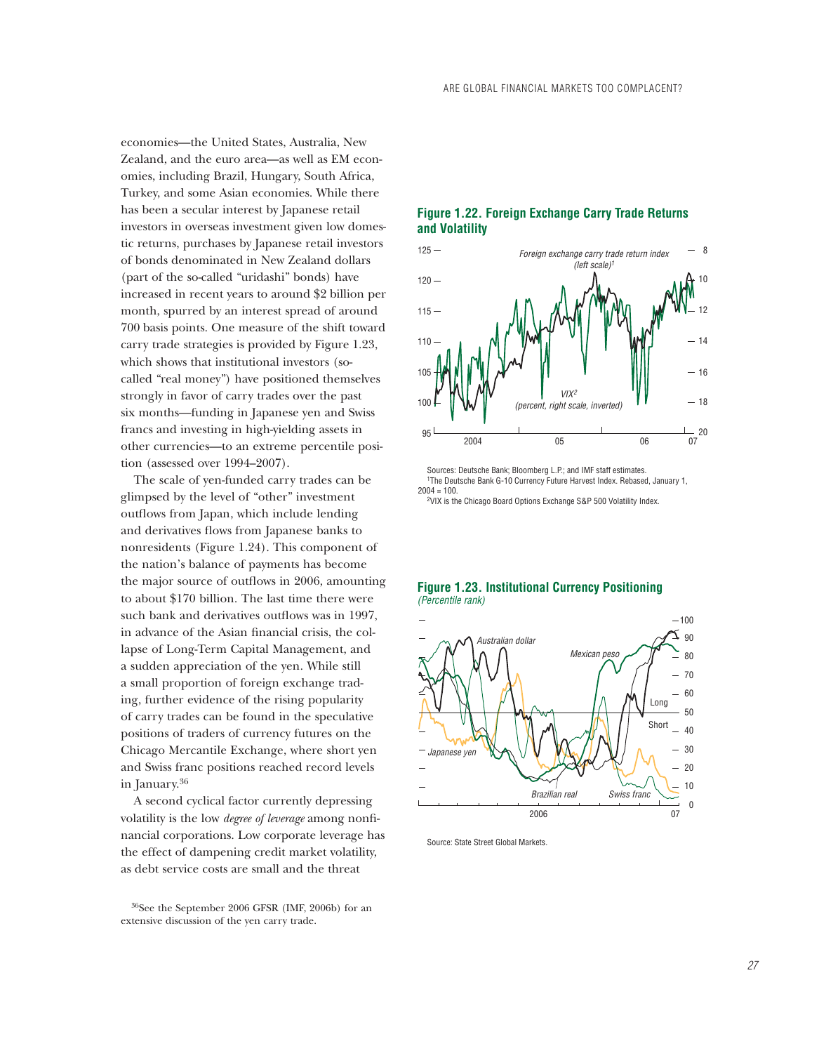economies—the United States, Australia, New Zealand, and the euro area—as well as EM economies, including Brazil, Hungary, South Africa, Turkey, and some Asian economies. While there has been a secular interest by Japanese retail investors in overseas investment given low domestic returns, purchases by Japanese retail investors of bonds denominated in New Zealand dollars (part of the so-called "uridashi" bonds) have increased in recent years to around $2 billion per month, spurred by an interest spread of around 700 basis points. One measure of the shift toward carry trade strategies is provided by Figure 1.23, which shows that institutional investors (so-called "real money") have positioned themselves strongly in favor of carry trades over the past six months—funding in Japanese yen and Swiss francs and investing in high-yielding assets in other currencies—to an extreme percentile position (assessed over 1994–2007).

The scale of yen-funded carry trades can be glimpsed by the level of "other" investment outflows from Japan, which include lending and derivatives flows from Japanese banks to nonresidents (Figure 1.24). This component of the nation's balance of payments has become the major source of outflows in 2006, amounting to about $170 billion. The last time there were such bank and derivatives outflows was in 1997, in advance of the Asian financial crisis, the collapse of Long-Term Capital Management, and a sudden appreciation of the yen. While still a small proportion of foreign exchange trading, further evidence of the rising popularity of carry trades can be found in the speculative positions of traders of currency futures on the Chicago Mercantile Exchange, where short yen and Swiss franc positions reached record levels in January.[36]

A second cyclical factor currently depressing volatility is the low *degree of leverage* among nonfinancial corporations. Low corporate leverage has the effect of dampening credit market volatility, as debt service costs are small and the threat

[36]See the September 2006 GFSR (IMF, 2006b) for an extensive discussion of the yen carry trade.

**Figure 1.22. Foreign Exchange Carry Trade Returns and Volatility**

Sources: Deutsche Bank; Bloomberg L.P.; and IMF staff estimates.
[1]The Deutsche Bank G-10 Currency Future Harvest Index. Rebased, January 1, 2004 = 100.
[2]VIX is the Chicago Board Options Exchange S&P 500 Volatility Index.

**Figure 1.23. Institutional Currency Positioning**
*(Percentile rank)*

Source: State Street Global Markets.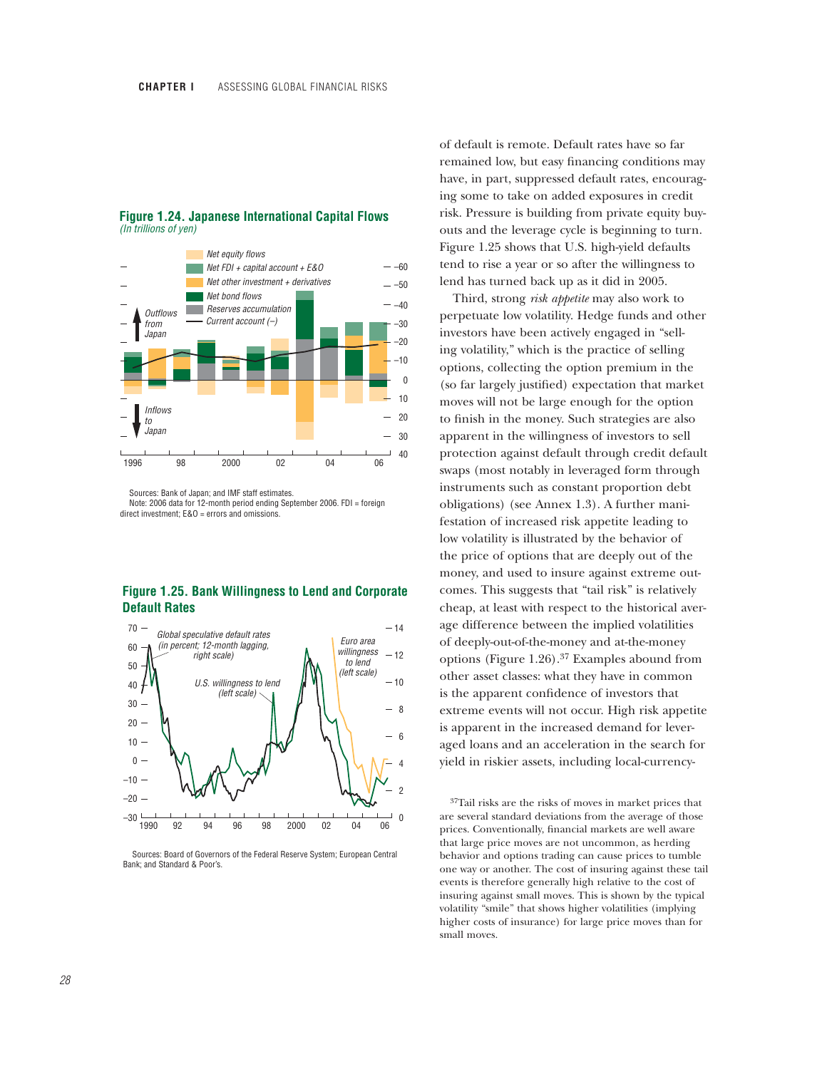### Figure 1.24. Japanese International Capital Flows

*(In trillions of yen)*

Sources: Bank of Japan; and IMF staff estimates.

Note: 2006 data for 12-month period ending September 2006. FDI = foreign direct investment; E&O = errors and omissions.

### Figure 1.25. Bank Willingness to Lend and Corporate Default Rates

Sources: Board of Governors of the Federal Reserve System; European Central Bank; and Standard & Poor's.

of default is remote. Default rates have so far remained low, but easy financing conditions may have, in part, suppressed default rates, encouraging some to take on added exposures in credit risk. Pressure is building from private equity buyouts and the leverage cycle is beginning to turn. Figure 1.25 shows that U.S. high-yield defaults tend to rise a year or so after the willingness to lend has turned back up as it did in 2005.

Third, strong *risk appetite* may also work to perpetuate low volatility. Hedge funds and other investors have been actively engaged in "selling volatility," which is the practice of selling options, collecting the option premium in the (so far largely justified) expectation that market moves will not be large enough for the option to finish in the money. Such strategies are also apparent in the willingness of investors to sell protection against default through credit default swaps (most notably in leveraged form through instruments such as constant proportion debt obligations) (see Annex 1.3). A further manifestation of increased risk appetite leading to low volatility is illustrated by the behavior of the price of options that are deeply out of the money, and used to insure against extreme outcomes. This suggests that "tail risk" is relatively cheap, at least with respect to the historical average difference between the implied volatilities of deeply-out-of-the-money and at-the-money options (Figure 1.26).[37] Examples abound from other asset classes: what they have in common is the apparent confidence of investors that extreme events will not occur. High risk appetite is apparent in the increased demand for leveraged loans and an acceleration in the search for yield in riskier assets, including local-currency-

[37]Tail risks are the risks of moves in market prices that are several standard deviations from the average of those prices. Conventionally, financial markets are well aware that large price moves are not uncommon, as herding behavior and options trading can cause prices to tumble one way or another. The cost of insuring against these tail events is therefore generally high relative to the cost of insuring against small moves. This is shown by the typical volatility "smile" that shows higher volatilities (implying higher costs of insurance) for large price moves than for small moves.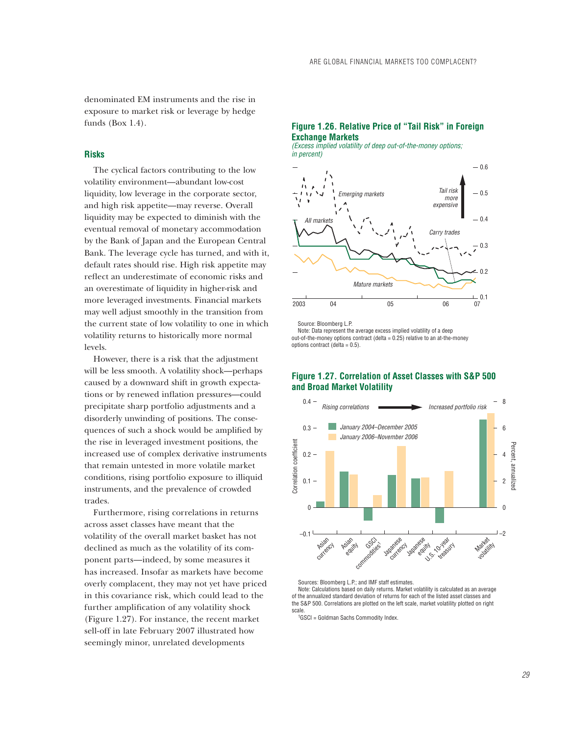denominated EM instruments and the rise in exposure to market risk or leverage by hedge funds (Box 1.4).

### Risks

The cyclical factors contributing to the low volatility environment—abundant low-cost liquidity, low leverage in the corporate sector, and high risk appetite—may reverse. Overall liquidity may be expected to diminish with the eventual removal of monetary accommodation by the Bank of Japan and the European Central Bank. The leverage cycle has turned, and with it, default rates should rise. High risk appetite may reflect an underestimate of economic risks and an overestimate of liquidity in higher-risk and more leveraged investments. Financial markets may well adjust smoothly in the transition from the current state of low volatility to one in which volatility returns to historically more normal levels.

However, there is a risk that the adjustment will be less smooth. A volatility shock—perhaps caused by a downward shift in growth expectations or by renewed inflation pressures—could precipitate sharp portfolio adjustments and a disorderly unwinding of positions. The consequences of such a shock would be amplified by the rise in leveraged investment positions, the increased use of complex derivative instruments that remain untested in more volatile market conditions, rising portfolio exposure to illiquid instruments, and the prevalence of crowded trades.

Furthermore, rising correlations in returns across asset classes have meant that the volatility of the overall market basket has not declined as much as the volatility of its component parts—indeed, by some measures it has increased. Insofar as markets have become overly complacent, they may not yet have priced in this covariance risk, which could lead to the further amplification of any volatility shock (Figure 1.27). For instance, the recent market sell-off in late February 2007 illustrated how seemingly minor, unrelated developments

**Figure 1.26. Relative Price of "Tail Risk" in Foreign Exchange Markets**

*(Excess implied volatility of deep out-of-the-money options; in percent)*

Source: Bloomberg L.P.

Note: Data represent the average excess implied volatility of a deep out-of-the-money options contract (delta = 0.25) relative to an at-the-money options contract (delta = 0.5).

**Figure 1.27. Correlation of Asset Classes with S&P 500 and Broad Market Volatility**

Sources: Bloomberg L.P.; and IMF staff estimates.

Note: Calculations based on daily returns. Market volatility is calculated as an average of the annualized standard deviation of returns for each of the listed asset classes and the S&P 500. Correlations are plotted on the left scale, market volatility plotted on right scale.

[1] GSCI = Goldman Sachs Commodity Index.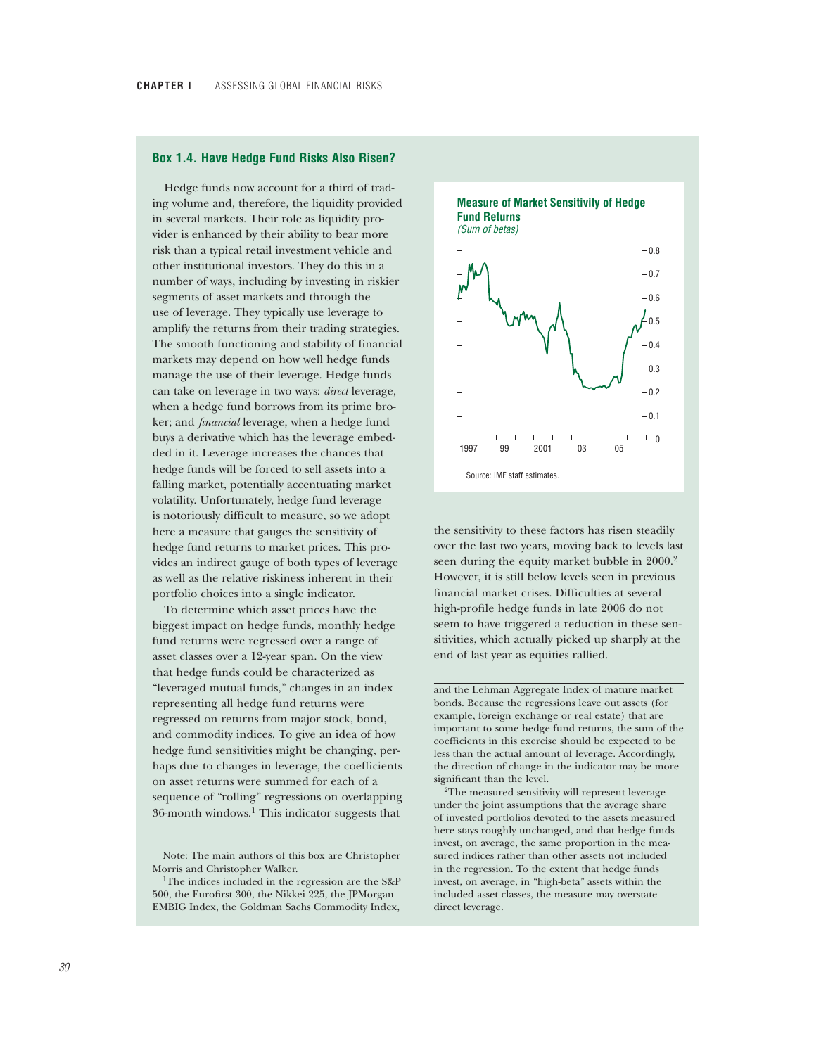## Box 1.4. Have Hedge Fund Risks Also Risen?

Hedge funds now account for a third of trading volume and, therefore, the liquidity provided in several markets. Their role as liquidity provider is enhanced by their ability to bear more risk than a typical retail investment vehicle and other institutional investors. They do this in a number of ways, including by investing in riskier segments of asset markets and through the use of leverage. They typically use leverage to amplify the returns from their trading strategies. The smooth functioning and stability of financial markets may depend on how well hedge funds manage the use of their leverage. Hedge funds can take on leverage in two ways: *direct* leverage, when a hedge fund borrows from its prime broker; and *financial* leverage, when a hedge fund buys a derivative which has the leverage embedded in it. Leverage increases the chances that hedge funds will be forced to sell assets into a falling market, potentially accentuating market volatility. Unfortunately, hedge fund leverage is notoriously difficult to measure, so we adopt here a measure that gauges the sensitivity of hedge fund returns to market prices. This provides an indirect gauge of both types of leverage as well as the relative riskiness inherent in their portfolio choices into a single indicator.

To determine which asset prices have the biggest impact on hedge funds, monthly hedge fund returns were regressed over a range of asset classes over a 12-year span. On the view that hedge funds could be characterized as "leveraged mutual funds," changes in an index representing all hedge fund returns were regressed on returns from major stock, bond, and commodity indices. To give an idea of how hedge fund sensitivities might be changing, perhaps due to changes in leverage, the coefficients on asset returns were summed for each of a sequence of "rolling" regressions on overlapping 36-month windows.[1] This indicator suggests that the sensitivity to these factors has risen steadily over the last two years, moving back to levels last seen during the equity market bubble in 2000.[2] However, it is still below levels seen in previous financial market crises. Difficulties at several high-profile hedge funds in late 2006 do not seem to have triggered a reduction in these sensitivities, which actually picked up sharply at the end of last year as equities rallied.

**Measure of Market Sensitivity of Hedge Fund Returns**
*(Sum of betas)*

0.8
0.7
0.6
0.5
0.4
0.3
0.2
0.1
0

1997 99 2001 03 05

Source: IMF staff estimates.

---

Note: The main authors of this box are Christopher Morris and Christopher Walker.

[1]The indices included in the regression are the S&P 500, the Eurofirst 300, the Nikkei 225, the JPMorgan EMBIG Index, the Goldman Sachs Commodity Index, and the Lehman Aggregate Index of mature market bonds. Because the regressions leave out assets (for example, foreign exchange or real estate) that are important to some hedge fund returns, the sum of the coefficients in this exercise should be expected to be less than the actual amount of leverage. Accordingly, the direction of change in the indicator may be more significant than the level.

[2]The measured sensitivity will represent leverage under the joint assumptions that the average share of invested portfolios devoted to the assets measured here stays roughly unchanged, and that hedge funds invest, on average, the same proportion in the measured indices rather than other assets not included in the regression. To the extent that hedge funds invest, on average, in "high-beta" assets within the included asset classes, the measure may overstate direct leverage.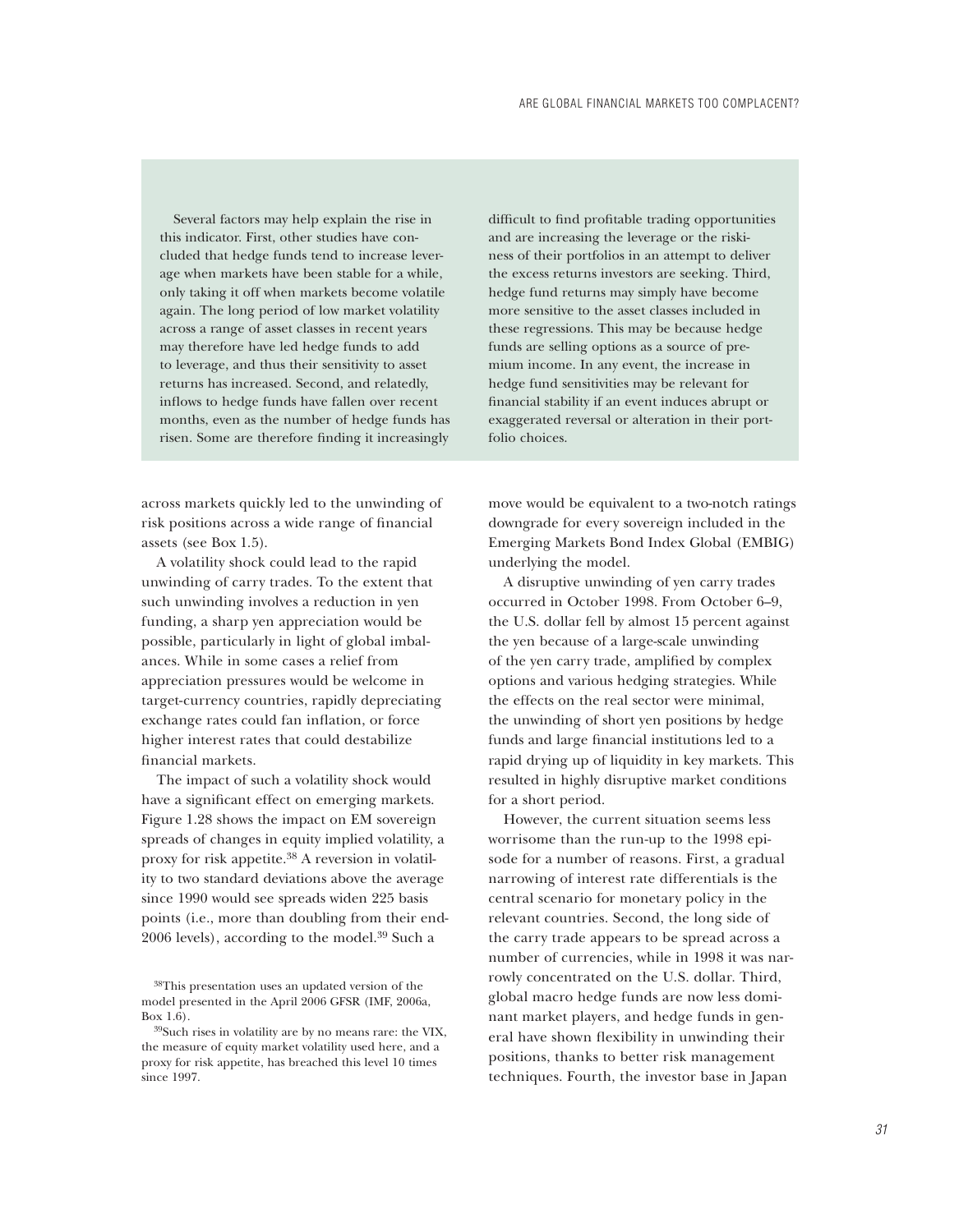Several factors may help explain the rise in this indicator. First, other studies have concluded that hedge funds tend to increase leverage when markets have been stable for a while, only taking it off when markets become volatile again. The long period of low market volatility across a range of asset classes in recent years may therefore have led hedge funds to add to leverage, and thus their sensitivity to asset returns has increased. Second, and relatedly, inflows to hedge funds have fallen over recent months, even as the number of hedge funds has risen. Some are therefore finding it increasingly difficult to find profitable trading opportunities and are increasing the leverage or the riskiness of their portfolios in an attempt to deliver the excess returns investors are seeking. Third, hedge fund returns may simply have become more sensitive to the asset classes included in these regressions. This may be because hedge funds are selling options as a source of premium income. In any event, the increase in hedge fund sensitivities may be relevant for financial stability if an event induces abrupt or exaggerated reversal or alteration in their portfolio choices.

across markets quickly led to the unwinding of risk positions across a wide range of financial assets (see Box 1.5).

A volatility shock could lead to the rapid unwinding of carry trades. To the extent that such unwinding involves a reduction in yen funding, a sharp yen appreciation would be possible, particularly in light of global imbalances. While in some cases a relief from appreciation pressures would be welcome in target-currency countries, rapidly depreciating exchange rates could fan inflation, or force higher interest rates that could destabilize financial markets.

The impact of such a volatility shock would have a significant effect on emerging markets. Figure 1.28 shows the impact on EM sovereign spreads of changes in equity implied volatility, a proxy for risk appetite.[38] A reversion in volatility to two standard deviations above the average since 1990 would see spreads widen 225 basis points (i.e., more than doubling from their end-2006 levels), according to the model.[39] Such a move would be equivalent to a two-notch ratings downgrade for every sovereign included in the Emerging Markets Bond Index Global (EMBIG) underlying the model.

A disruptive unwinding of yen carry trades occurred in October 1998. From October 6–9, the U.S. dollar fell by almost 15 percent against the yen because of a large-scale unwinding of the yen carry trade, amplified by complex options and various hedging strategies. While the effects on the real sector were minimal, the unwinding of short yen positions by hedge funds and large financial institutions led to a rapid drying up of liquidity in key markets. This resulted in highly disruptive market conditions for a short period.

However, the current situation seems less worrisome than the run-up to the 1998 episode for a number of reasons. First, a gradual narrowing of interest rate differentials is the central scenario for monetary policy in the relevant countries. Second, the long side of the carry trade appears to be spread across a number of currencies, while in 1998 it was narrowly concentrated on the U.S. dollar. Third, global macro hedge funds are now less dominant market players, and hedge funds in general have shown flexibility in unwinding their positions, thanks to better risk management techniques. Fourth, the investor base in Japan

[38] This presentation uses an updated version of the model presented in the April 2006 GFSR (IMF, 2006a, Box 1.6).

[39] Such rises in volatility are by no means rare: the VIX, the measure of equity market volatility used here, and a proxy for risk appetite, has breached this level 10 times since 1997.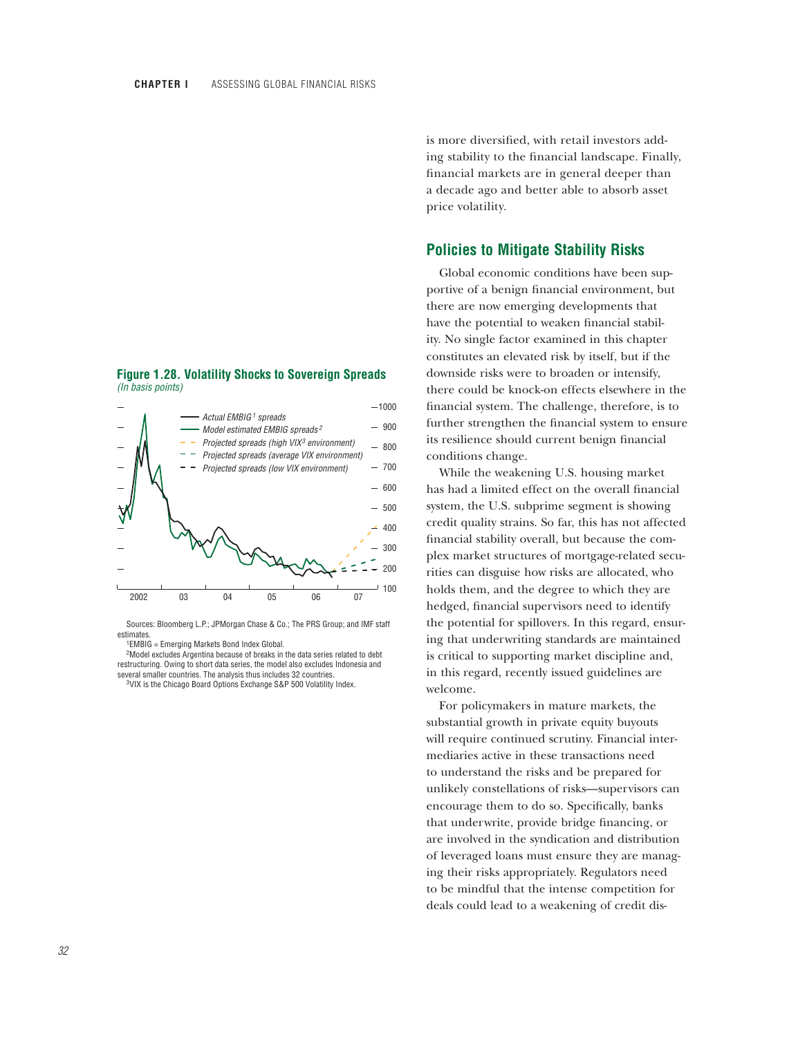is more diversified, with retail investors adding stability to the financial landscape. Finally, financial markets are in general deeper than a decade ago and better able to absorb asset price volatility.

**Figure 1.28. Volatility Shocks to Sovereign Spreads**
*(In basis points)*

Sources: Bloomberg L.P.; JPMorgan Chase & Co.; The PRS Group; and IMF staff estimates.
[1]EMBIG = Emerging Markets Bond Index Global.
[2]Model excludes Argentina because of breaks in the data series related to debt restructuring. Owing to short data series, the model also excludes Indonesia and several smaller countries. The analysis thus includes 32 countries.
[3]VIX is the Chicago Board Options Exchange S&P 500 Volatility Index.

## Policies to Mitigate Stability Risks

Global economic conditions have been supportive of a benign financial environment, but there are now emerging developments that have the potential to weaken financial stability. No single factor examined in this chapter constitutes an elevated risk by itself, but if the downside risks were to broaden or intensify, there could be knock-on effects elsewhere in the financial system. The challenge, therefore, is to further strengthen the financial system to ensure its resilience should current benign financial conditions change.

While the weakening U.S. housing market has had a limited effect on the overall financial system, the U.S. subprime segment is showing credit quality strains. So far, this has not affected financial stability overall, but because the complex market structures of mortgage-related securities can disguise how risks are allocated, who holds them, and the degree to which they are hedged, financial supervisors need to identify the potential for spillovers. In this regard, ensuring that underwriting standards are maintained is critical to supporting market discipline and, in this regard, recently issued guidelines are welcome.

For policymakers in mature markets, the substantial growth in private equity buyouts will require continued scrutiny. Financial intermediaries active in these transactions need to understand the risks and be prepared for unlikely constellations of risks—supervisors can encourage them to do so. Specifically, banks that underwrite, provide bridge financing, or are involved in the syndication and distribution of leveraged loans must ensure they are managing their risks appropriately. Regulators need to be mindful that the intense competition for deals could lead to a weakening of credit dis-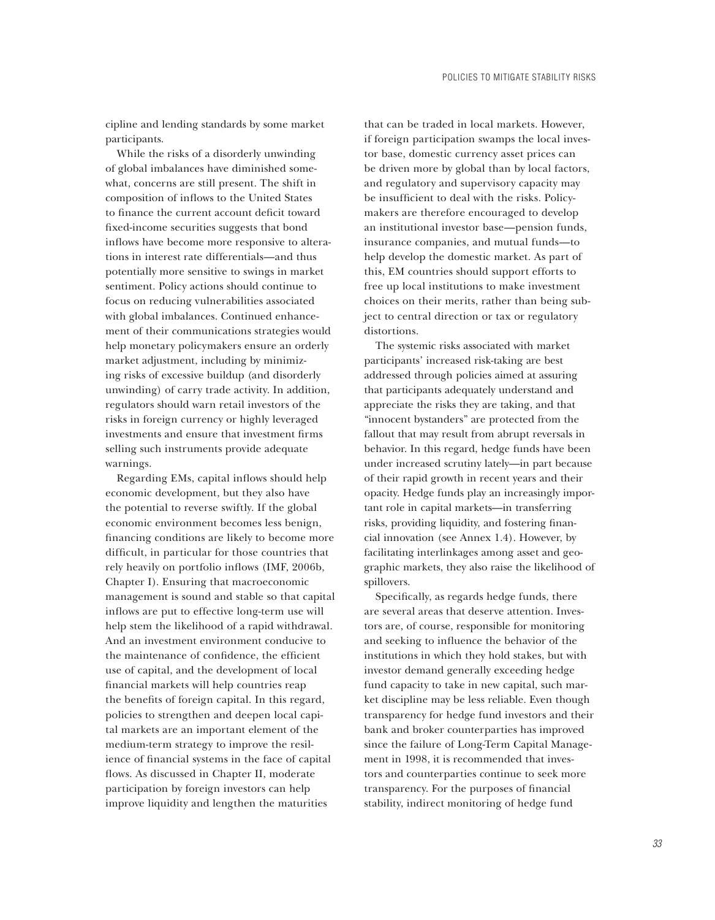cipline and lending standards by some market participants.

While the risks of a disorderly unwinding of global imbalances have diminished somewhat, concerns are still present. The shift in composition of inflows to the United States to finance the current account deficit toward fixed-income securities suggests that bond inflows have become more responsive to alterations in interest rate differentials—and thus potentially more sensitive to swings in market sentiment. Policy actions should continue to focus on reducing vulnerabilities associated with global imbalances. Continued enhancement of their communications strategies would help monetary policymakers ensure an orderly market adjustment, including by minimizing risks of excessive buildup (and disorderly unwinding) of carry trade activity. In addition, regulators should warn retail investors of the risks in foreign currency or highly leveraged investments and ensure that investment firms selling such instruments provide adequate warnings.

Regarding EMs, capital inflows should help economic development, but they also have the potential to reverse swiftly. If the global economic environment becomes less benign, financing conditions are likely to become more difficult, in particular for those countries that rely heavily on portfolio inflows (IMF, 2006b, Chapter I). Ensuring that macroeconomic management is sound and stable so that capital inflows are put to effective long-term use will help stem the likelihood of a rapid withdrawal. And an investment environment conducive to the maintenance of confidence, the efficient use of capital, and the development of local financial markets will help countries reap the benefits of foreign capital. In this regard, policies to strengthen and deepen local capital markets are an important element of the medium-term strategy to improve the resilience of financial systems in the face of capital flows. As discussed in Chapter II, moderate participation by foreign investors can help improve liquidity and lengthen the maturities that can be traded in local markets. However, if foreign participation swamps the local investor base, domestic currency asset prices can be driven more by global than by local factors, and regulatory and supervisory capacity may be insufficient to deal with the risks. Policymakers are therefore encouraged to develop an institutional investor base—pension funds, insurance companies, and mutual funds—to help develop the domestic market. As part of this, EM countries should support efforts to free up local institutions to make investment choices on their merits, rather than being subject to central direction or tax or regulatory distortions.

The systemic risks associated with market participants' increased risk-taking are best addressed through policies aimed at assuring that participants adequately understand and appreciate the risks they are taking, and that "innocent bystanders" are protected from the fallout that may result from abrupt reversals in behavior. In this regard, hedge funds have been under increased scrutiny lately—in part because of their rapid growth in recent years and their opacity. Hedge funds play an increasingly important role in capital markets—in transferring risks, providing liquidity, and fostering financial innovation (see Annex 1.4). However, by facilitating interlinkages among asset and geographic markets, they also raise the likelihood of spillovers.

Specifically, as regards hedge funds, there are several areas that deserve attention. Investors are, of course, responsible for monitoring and seeking to influence the behavior of the institutions in which they hold stakes, but with investor demand generally exceeding hedge fund capacity to take in new capital, such market discipline may be less reliable. Even though transparency for hedge fund investors and their bank and broker counterparties has improved since the failure of Long-Term Capital Management in 1998, it is recommended that investors and counterparties continue to seek more transparency. For the purposes of financial stability, indirect monitoring of hedge fund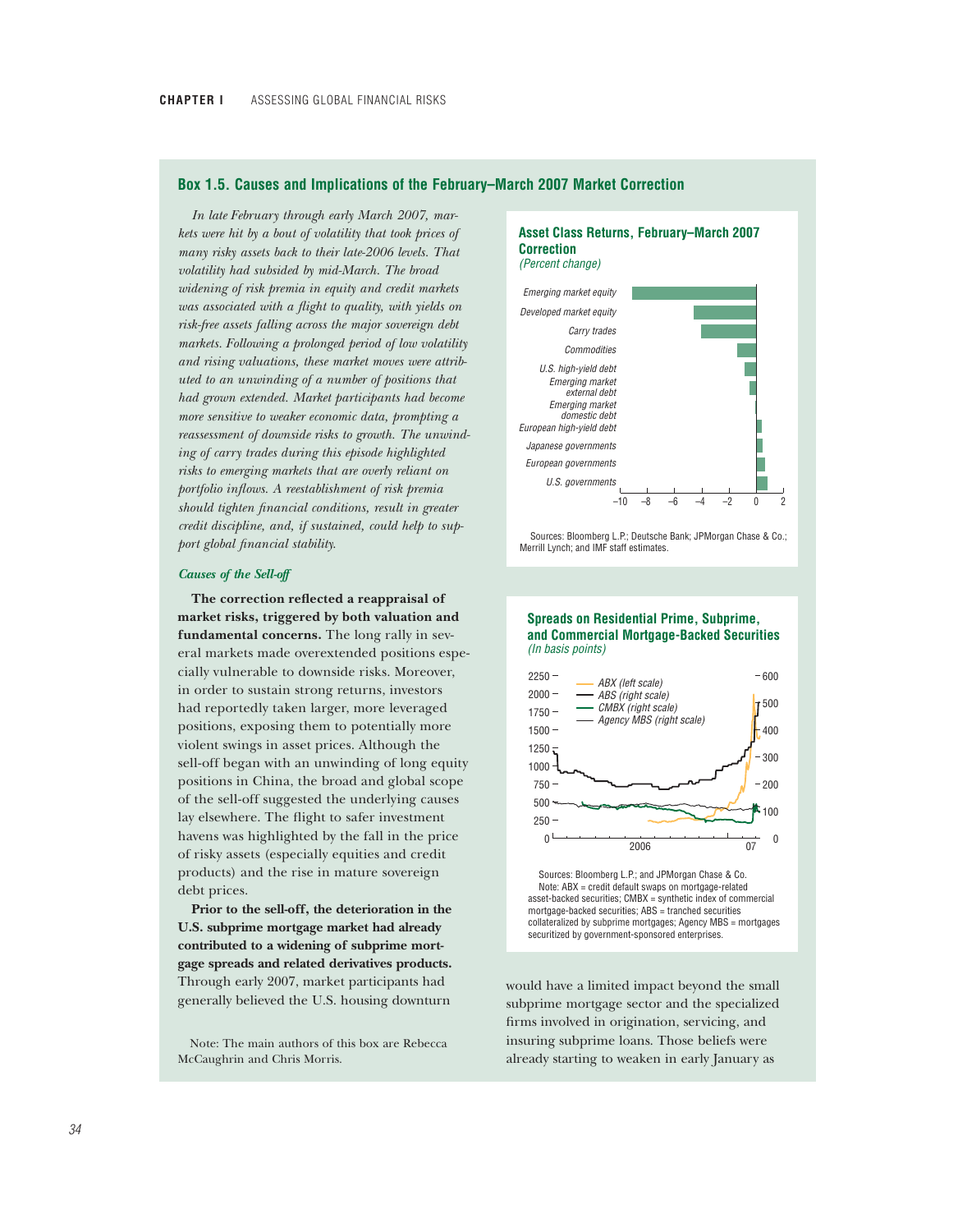## Box 1.5. Causes and Implications of the February–March 2007 Market Correction

*In late February through early March 2007, markets were hit by a bout of volatility that took prices of many risky assets back to their late-2006 levels. That volatility had subsided by mid-March. The broad widening of risk premia in equity and credit markets was associated with a flight to quality, with yields on risk-free assets falling across the major sovereign debt markets. Following a prolonged period of low volatility and rising valuations, these market moves were attributed to an unwinding of a number of positions that had grown extended. Market participants had become more sensitive to weaker economic data, prompting a reassessment of downside risks to growth. The unwinding of carry trades during this episode highlighted risks to emerging markets that are overly reliant on portfolio inflows. A reestablishment of risk premia should tighten financial conditions, result in greater credit discipline, and, if sustained, could help to support global financial stability.*

### *Causes of the Sell-off*

**The correction reflected a reappraisal of market risks, triggered by both valuation and fundamental concerns.** The long rally in several markets made overextended positions especially vulnerable to downside risks. Moreover, in order to sustain strong returns, investors had reportedly taken larger, more leveraged positions, exposing them to potentially more violent swings in asset prices. Although the sell-off began with an unwinding of long equity positions in China, the broad and global scope of the sell-off suggested the underlying causes lay elsewhere. The flight to safer investment havens was highlighted by the fall in the price of risky assets (especially equities and credit products) and the rise in mature sovereign debt prices.

**Prior to the sell-off, the deterioration in the U.S. subprime mortgage market had already contributed to a widening of subprime mortgage spreads and related derivatives products.** Through early 2007, market participants had generally believed the U.S. housing downturn would have a limited impact beyond the small subprime mortgage sector and the specialized firms involved in origination, servicing, and insuring subprime loans. Those beliefs were already starting to weaken in early January as

**Asset Class Returns, February–March 2007 Correction**
*(Percent change)*

Emerging market equity
Developed market equity
Carry trades
Commodities
U.S. high-yield debt
Emerging market external debt
Emerging market domestic debt
European high-yield debt
Japanese governments
European governments
U.S. governments

–10 –8 –6 –4 –2 0 2

Sources: Bloomberg L.P.; Deutsche Bank; JPMorgan Chase & Co.; Merrill Lynch; and IMF staff estimates.

**Spreads on Residential Prime, Subprime, and Commercial Mortgage-Backed Securities**
*(In basis points)*

ABX (left scale)
ABS (right scale)
CMBX (right scale)
Agency MBS (right scale)

Left scale: 0, 250, 500, 750, 1000, 1250, 1500, 1750, 2000, 2250
Right scale: 0, 100, 200, 300, 400, 500, 600
2006 07

Sources: Bloomberg L.P.; and JPMorgan Chase & Co.
Note: ABX = credit default swaps on mortgage-related asset-backed securities; CMBX = synthetic index of commercial mortgage-backed securities; ABS = tranched securities collateralized by subprime mortgages; Agency MBS = mortgages securitized by government-sponsored enterprises.

Note: The main authors of this box are Rebecca McCaughrin and Chris Morris.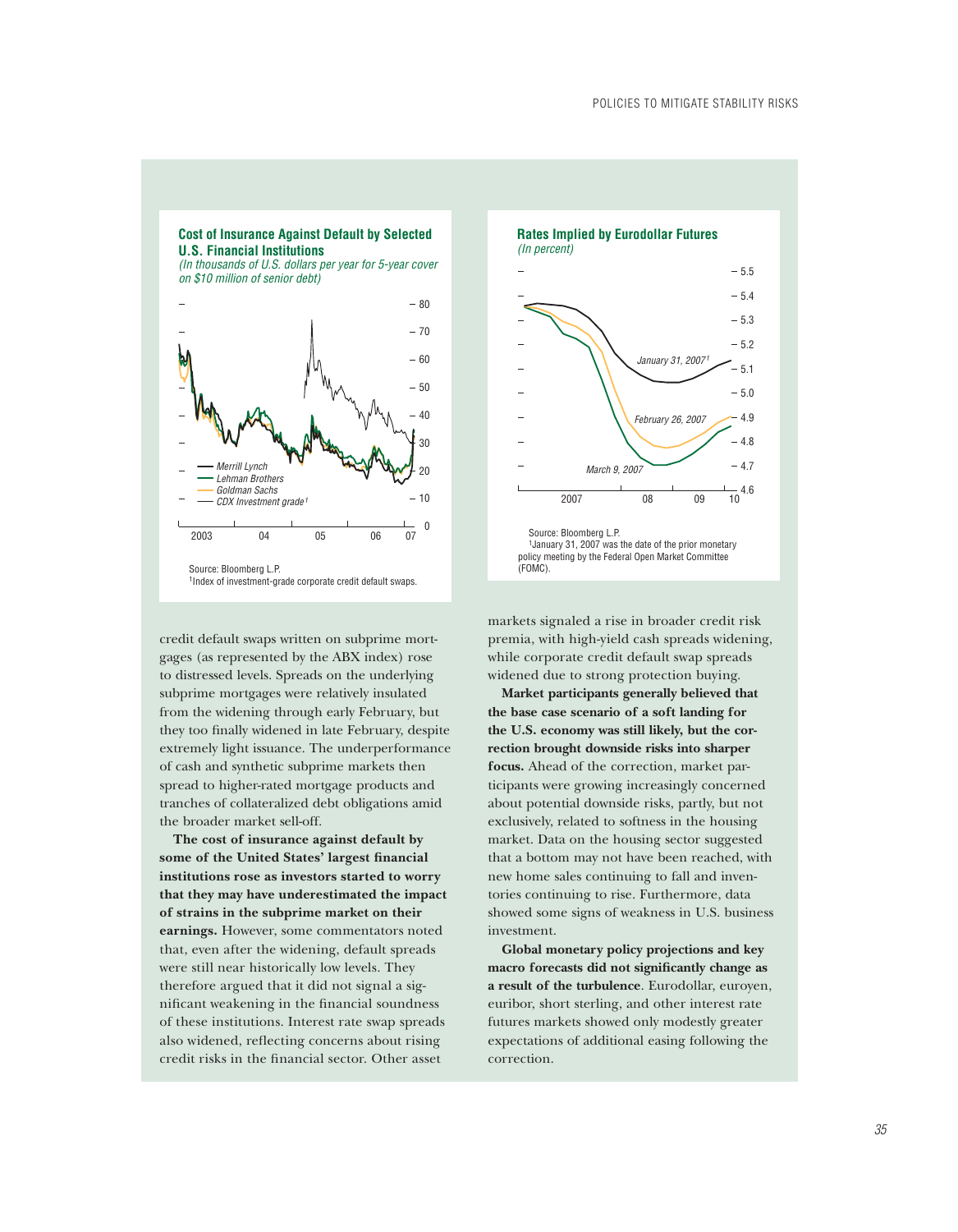**Cost of Insurance Against Default by Selected U.S. Financial Institutions**

*(In thousands of U.S. dollars per year for 5-year cover on $10 million of senior debt)*

80
70
60
50
40
30
20
10
0

2003 04 05 06 07

Merrill Lynch
Lehman Brothers
Goldman Sachs
CDX Investment grade[1]

Source: Bloomberg L.P.
[1]Index of investment-grade corporate credit default swaps.

**Rates Implied by Eurodollar Futures**

*(In percent)*

5.5
5.4
5.3
5.2
5.1
5.0
4.9
4.8
4.7
4.6

2007 08 09 10

January 31, 2007[1]
February 26, 2007
March 9, 2007

Source: Bloomberg L.P.
[1]January 31, 2007 was the date of the prior monetary policy meeting by the Federal Open Market Committee (FOMC).

credit default swaps written on subprime mortgages (as represented by the ABX index) rose to distressed levels. Spreads on the underlying subprime mortgages were relatively insulated from the widening through early February, but they too finally widened in late February, despite extremely light issuance. The underperformance of cash and synthetic subprime markets then spread to higher-rated mortgage products and tranches of collateralized debt obligations amid the broader market sell-off.

**The cost of insurance against default by some of the United States' largest financial institutions rose as investors started to worry that they may have underestimated the impact of strains in the subprime market on their earnings.** However, some commentators noted that, even after the widening, default spreads were still near historically low levels. They therefore argued that it did not signal a significant weakening in the financial soundness of these institutions. Interest rate swap spreads also widened, reflecting concerns about rising credit risks in the financial sector. Other asset markets signaled a rise in broader credit risk premia, with high-yield cash spreads widening, while corporate credit default swap spreads widened due to strong protection buying.

**Market participants generally believed that the base case scenario of a soft landing for the U.S. economy was still likely, but the correction brought downside risks into sharper focus.** Ahead of the correction, market participants were growing increasingly concerned about potential downside risks, partly, but not exclusively, related to softness in the housing market. Data on the housing sector suggested that a bottom may not have been reached, with new home sales continuing to fall and inventories continuing to rise. Furthermore, data showed some signs of weakness in U.S. business investment.

**Global monetary policy projections and key macro forecasts did not significantly change as a result of the turbulence**. Eurodollar, euroyen, euribor, short sterling, and other interest rate futures markets showed only modestly greater expectations of additional easing following the correction.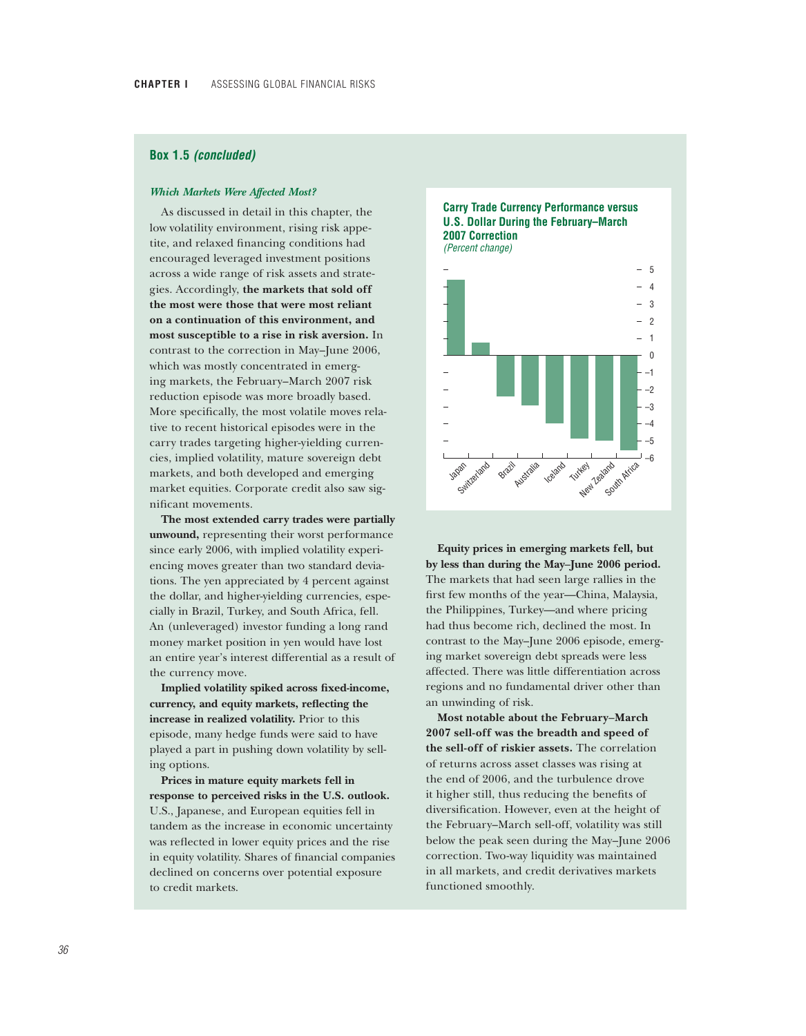## Box 1.5 *(concluded)*

### *Which Markets Were Affected Most?*

As discussed in detail in this chapter, the low volatility environment, rising risk appetite, and relaxed financing conditions had encouraged leveraged investment positions across a wide range of risk assets and strategies. Accordingly, **the markets that sold off the most were those that were most reliant on a continuation of this environment, and most susceptible to a rise in risk aversion.** In contrast to the correction in May–June 2006, which was mostly concentrated in emerging markets, the February–March 2007 risk reduction episode was more broadly based. More specifically, the most volatile moves relative to recent historical episodes were in the carry trades targeting higher-yielding currencies, implied volatility, mature sovereign debt markets, and both developed and emerging market equities. Corporate credit also saw significant movements.

**The most extended carry trades were partially unwound,** representing their worst performance since early 2006, with implied volatility experiencing moves greater than two standard deviations. The yen appreciated by 4 percent against the dollar, and higher-yielding currencies, especially in Brazil, Turkey, and South Africa, fell. An (unleveraged) investor funding a long rand money market position in yen would have lost an entire year's interest differential as a result of the currency move.

**Implied volatility spiked across fixed-income, currency, and equity markets, reflecting the increase in realized volatility.** Prior to this episode, many hedge funds were said to have played a part in pushing down volatility by selling options.

**Prices in mature equity markets fell in response to perceived risks in the U.S. outlook.** U.S., Japanese, and European equities fell in tandem as the increase in economic uncertainty was reflected in lower equity prices and the rise in equity volatility. Shares of financial companies declined on concerns over potential exposure to credit markets.

**Carry Trade Currency Performance versus U.S. Dollar During the February–March 2007 Correction**
*(Percent change)*

**Equity prices in emerging markets fell, but by less than during the May–June 2006 period.** The markets that had seen large rallies in the first few months of the year—China, Malaysia, the Philippines, Turkey—and where pricing had thus become rich, declined the most. In contrast to the May–June 2006 episode, emerging market sovereign debt spreads were less affected. There was little differentiation across regions and no fundamental driver other than an unwinding of risk.

**Most notable about the February–March 2007 sell-off was the breadth and speed of the sell-off of riskier assets.** The correlation of returns across asset classes was rising at the end of 2006, and the turbulence drove it higher still, thus reducing the benefits of diversification. However, even at the height of the February–March sell-off, volatility was still below the peak seen during the May–June 2006 correction. Two-way liquidity was maintained in all markets, and credit derivatives markets functioned smoothly.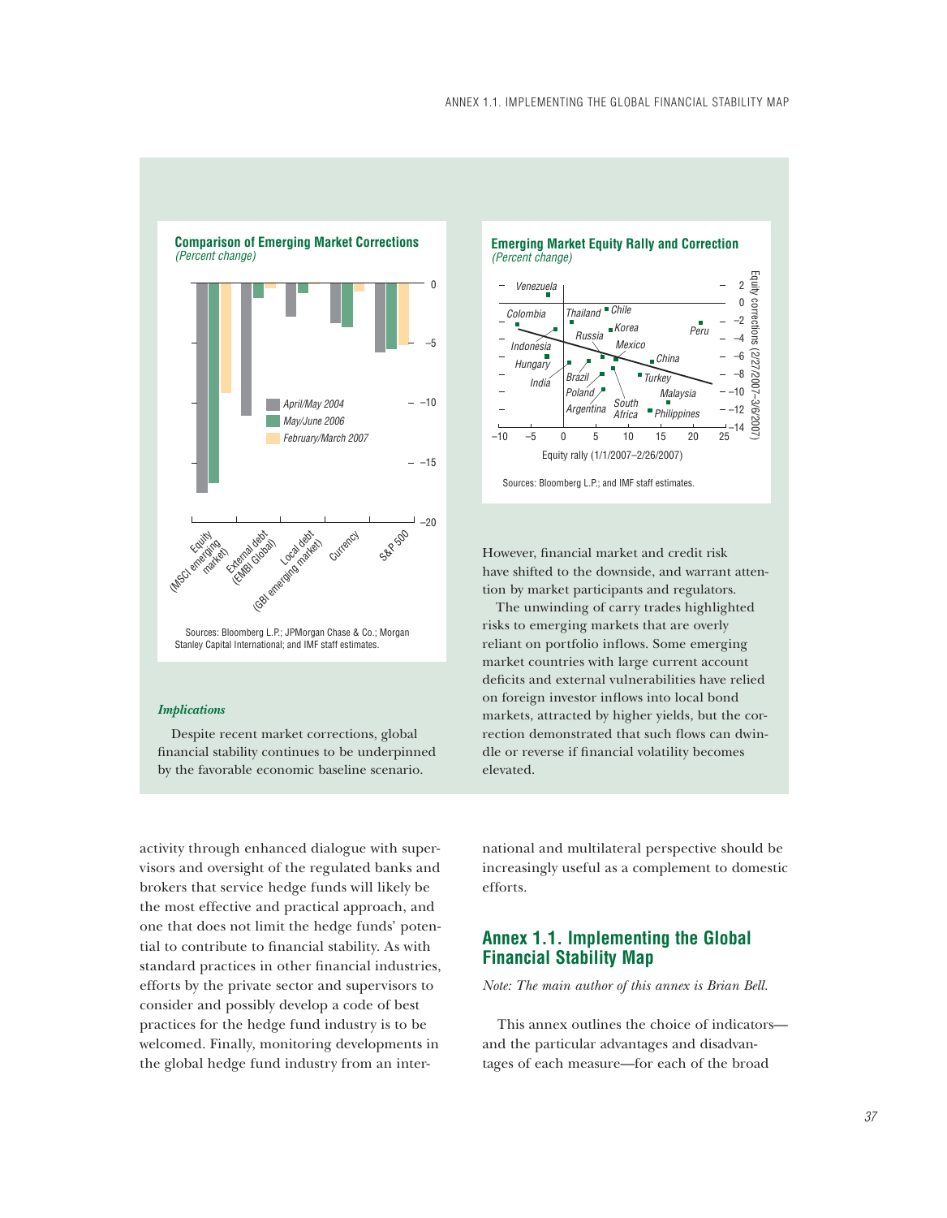**Comparison of Emerging Market Corrections**
*(Percent change)*

Sources: Bloomberg L.P.; JPMorgan Chase & Co.; Morgan Stanley Capital International; and IMF staff estimates.

**Emerging Market Equity Rally and Correction**
*(Percent change)*

Sources: Bloomberg L.P.; and IMF staff estimates.

***Implications***

Despite recent market corrections, global financial stability continues to be underpinned by the favorable economic baseline scenario.

However, financial market and credit risk have shifted to the downside, and warrant attention by market participants and regulators.

The unwinding of carry trades highlighted risks to emerging markets that are overly reliant on portfolio inflows. Some emerging market countries with large current account deficits and external vulnerabilities have relied on foreign investor inflows into local bond markets, attracted by higher yields, but the correction demonstrated that such flows can dwindle or reverse if financial volatility becomes elevated.

activity through enhanced dialogue with supervisors and oversight of the regulated banks and brokers that service hedge funds will likely be the most effective and practical approach, and one that does not limit the hedge funds' potential to contribute to financial stability. As with standard practices in other financial industries, efforts by the private sector and supervisors to consider and possibly develop a code of best practices for the hedge fund industry is to be welcomed. Finally, monitoring developments in the global hedge fund industry from an international and multilateral perspective should be increasingly useful as a complement to domestic efforts.

## Annex 1.1. Implementing the Global Financial Stability Map

*Note: The main author of this annex is Brian Bell.*

This annex outlines the choice of indicators—and the particular advantages and disadvantages of each measure—for each of the broad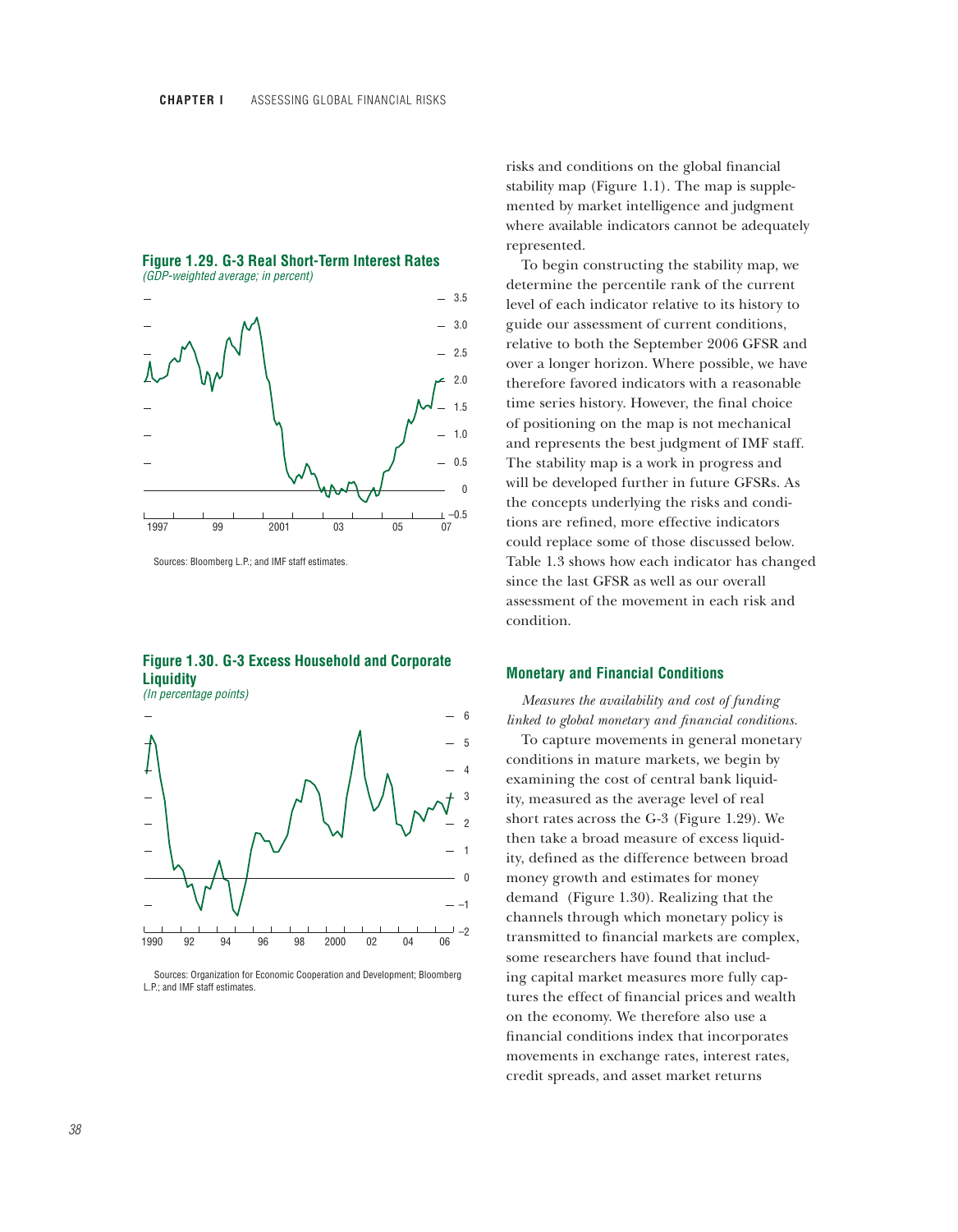**Figure 1.29. G-3 Real Short-Term Interest Rates**
*(GDP-weighted average; in percent)*

Sources: Bloomberg L.P.; and IMF staff estimates.

**Figure 1.30. G-3 Excess Household and Corporate Liquidity**
*(In percentage points)*

Sources: Organization for Economic Cooperation and Development; Bloomberg L.P.; and IMF staff estimates.

risks and conditions on the global financial stability map (Figure 1.1). The map is supplemented by market intelligence and judgment where available indicators cannot be adequately represented.

To begin constructing the stability map, we determine the percentile rank of the current level of each indicator relative to its history to guide our assessment of current conditions, relative to both the September 2006 GFSR and over a longer horizon. Where possible, we have therefore favored indicators with a reasonable time series history. However, the final choice of positioning on the map is not mechanical and represents the best judgment of IMF staff. The stability map is a work in progress and will be developed further in future GFSRs. As the concepts underlying the risks and conditions are refined, more effective indicators could replace some of those discussed below. Table 1.3 shows how each indicator has changed since the last GFSR as well as our overall assessment of the movement in each risk and condition.

### Monetary and Financial Conditions

*Measures the availability and cost of funding linked to global monetary and financial conditions.*

To capture movements in general monetary conditions in mature markets, we begin by examining the cost of central bank liquidity, measured as the average level of real short rates across the G-3 (Figure 1.29). We then take a broad measure of excess liquidity, defined as the difference between broad money growth and estimates for money demand (Figure 1.30). Realizing that the channels through which monetary policy is transmitted to financial markets are complex, some researchers have found that including capital market measures more fully captures the effect of financial prices and wealth on the economy. We therefore also use a financial conditions index that incorporates movements in exchange rates, interest rates, credit spreads, and asset market returns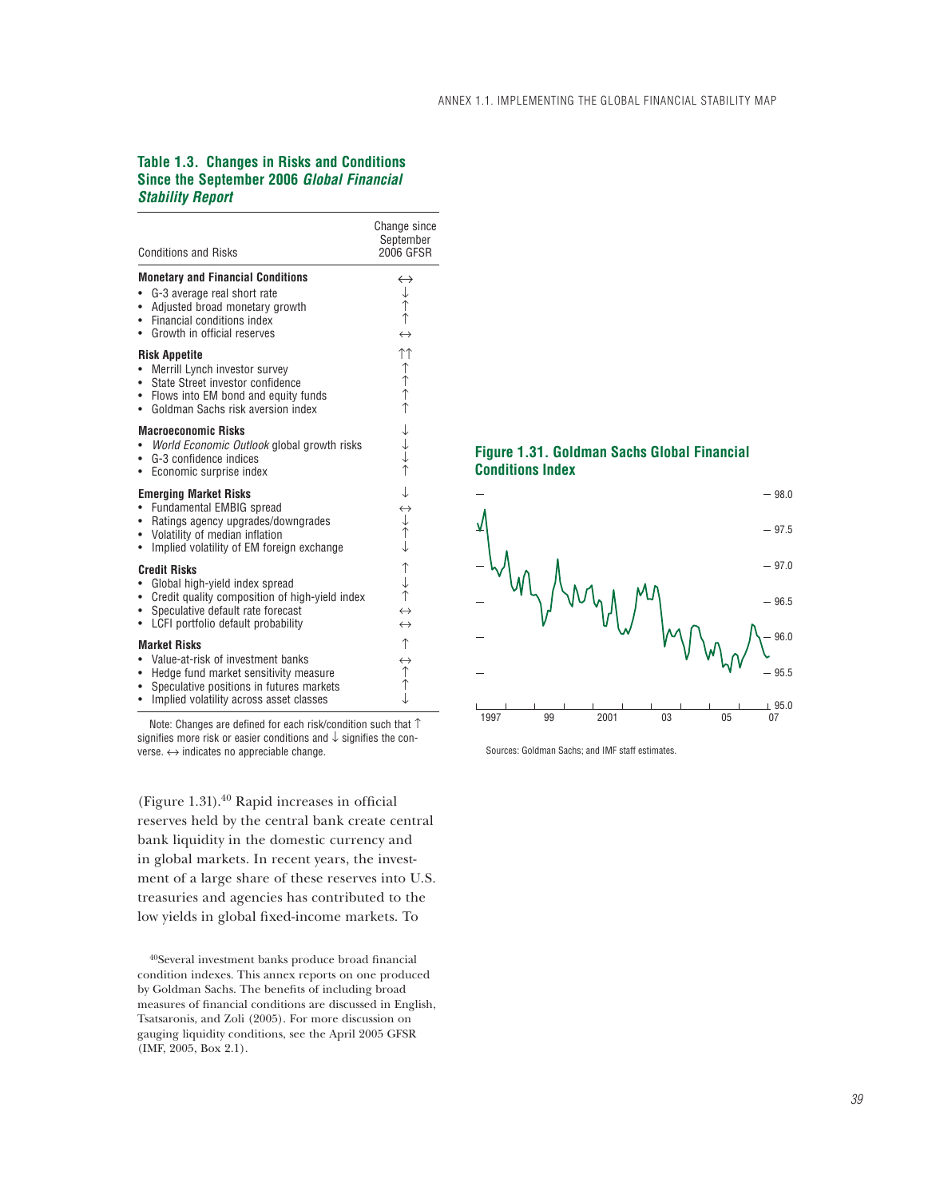### Table 1.3. Changes in Risks and Conditions Since the September 2006 *Global Financial Stability Report*

| Conditions and Risks | Change since September 2006 GFSR |
|---|---|
| **Monetary and Financial Conditions** | ↔ |
| • G-3 average real short rate | ↓ |
| • Adjusted broad monetary growth | ↑ |
| • Financial conditions index | ↑ |
| • Growth in official reserves | ↔ |
| **Risk Appetite** | ↑↑ |
| • Merrill Lynch investor survey | ↑ |
| • State Street investor confidence | ↑ |
| • Flows into EM bond and equity funds | ↑ |
| • Goldman Sachs risk aversion index | ↑ |
| **Macroeconomic Risks** | ↓ |
| • *World Economic Outlook* global growth risks | ↓ |
| • G-3 confidence indices | ↓ |
| • Economic surprise index | ↑ |
| **Emerging Market Risks** | ↓ |
| • Fundamental EMBIG spread | ↔ |
| • Ratings agency upgrades/downgrades | ↓ |
| • Volatility of median inflation | ↑ |
| • Implied volatility of EM foreign exchange | ↓ |
| **Credit Risks** | ↑ |
| • Global high-yield index spread | ↓ |
| • Credit quality composition of high-yield index | ↑ |
| • Speculative default rate forecast | ↔ |
| • LCFI portfolio default probability | ↔ |
| **Market Risks** | ↑ |
| • Value-at-risk of investment banks | ↔ |
| • Hedge fund market sensitivity measure | ↑ |
| • Speculative positions in futures markets | ↑ |
| • Implied volatility across asset classes | ↓ |

Note: Changes are defined for each risk/condition such that ↑ signifies more risk or easier conditions and ↓ signifies the converse. ↔ indicates no appreciable change.

(Figure 1.31).[40] Rapid increases in official reserves held by the central bank create central bank liquidity in the domestic currency and in global markets. In recent years, the investment of a large share of these reserves into U.S. treasuries and agencies has contributed to the low yields in global fixed-income markets. To

**Figure 1.31. Goldman Sachs Global Financial Conditions Index**

Sources: Goldman Sachs; and IMF staff estimates.

[40]Several investment banks produce broad financial condition indexes. This annex reports on one produced by Goldman Sachs. The benefits of including broad measures of financial conditions are discussed in English, Tsatsaronis, and Zoli (2005). For more discussion on gauging liquidity conditions, see the April 2005 GFSR (IMF, 2005, Box 2.1).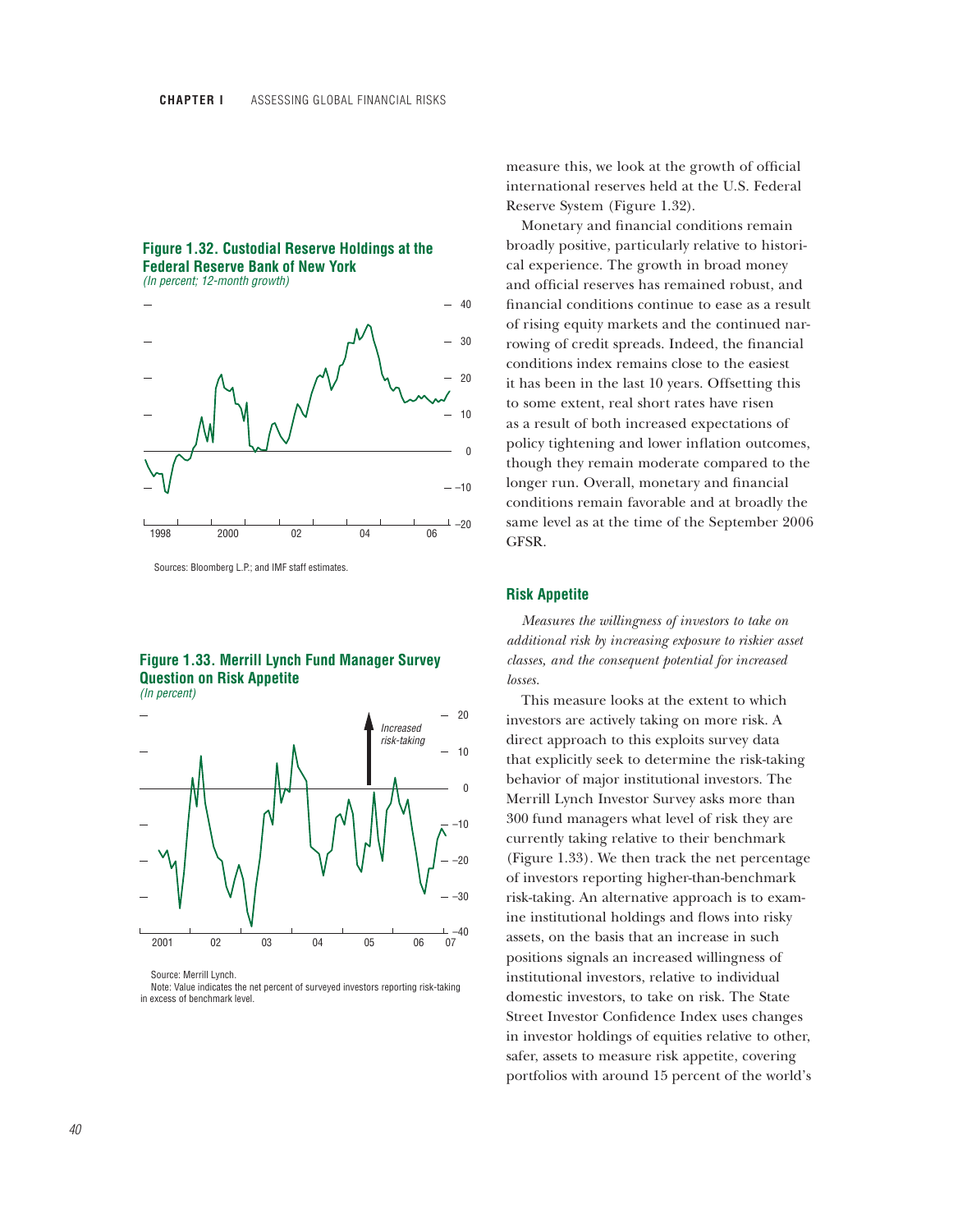**Figure 1.32. Custodial Reserve Holdings at the Federal Reserve Bank of New York**
*(In percent; 12-month growth)*

Sources: Bloomberg L.P.; and IMF staff estimates.

**Figure 1.33. Merrill Lynch Fund Manager Survey Question on Risk Appetite**
*(In percent)*

Source: Merrill Lynch.
Note: Value indicates the net percent of surveyed investors reporting risk-taking in excess of benchmark level.

measure this, we look at the growth of official international reserves held at the U.S. Federal Reserve System (Figure 1.32).

Monetary and financial conditions remain broadly positive, particularly relative to historical experience. The growth in broad money and official reserves has remained robust, and financial conditions continue to ease as a result of rising equity markets and the continued narrowing of credit spreads. Indeed, the financial conditions index remains close to the easiest it has been in the last 10 years. Offsetting this to some extent, real short rates have risen as a result of both increased expectations of policy tightening and lower inflation outcomes, though they remain moderate compared to the longer run. Overall, monetary and financial conditions remain favorable and at broadly the same level as at the time of the September 2006 GFSR.

### Risk Appetite

*Measures the willingness of investors to take on additional risk by increasing exposure to riskier asset classes, and the consequent potential for increased losses.*

This measure looks at the extent to which investors are actively taking on more risk. A direct approach to this exploits survey data that explicitly seek to determine the risk-taking behavior of major institutional investors. The Merrill Lynch Investor Survey asks more than 300 fund managers what level of risk they are currently taking relative to their benchmark (Figure 1.33). We then track the net percentage of investors reporting higher-than-benchmark risk-taking. An alternative approach is to examine institutional holdings and flows into risky assets, on the basis that an increase in such positions signals an increased willingness of institutional investors, relative to individual domestic investors, to take on risk. The State Street Investor Confidence Index uses changes in investor holdings of equities relative to other, safer, assets to measure risk appetite, covering portfolios with around 15 percent of the world's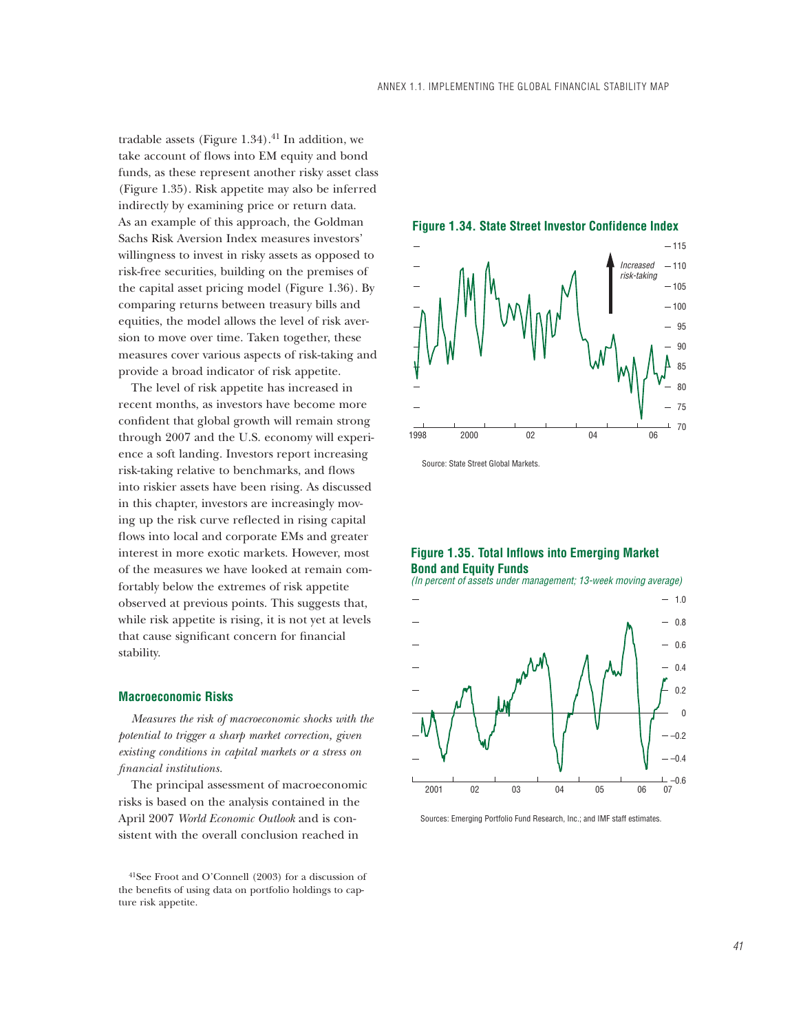tradable assets (Figure 1.34).[41] In addition, we take account of flows into EM equity and bond funds, as these represent another risky asset class (Figure 1.35). Risk appetite may also be inferred indirectly by examining price or return data. As an example of this approach, the Goldman Sachs Risk Aversion Index measures investors' willingness to invest in risky assets as opposed to risk-free securities, building on the premises of the capital asset pricing model (Figure 1.36). By comparing returns between treasury bills and equities, the model allows the level of risk aversion to move over time. Taken together, these measures cover various aspects of risk-taking and provide a broad indicator of risk appetite.

The level of risk appetite has increased in recent months, as investors have become more confident that global growth will remain strong through 2007 and the U.S. economy will experience a soft landing. Investors report increasing risk-taking relative to benchmarks, and flows into riskier assets have been rising. As discussed in this chapter, investors are increasingly moving up the risk curve reflected in rising capital flows into local and corporate EMs and greater interest in more exotic markets. However, most of the measures we have looked at remain comfortably below the extremes of risk appetite observed at previous points. This suggests that, while risk appetite is rising, it is not yet at levels that cause significant concern for financial stability.

### Macroeconomic Risks

*Measures the risk of macroeconomic shocks with the potential to trigger a sharp market correction, given existing conditions in capital markets or a stress on financial institutions.*

The principal assessment of macroeconomic risks is based on the analysis contained in the April 2007 *World Economic Outlook* and is consistent with the overall conclusion reached in

**Figure 1.34. State Street Investor Confidence Index**

Source: State Street Global Markets.

**Figure 1.35. Total Inflows into Emerging Market Bond and Equity Funds**

*(In percent of assets under management; 13-week moving average)*

Sources: Emerging Portfolio Fund Research, Inc.; and IMF staff estimates.

[41]See Froot and O'Connell (2003) for a discussion of the benefits of using data on portfolio holdings to capture risk appetite.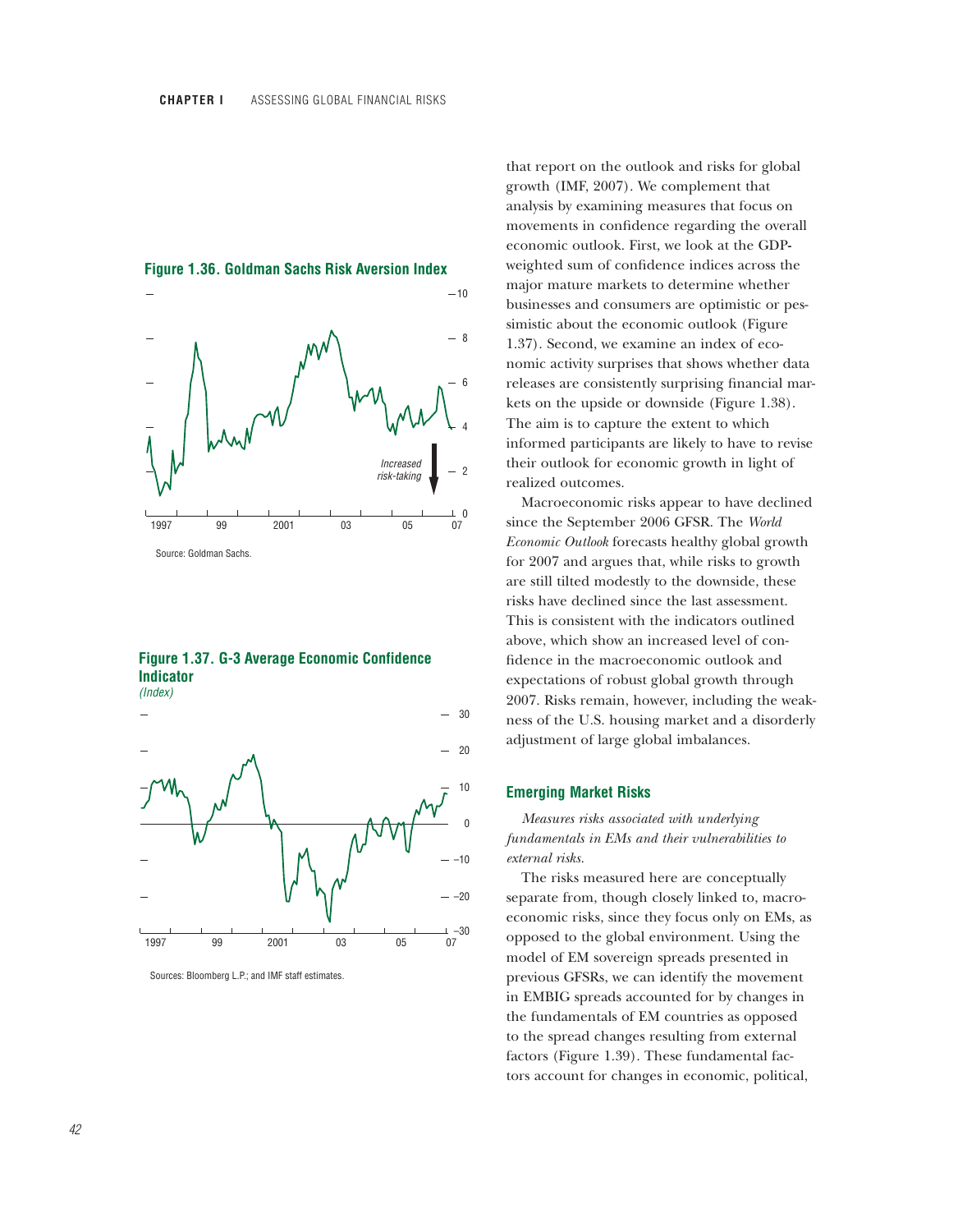**Figure 1.36. Goldman Sachs Risk Aversion Index**

Source: Goldman Sachs.

**Figure 1.37. G-3 Average Economic Confidence Indicator**
*(Index)*

Sources: Bloomberg L.P.; and IMF staff estimates.

that report on the outlook and risks for global growth (IMF, 2007). We complement that analysis by examining measures that focus on movements in confidence regarding the overall economic outlook. First, we look at the GDP-weighted sum of confidence indices across the major mature markets to determine whether businesses and consumers are optimistic or pessimistic about the economic outlook (Figure 1.37). Second, we examine an index of economic activity surprises that shows whether data releases are consistently surprising financial markets on the upside or downside (Figure 1.38). The aim is to capture the extent to which informed participants are likely to have to revise their outlook for economic growth in light of realized outcomes.

Macroeconomic risks appear to have declined since the September 2006 GFSR. The *World Economic Outlook* forecasts healthy global growth for 2007 and argues that, while risks to growth are still tilted modestly to the downside, these risks have declined since the last assessment. This is consistent with the indicators outlined above, which show an increased level of confidence in the macroeconomic outlook and expectations of robust global growth through 2007. Risks remain, however, including the weakness of the U.S. housing market and a disorderly adjustment of large global imbalances.

### Emerging Market Risks

*Measures risks associated with underlying fundamentals in EMs and their vulnerabilities to external risks.*

The risks measured here are conceptually separate from, though closely linked to, macroeconomic risks, since they focus only on EMs, as opposed to the global environment. Using the model of EM sovereign spreads presented in previous GFSRs, we can identify the movement in EMBIG spreads accounted for by changes in the fundamentals of EM countries as opposed to the spread changes resulting from external factors (Figure 1.39). These fundamental factors account for changes in economic, political,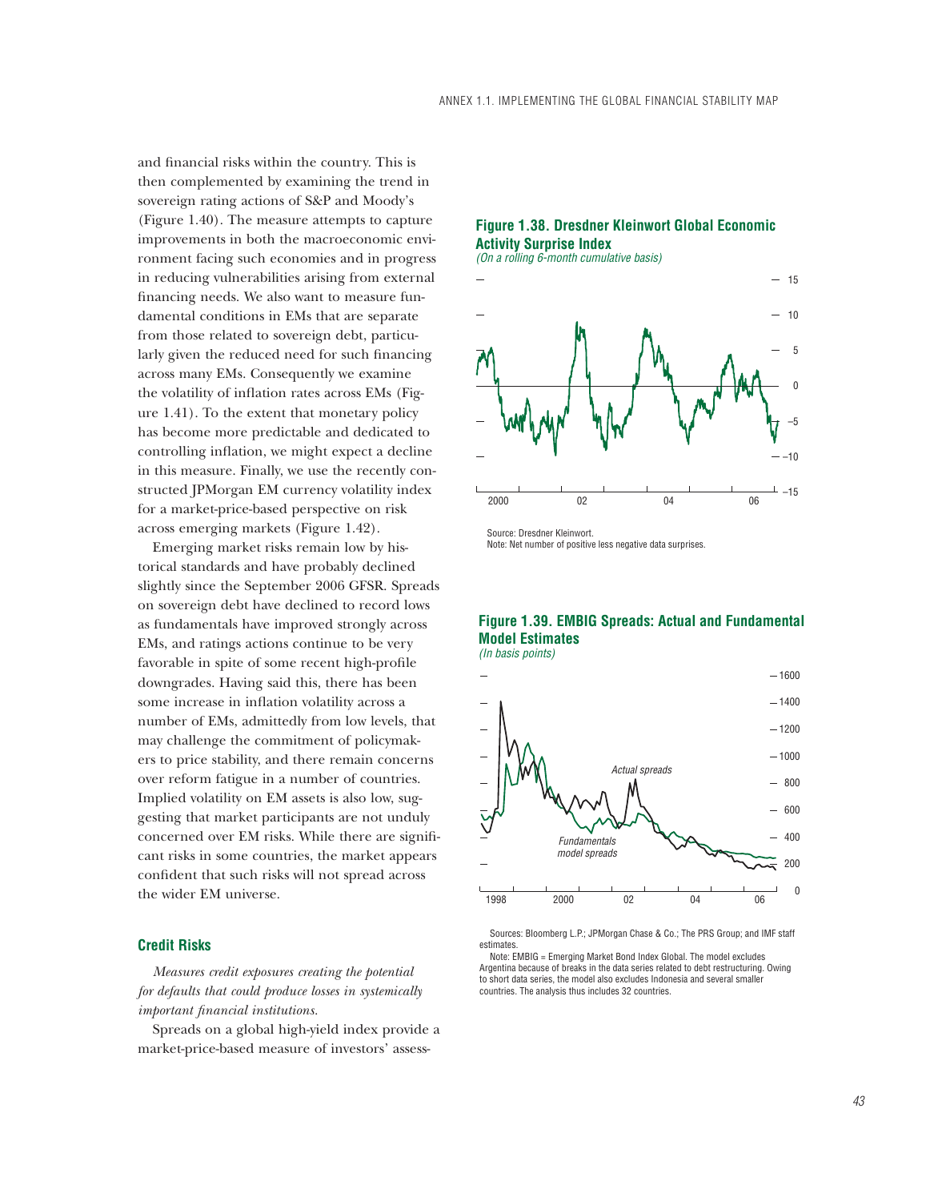and financial risks within the country. This is then complemented by examining the trend in sovereign rating actions of S&P and Moody's (Figure 1.40). The measure attempts to capture improvements in both the macroeconomic environment facing such economies and in progress in reducing vulnerabilities arising from external financing needs. We also want to measure fundamental conditions in EMs that are separate from those related to sovereign debt, particularly given the reduced need for such financing across many EMs. Consequently we examine the volatility of inflation rates across EMs (Figure 1.41). To the extent that monetary policy has become more predictable and dedicated to controlling inflation, we might expect a decline in this measure. Finally, we use the recently constructed JPMorgan EM currency volatility index for a market-price-based perspective on risk across emerging markets (Figure 1.42).

Emerging market risks remain low by historical standards and have probably declined slightly since the September 2006 GFSR. Spreads on sovereign debt have declined to record lows as fundamentals have improved strongly across EMs, and ratings actions continue to be very favorable in spite of some recent high-profile downgrades. Having said this, there has been some increase in inflation volatility across a number of EMs, admittedly from low levels, that may challenge the commitment of policymakers to price stability, and there remain concerns over reform fatigue in a number of countries. Implied volatility on EM assets is also low, suggesting that market participants are not unduly concerned over EM risks. While there are significant risks in some countries, the market appears confident that such risks will not spread across the wider EM universe.

### Credit Risks

*Measures credit exposures creating the potential for defaults that could produce losses in systemically important financial institutions.*

Spreads on a global high-yield index provide a market-price-based measure of investors' assess-

**Figure 1.38. Dresdner Kleinwort Global Economic Activity Surprise Index**
*(On a rolling 6-month cumulative basis)*

Source: Dresdner Kleinwort.
Note: Net number of positive less negative data surprises.

**Figure 1.39. EMBIG Spreads: Actual and Fundamental Model Estimates**
*(In basis points)*

Sources: Bloomberg L.P.; JPMorgan Chase & Co.; The PRS Group; and IMF staff estimates.
Note: EMBIG = Emerging Market Bond Index Global. The model excludes Argentina because of breaks in the data series related to debt restructuring. Owing to short data series, the model also excludes Indonesia and several smaller countries. The analysis thus includes 32 countries.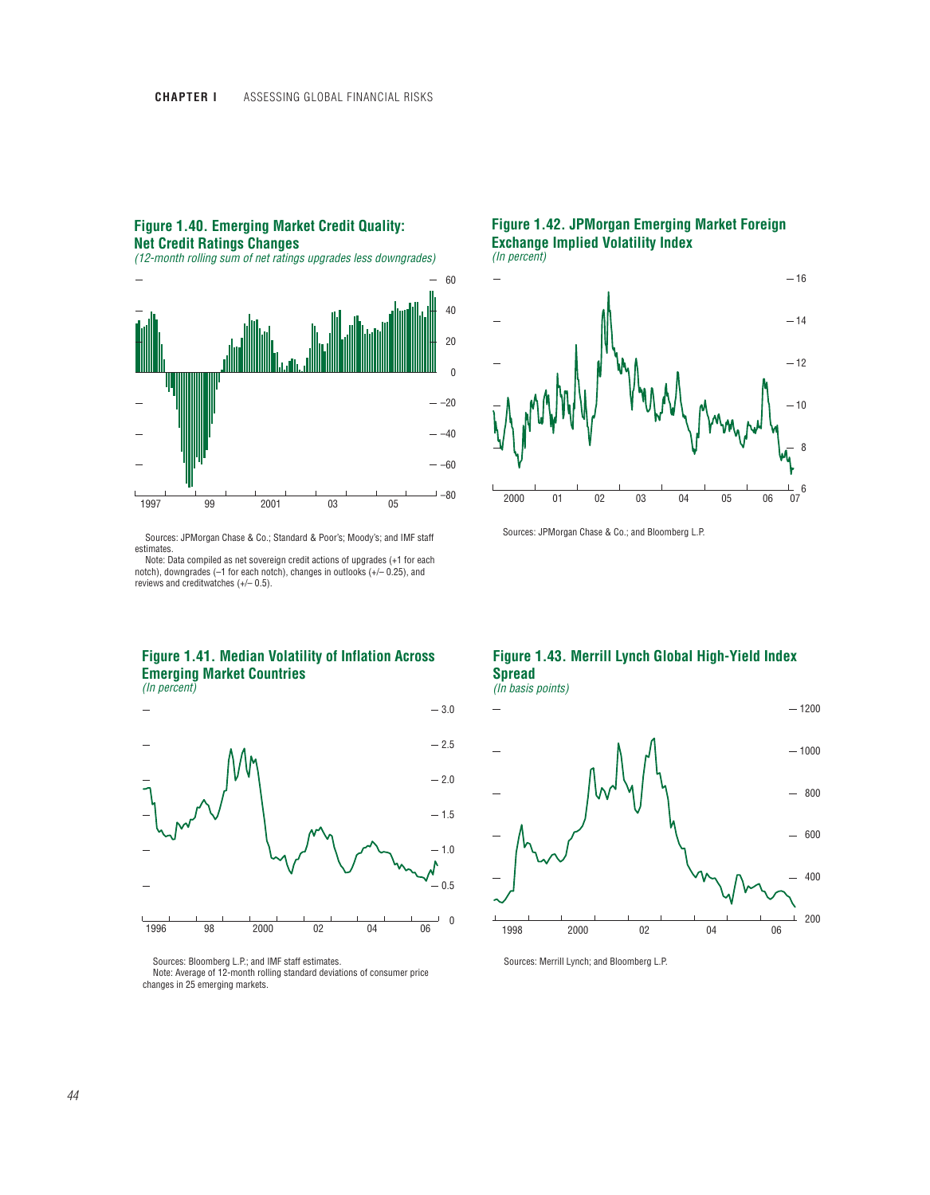### Figure 1.40. Emerging Market Credit Quality: Net Credit Ratings Changes

*(12-month rolling sum of net ratings upgrades less downgrades)*

Sources: JPMorgan Chase & Co.; Standard & Poor's; Moody's; and IMF staff estimates.

Note: Data compiled as net sovereign credit actions of upgrades (+1 for each notch), downgrades (–1 for each notch), changes in outlooks (+/– 0.25), and reviews and creditwatches (+/– 0.5).

### Figure 1.41. Median Volatility of Inflation Across Emerging Market Countries

*(In percent)*

Sources: Bloomberg L.P.; and IMF staff estimates.

Note: Average of 12-month rolling standard deviations of consumer price changes in 25 emerging markets.

### Figure 1.42. JPMorgan Emerging Market Foreign Exchange Implied Volatility Index

*(In percent)*

Sources: JPMorgan Chase & Co.; and Bloomberg L.P.

### Figure 1.43. Merrill Lynch Global High-Yield Index Spread

*(In basis points)*

Sources: Merrill Lynch; and Bloomberg L.P.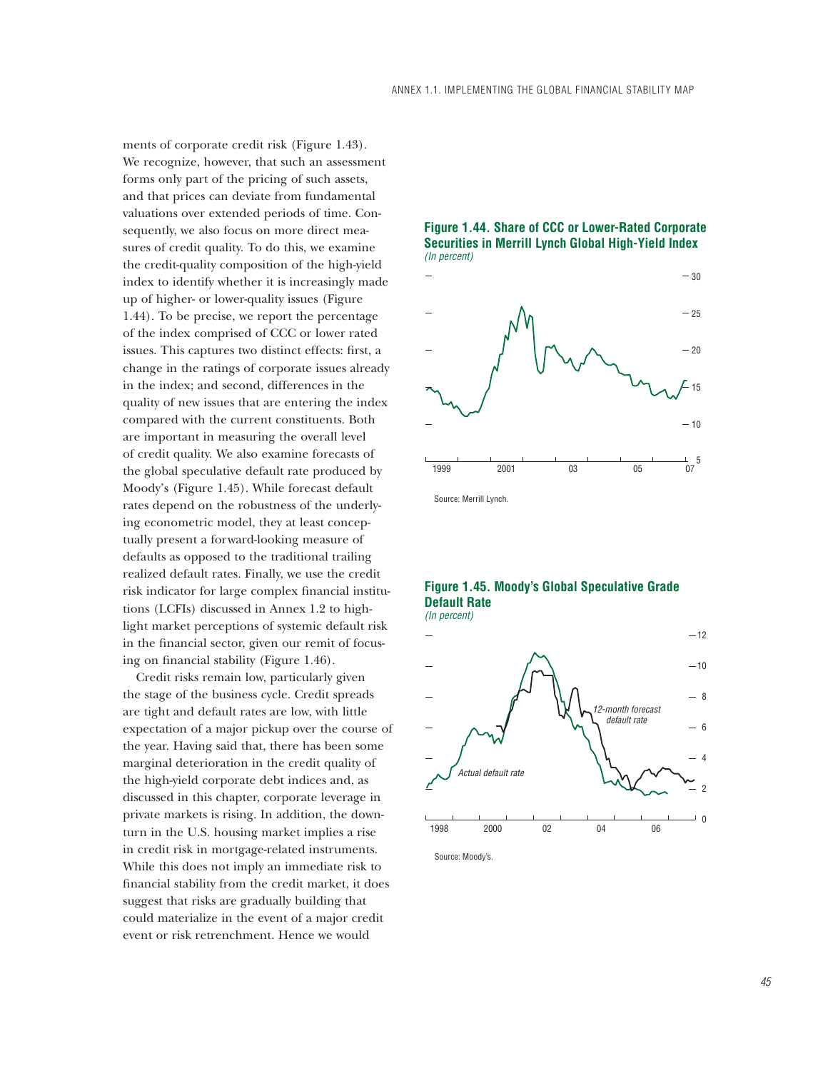ments of corporate credit risk (Figure 1.43). We recognize, however, that such an assessment forms only part of the pricing of such assets, and that prices can deviate from fundamental valuations over extended periods of time. Consequently, we also focus on more direct measures of credit quality. To do this, we examine the credit-quality composition of the high-yield index to identify whether it is increasingly made up of higher- or lower-quality issues (Figure 1.44). To be precise, we report the percentage of the index comprised of CCC or lower rated issues. This captures two distinct effects: first, a change in the ratings of corporate issues already in the index; and second, differences in the quality of new issues that are entering the index compared with the current constituents. Both are important in measuring the overall level of credit quality. We also examine forecasts of the global speculative default rate produced by Moody's (Figure 1.45). While forecast default rates depend on the robustness of the underlying econometric model, they at least conceptually present a forward-looking measure of defaults as opposed to the traditional trailing realized default rates. Finally, we use the credit risk indicator for large complex financial institutions (LCFIs) discussed in Annex 1.2 to highlight market perceptions of systemic default risk in the financial sector, given our remit of focusing on financial stability (Figure 1.46).

Credit risks remain low, particularly given the stage of the business cycle. Credit spreads are tight and default rates are low, with little expectation of a major pickup over the course of the year. Having said that, there has been some marginal deterioration in the credit quality of the high-yield corporate debt indices and, as discussed in this chapter, corporate leverage in private markets is rising. In addition, the downturn in the U.S. housing market implies a rise in credit risk in mortgage-related instruments. While this does not imply an immediate risk to financial stability from the credit market, it does suggest that risks are gradually building that could materialize in the event of a major credit event or risk retrenchment. Hence we would

**Figure 1.44. Share of CCC or Lower-Rated Corporate Securities in Merrill Lynch Global High-Yield Index**
*(In percent)*

Source: Merrill Lynch.

**Figure 1.45. Moody's Global Speculative Grade Default Rate**
*(In percent)*

Source: Moody's.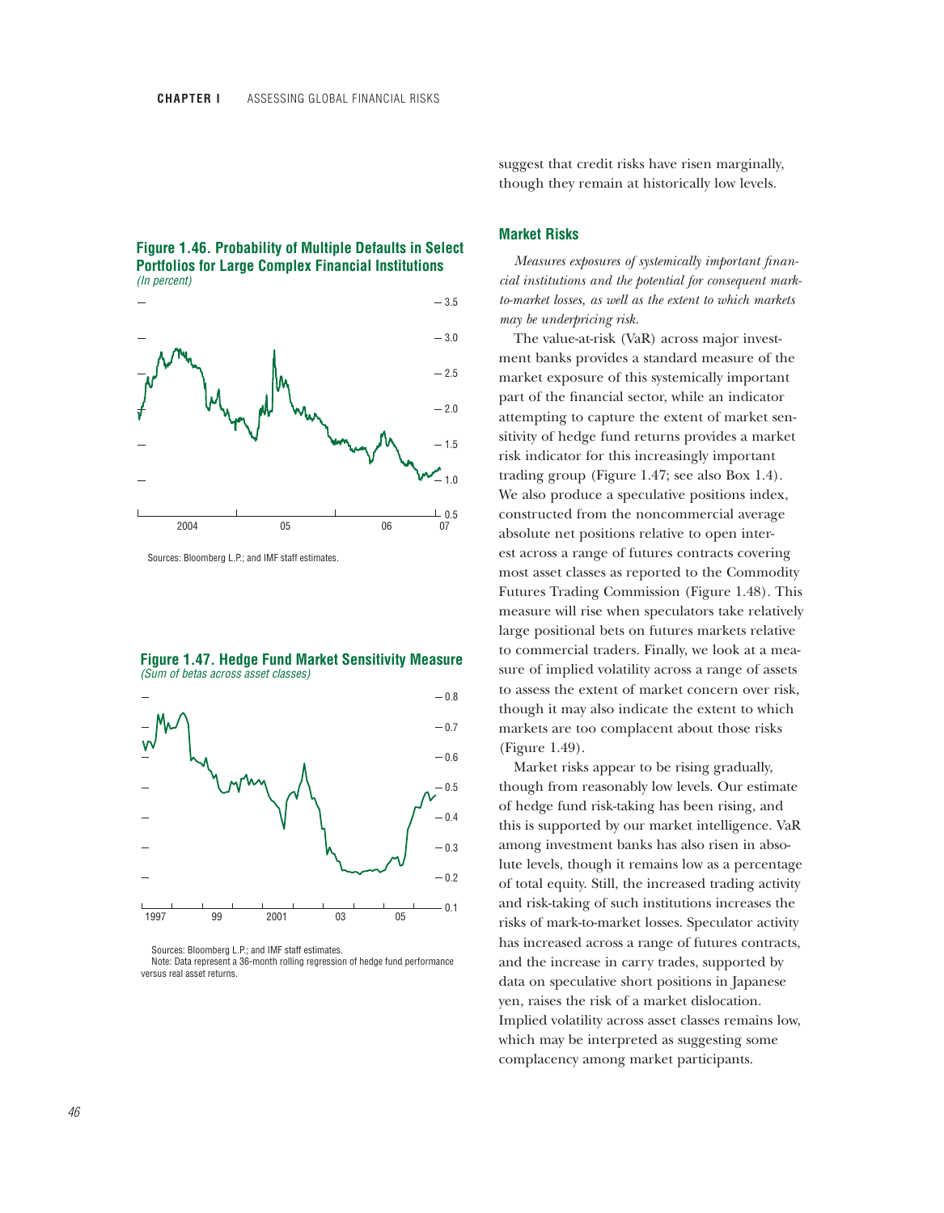**Figure 1.46. Probability of Multiple Defaults in Select Portfolios for Large Complex Financial Institutions**
*(In percent)*

Sources: Bloomberg L.P.; and IMF staff estimates.

**Figure 1.47. Hedge Fund Market Sensitivity Measure**
*(Sum of betas across asset classes)*

Sources: Bloomberg L.P.; and IMF staff estimates.
Note: Data represent a 36-month rolling regression of hedge fund performance versus real asset returns.

suggest that credit risks have risen marginally, though they remain at historically low levels.

### Market Risks

*Measures exposures of systemically important financial institutions and the potential for consequent mark-to-market losses, as well as the extent to which markets may be underpricing risk.*

The value-at-risk (VaR) across major investment banks provides a standard measure of the market exposure of this systemically important part of the financial sector, while an indicator attempting to capture the extent of market sensitivity of hedge fund returns provides a market risk indicator for this increasingly important trading group (Figure 1.47; see also Box 1.4). We also produce a speculative positions index, constructed from the noncommercial average absolute net positions relative to open interest across a range of futures contracts covering most asset classes as reported to the Commodity Futures Trading Commission (Figure 1.48). This measure will rise when speculators take relatively large positional bets on futures markets relative to commercial traders. Finally, we look at a measure of implied volatility across a range of assets to assess the extent of market concern over risk, though it may also indicate the extent to which markets are too complacent about those risks (Figure 1.49).

Market risks appear to be rising gradually, though from reasonably low levels. Our estimate of hedge fund risk-taking has been rising, and this is supported by our market intelligence. VaR among investment banks has also risen in absolute levels, though it remains low as a percentage of total equity. Still, the increased trading activity and risk-taking of such institutions increases the risks of mark-to-market losses. Speculator activity has increased across a range of futures contracts, and the increase in carry trades, supported by data on speculative short positions in Japanese yen, raises the risk of a market dislocation. Implied volatility across asset classes remains low, which may be interpreted as suggesting some complacency among market participants.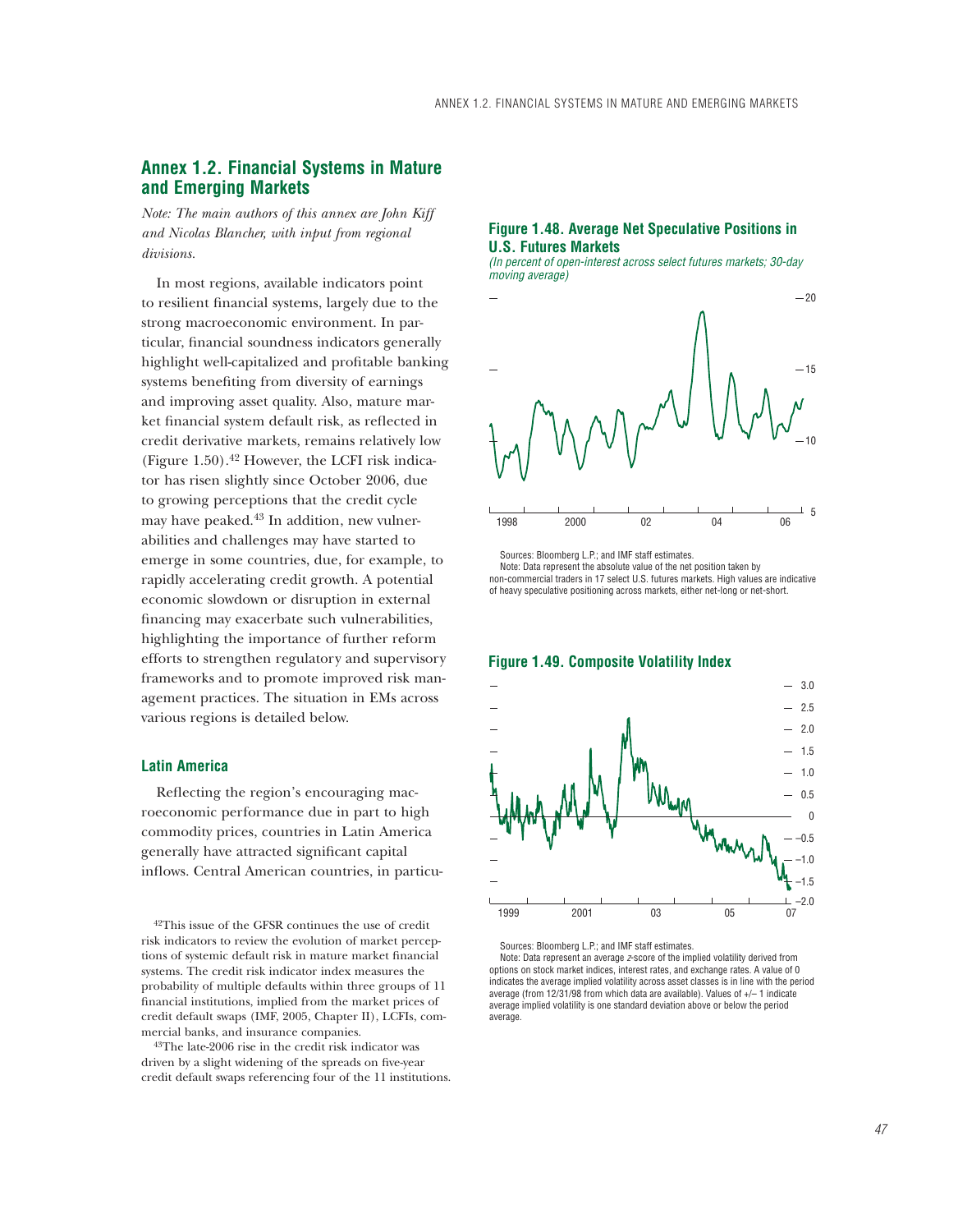## Annex 1.2. Financial Systems in Mature and Emerging Markets

*Note: The main authors of this annex are John Kiff and Nicolas Blancher, with input from regional divisions.*

In most regions, available indicators point to resilient financial systems, largely due to the strong macroeconomic environment. In particular, financial soundness indicators generally highlight well-capitalized and profitable banking systems benefiting from diversity of earnings and improving asset quality. Also, mature market financial system default risk, as reflected in credit derivative markets, remains relatively low (Figure 1.50).[42] However, the LCFI risk indicator has risen slightly since October 2006, due to growing perceptions that the credit cycle may have peaked.[43] In addition, new vulnerabilities and challenges may have started to emerge in some countries, due, for example, to rapidly accelerating credit growth. A potential economic slowdown or disruption in external financing may exacerbate such vulnerabilities, highlighting the importance of further reform efforts to strengthen regulatory and supervisory frameworks and to promote improved risk management practices. The situation in EMs across various regions is detailed below.

### Latin America

Reflecting the region's encouraging macroeconomic performance due in part to high commodity prices, countries in Latin America generally have attracted significant capital inflows. Central American countries, in particu-

[42]This issue of the GFSR continues the use of credit risk indicators to review the evolution of market perceptions of systemic default risk in mature market financial systems. The credit risk indicator index measures the probability of multiple defaults within three groups of 11 financial institutions, implied from the market prices of credit default swaps (IMF, 2005, Chapter II), LCFIs, commercial banks, and insurance companies.

[43]The late-2006 rise in the credit risk indicator was driven by a slight widening of the spreads on five-year credit default swaps referencing four of the 11 institutions.

**Figure 1.48. Average Net Speculative Positions in U.S. Futures Markets**

*(In percent of open-interest across select futures markets; 30-day moving average)*

Sources: Bloomberg L.P.; and IMF staff estimates.

Note: Data represent the absolute value of the net position taken by non-commercial traders in 17 select U.S. futures markets. High values are indicative of heavy speculative positioning across markets, either net-long or net-short.

**Figure 1.49. Composite Volatility Index**

Sources: Bloomberg L.P.; and IMF staff estimates.

Note: Data represent an average *z*-score of the implied volatility derived from options on stock market indices, interest rates, and exchange rates. A value of 0 indicates the average implied volatility across asset classes is in line with the period average (from 12/31/98 from which data are available). Values of +/– 1 indicate average implied volatility is one standard deviation above or below the period average.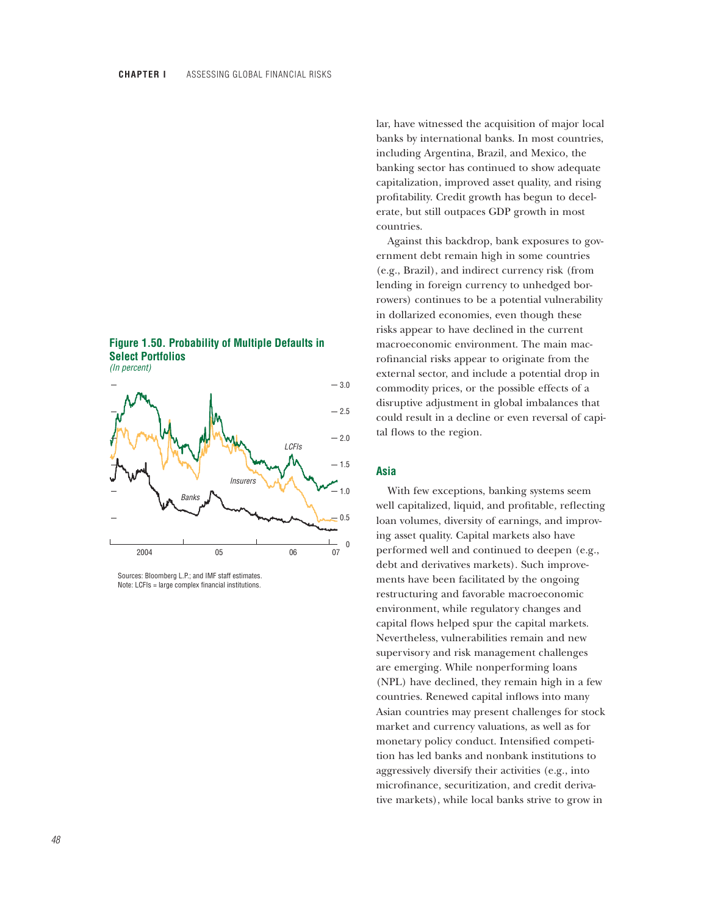lar, have witnessed the acquisition of major local banks by international banks. In most countries, including Argentina, Brazil, and Mexico, the banking sector has continued to show adequate capitalization, improved asset quality, and rising profitability. Credit growth has begun to decelerate, but still outpaces GDP growth in most countries.

Against this backdrop, bank exposures to government debt remain high in some countries (e.g., Brazil), and indirect currency risk (from lending in foreign currency to unhedged borrowers) continues to be a potential vulnerability in dollarized economies, even though these risks appear to have declined in the current macroeconomic environment. The main macrofinancial risks appear to originate from the external sector, and include a potential drop in commodity prices, or the possible effects of a disruptive adjustment in global imbalances that could result in a decline or even reversal of capital flows to the region.

**Figure 1.50. Probability of Multiple Defaults in Select Portfolios**
*(In percent)*

3.0
2.5
2.0
1.5
1.0
0.5
0

LCFIs
Insurers
Banks

2004
05
06
07

Sources: Bloomberg L.P.; and IMF staff estimates.
Note: LCFIs = large complex financial institutions.

## Asia

With few exceptions, banking systems seem well capitalized, liquid, and profitable, reflecting loan volumes, diversity of earnings, and improving asset quality. Capital markets also have performed well and continued to deepen (e.g., debt and derivatives markets). Such improvements have been facilitated by the ongoing restructuring and favorable macroeconomic environment, while regulatory changes and capital flows helped spur the capital markets. Nevertheless, vulnerabilities remain and new supervisory and risk management challenges are emerging. While nonperforming loans (NPL) have declined, they remain high in a few countries. Renewed capital inflows into many Asian countries may present challenges for stock market and currency valuations, as well as for monetary policy conduct. Intensified competition has led banks and nonbank institutions to aggressively diversify their activities (e.g., into microfinance, securitization, and credit derivative markets), while local banks strive to grow in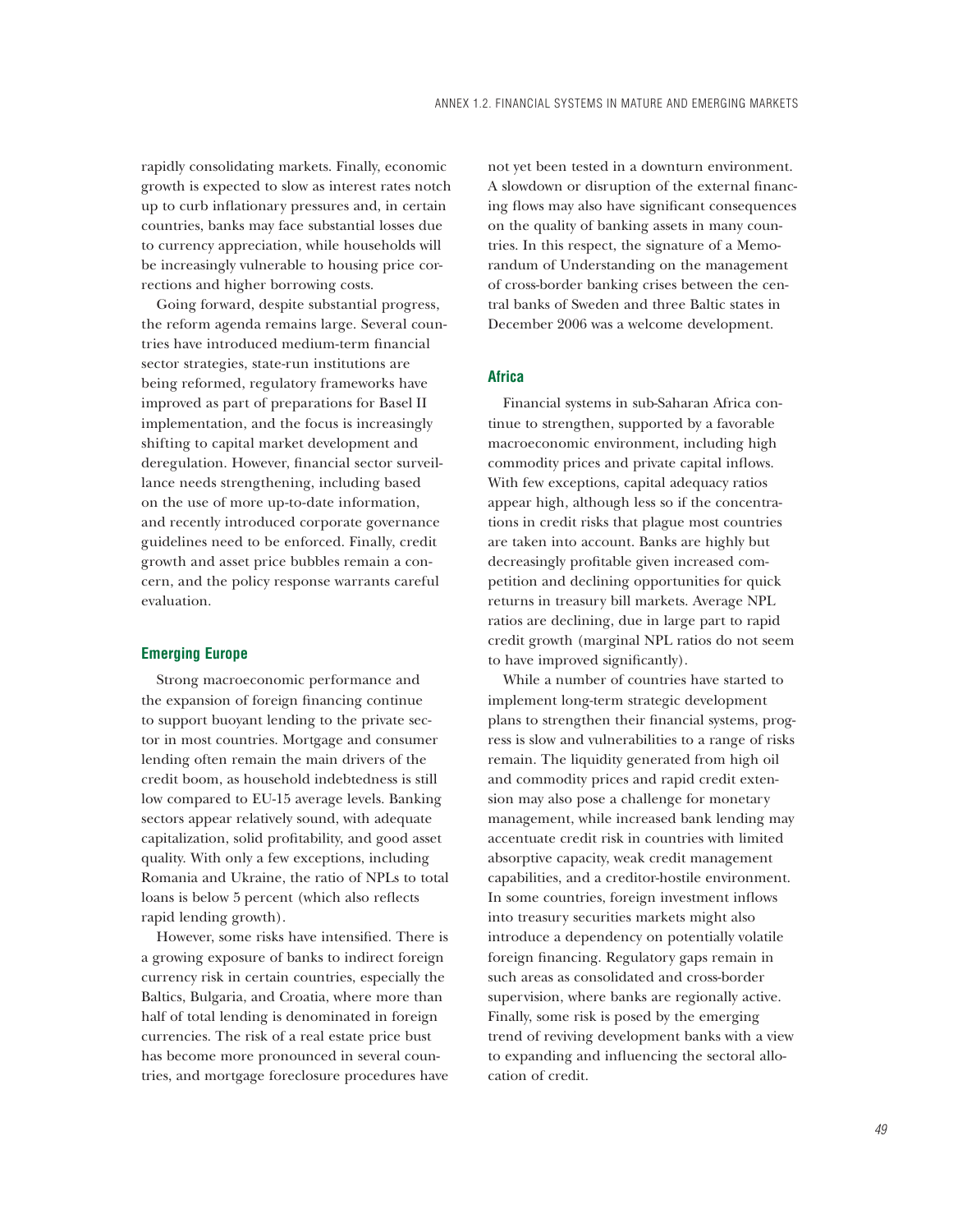rapidly consolidating markets. Finally, economic growth is expected to slow as interest rates notch up to curb inflationary pressures and, in certain countries, banks may face substantial losses due to currency appreciation, while households will be increasingly vulnerable to housing price corrections and higher borrowing costs.

Going forward, despite substantial progress, the reform agenda remains large. Several countries have introduced medium-term financial sector strategies, state-run institutions are being reformed, regulatory frameworks have improved as part of preparations for Basel II implementation, and the focus is increasingly shifting to capital market development and deregulation. However, financial sector surveillance needs strengthening, including based on the use of more up-to-date information, and recently introduced corporate governance guidelines need to be enforced. Finally, credit growth and asset price bubbles remain a concern, and the policy response warrants careful evaluation.

### Emerging Europe

Strong macroeconomic performance and the expansion of foreign financing continue to support buoyant lending to the private sector in most countries. Mortgage and consumer lending often remain the main drivers of the credit boom, as household indebtedness is still low compared to EU-15 average levels. Banking sectors appear relatively sound, with adequate capitalization, solid profitability, and good asset quality. With only a few exceptions, including Romania and Ukraine, the ratio of NPLs to total loans is below 5 percent (which also reflects rapid lending growth).

However, some risks have intensified. There is a growing exposure of banks to indirect foreign currency risk in certain countries, especially the Baltics, Bulgaria, and Croatia, where more than half of total lending is denominated in foreign currencies. The risk of a real estate price bust has become more pronounced in several countries, and mortgage foreclosure procedures have not yet been tested in a downturn environment. A slowdown or disruption of the external financing flows may also have significant consequences on the quality of banking assets in many countries. In this respect, the signature of a Memorandum of Understanding on the management of cross-border banking crises between the central banks of Sweden and three Baltic states in December 2006 was a welcome development.

### Africa

Financial systems in sub-Saharan Africa continue to strengthen, supported by a favorable macroeconomic environment, including high commodity prices and private capital inflows. With few exceptions, capital adequacy ratios appear high, although less so if the concentrations in credit risks that plague most countries are taken into account. Banks are highly but decreasingly profitable given increased competition and declining opportunities for quick returns in treasury bill markets. Average NPL ratios are declining, due in large part to rapid credit growth (marginal NPL ratios do not seem to have improved significantly).

While a number of countries have started to implement long-term strategic development plans to strengthen their financial systems, progress is slow and vulnerabilities to a range of risks remain. The liquidity generated from high oil and commodity prices and rapid credit extension may also pose a challenge for monetary management, while increased bank lending may accentuate credit risk in countries with limited absorptive capacity, weak credit management capabilities, and a creditor-hostile environment. In some countries, foreign investment inflows into treasury securities markets might also introduce a dependency on potentially volatile foreign financing. Regulatory gaps remain in such areas as consolidated and cross-border supervision, where banks are regionally active. Finally, some risk is posed by the emerging trend of reviving development banks with a view to expanding and influencing the sectoral allocation of credit.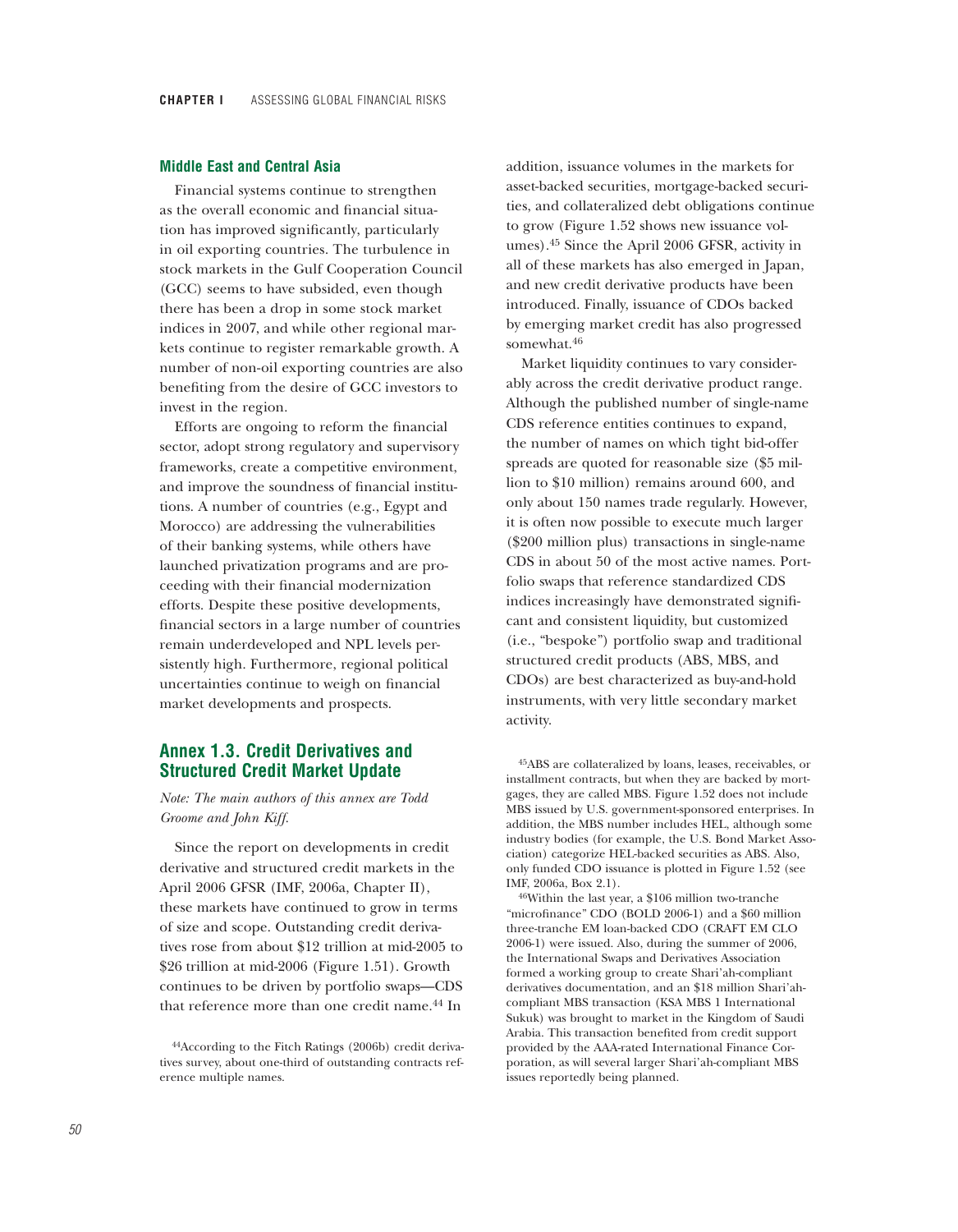## Middle East and Central Asia

Financial systems continue to strengthen as the overall economic and financial situation has improved significantly, particularly in oil exporting countries. The turbulence in stock markets in the Gulf Cooperation Council (GCC) seems to have subsided, even though there has been a drop in some stock market indices in 2007, and while other regional markets continue to register remarkable growth. A number of non-oil exporting countries are also benefiting from the desire of GCC investors to invest in the region.

Efforts are ongoing to reform the financial sector, adopt strong regulatory and supervisory frameworks, create a competitive environment, and improve the soundness of financial institutions. A number of countries (e.g., Egypt and Morocco) are addressing the vulnerabilities of their banking systems, while others have launched privatization programs and are proceeding with their financial modernization efforts. Despite these positive developments, financial sectors in a large number of countries remain underdeveloped and NPL levels persistently high. Furthermore, regional political uncertainties continue to weigh on financial market developments and prospects.

## Annex 1.3. Credit Derivatives and Structured Credit Market Update

*Note: The main authors of this annex are Todd Groome and John Kiff.*

Since the report on developments in credit derivative and structured credit markets in the April 2006 GFSR (IMF, 2006a, Chapter II), these markets have continued to grow in terms of size and scope. Outstanding credit derivatives rose from about \$12 trillion at mid-2005 to \$26 trillion at mid-2006 (Figure 1.51). Growth continues to be driven by portfolio swaps—CDS that reference more than one credit name.[44] In addition, issuance volumes in the markets for asset-backed securities, mortgage-backed securities, and collateralized debt obligations continue to grow (Figure 1.52 shows new issuance volumes).[45] Since the April 2006 GFSR, activity in all of these markets has also emerged in Japan, and new credit derivative products have been introduced. Finally, issuance of CDOs backed by emerging market credit has also progressed somewhat.[46]

Market liquidity continues to vary considerably across the credit derivative product range. Although the published number of single-name CDS reference entities continues to expand, the number of names on which tight bid-offer spreads are quoted for reasonable size (\$5 million to \$10 million) remains around 600, and only about 150 names trade regularly. However, it is often now possible to execute much larger (\$200 million plus) transactions in single-name CDS in about 50 of the most active names. Portfolio swaps that reference standardized CDS indices increasingly have demonstrated significant and consistent liquidity, but customized (i.e., "bespoke") portfolio swap and traditional structured credit products (ABS, MBS, and CDOs) are best characterized as buy-and-hold instruments, with very little secondary market activity.

[44] According to the Fitch Ratings (2006b) credit derivatives survey, about one-third of outstanding contracts reference multiple names.

[45] ABS are collateralized by loans, leases, receivables, or installment contracts, but when they are backed by mortgages, they are called MBS. Figure 1.52 does not include MBS issued by U.S. government-sponsored enterprises. In addition, the MBS number includes HEL, although some industry bodies (for example, the U.S. Bond Market Association) categorize HEL-backed securities as ABS. Also, only funded CDO issuance is plotted in Figure 1.52 (see IMF, 2006a, Box 2.1).

[46] Within the last year, a \$106 million two-tranche "microfinance" CDO (BOLD 2006-1) and a \$60 million three-tranche EM loan-backed CDO (CRAFT EM CLO 2006-1) were issued. Also, during the summer of 2006, the International Swaps and Derivatives Association formed a working group to create Shari'ah-compliant derivatives documentation, and an \$18 million Shari'ah-compliant MBS transaction (KSA MBS 1 International Sukuk) was brought to market in the Kingdom of Saudi Arabia. This transaction benefited from credit support provided by the AAA-rated International Finance Corporation, as will several larger Shari'ah-compliant MBS issues reportedly being planned.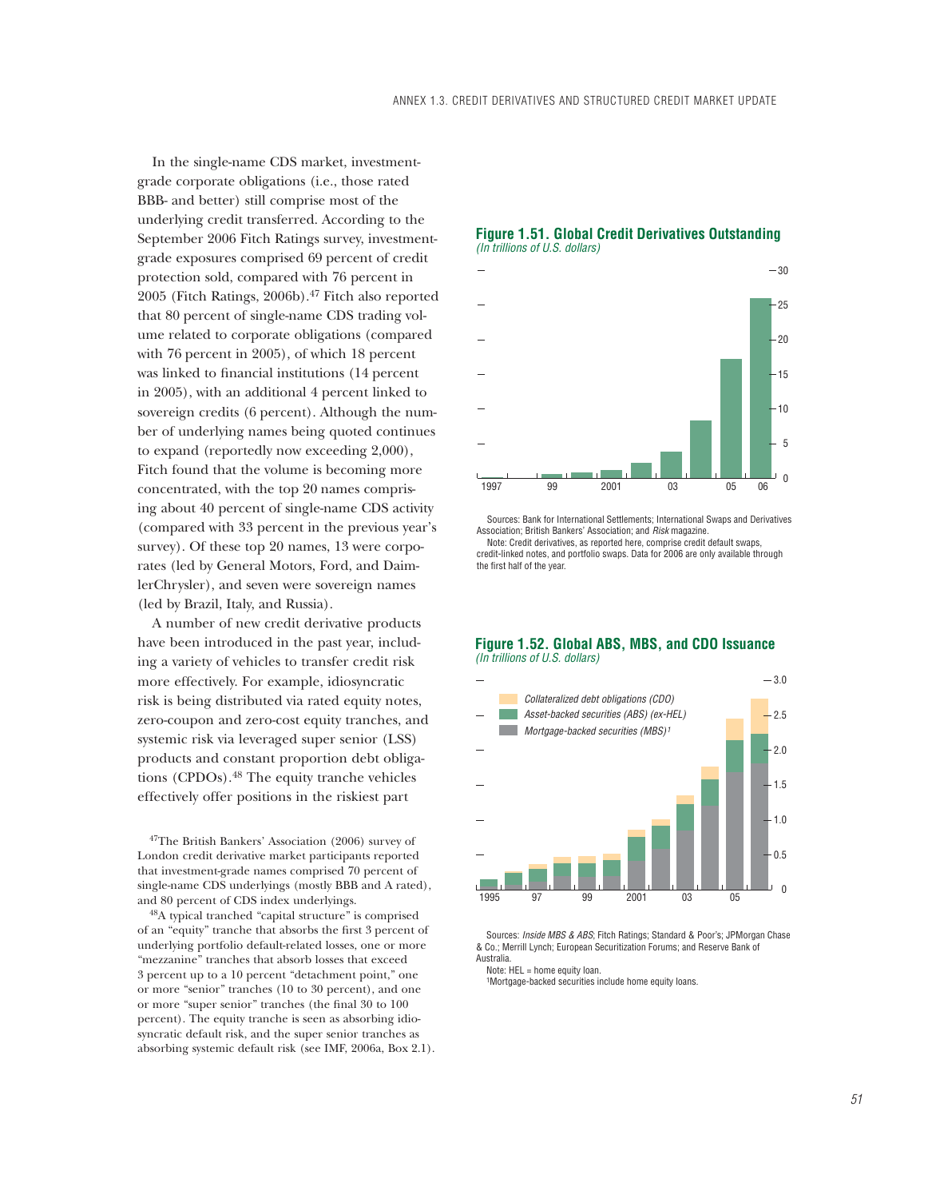In the single-name CDS market, investment-grade corporate obligations (i.e., those rated BBB- and better) still comprise most of the underlying credit transferred. According to the September 2006 Fitch Ratings survey, investment-grade exposures comprised 69 percent of credit protection sold, compared with 76 percent in 2005 (Fitch Ratings, 2006b).[47] Fitch also reported that 80 percent of single-name CDS trading volume related to corporate obligations (compared with 76 percent in 2005), of which 18 percent was linked to financial institutions (14 percent in 2005), with an additional 4 percent linked to sovereign credits (6 percent). Although the number of underlying names being quoted continues to expand (reportedly now exceeding 2,000), Fitch found that the volume is becoming more concentrated, with the top 20 names comprising about 40 percent of single-name CDS activity (compared with 33 percent in the previous year's survey). Of these top 20 names, 13 were corporates (led by General Motors, Ford, and DaimlerChrysler), and seven were sovereign names (led by Brazil, Italy, and Russia).

A number of new credit derivative products have been introduced in the past year, including a variety of vehicles to transfer credit risk more effectively. For example, idiosyncratic risk is being distributed via rated equity notes, zero-coupon and zero-cost equity tranches, and systemic risk via leveraged super senior (LSS) products and constant proportion debt obligations (CPDOs).[48] The equity tranche vehicles effectively offer positions in the riskiest part

[47]The British Bankers' Association (2006) survey of London credit derivative market participants reported that investment-grade names comprised 70 percent of single-name CDS underlyings (mostly BBB and A rated), and 80 percent of CDS index underlyings.

[48]A typical tranched "capital structure" is comprised of an "equity" tranche that absorbs the first 3 percent of underlying portfolio default-related losses, one or more "mezzanine" tranches that absorb losses that exceed 3 percent up to a 10 percent "detachment point," one or more "senior" tranches (10 to 30 percent), and one or more "super senior" tranches (the final 30 to 100 percent). The equity tranche is seen as absorbing idiosyncratic default risk, and the super senior tranches as absorbing systemic default risk (see IMF, 2006a, Box 2.1).

**Figure 1.51. Global Credit Derivatives Outstanding**
*(In trillions of U.S. dollars)*

Sources: Bank for International Settlements; International Swaps and Derivatives Association; British Bankers' Association; and *Risk* magazine.
Note: Credit derivatives, as reported here, comprise credit default swaps, credit-linked notes, and portfolio swaps. Data for 2006 are only available through the first half of the year.

**Figure 1.52. Global ABS, MBS, and CDO Issuance**
*(In trillions of U.S. dollars)*

Sources: *Inside MBS & ABS*; Fitch Ratings; Standard & Poor's; JPMorgan Chase & Co.; Merrill Lynch; European Securitization Forums; and Reserve Bank of Australia.
Note: HEL = home equity loan.
[1]Mortgage-backed securities include home equity loans.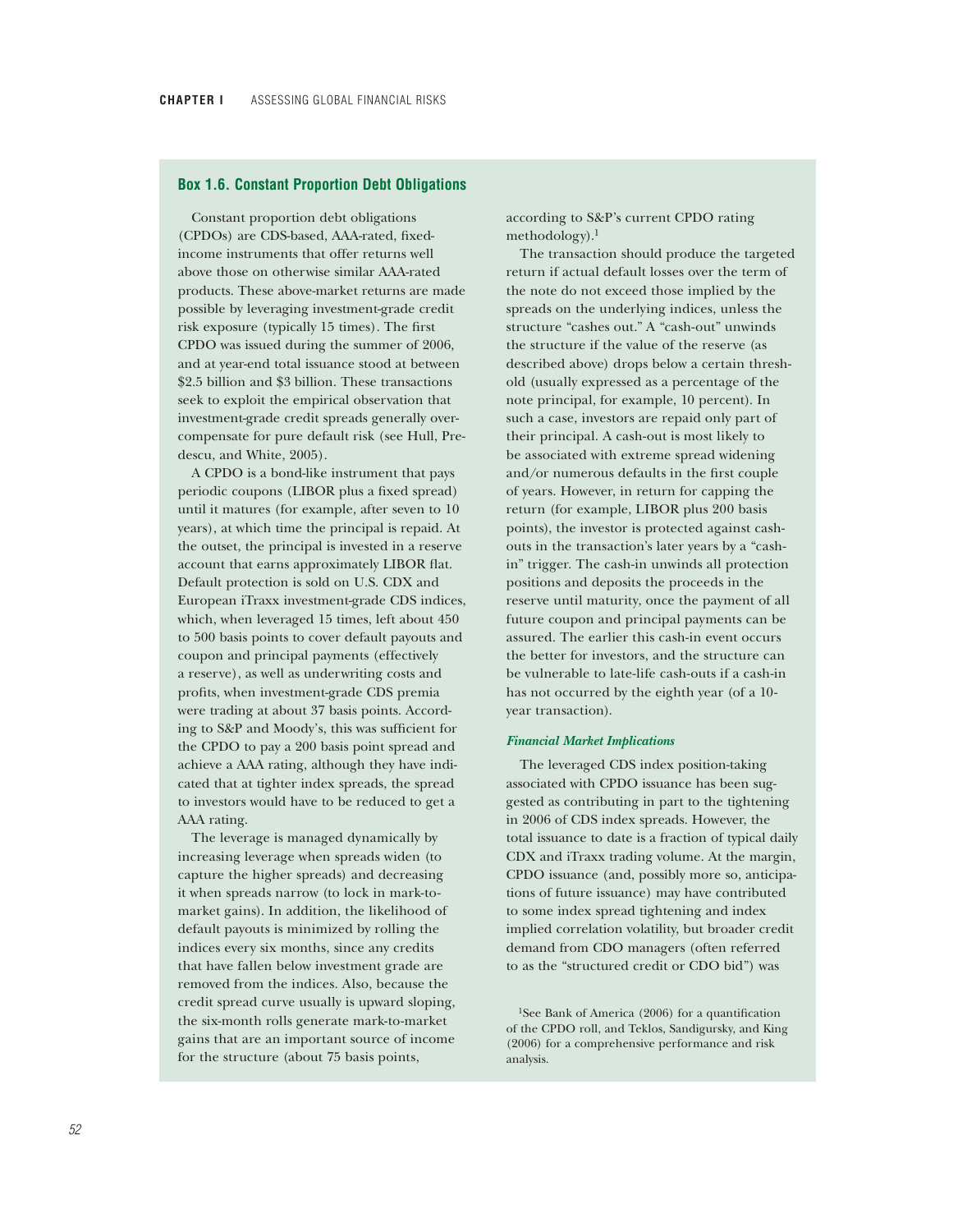## Box 1.6. Constant Proportion Debt Obligations

Constant proportion debt obligations (CPDOs) are CDS-based, AAA-rated, fixed-income instruments that offer returns well above those on otherwise similar AAA-rated products. These above-market returns are made possible by leveraging investment-grade credit risk exposure (typically 15 times). The first CPDO was issued during the summer of 2006, and at year-end total issuance stood at between \$2.5 billion and \$3 billion. These transactions seek to exploit the empirical observation that investment-grade credit spreads generally overcompensate for pure default risk (see Hull, Predescu, and White, 2005).

A CPDO is a bond-like instrument that pays periodic coupons (LIBOR plus a fixed spread) until it matures (for example, after seven to 10 years), at which time the principal is repaid. At the outset, the principal is invested in a reserve account that earns approximately LIBOR flat. Default protection is sold on U.S. CDX and European iTraxx investment-grade CDS indices, which, when leveraged 15 times, left about 450 to 500 basis points to cover default payouts and coupon and principal payments (effectively a reserve), as well as underwriting costs and profits, when investment-grade CDS premia were trading at about 37 basis points. According to S&P and Moody's, this was sufficient for the CPDO to pay a 200 basis point spread and achieve a AAA rating, although they have indicated that at tighter index spreads, the spread to investors would have to be reduced to get a AAA rating.

The leverage is managed dynamically by increasing leverage when spreads widen (to capture the higher spreads) and decreasing it when spreads narrow (to lock in mark-to-market gains). In addition, the likelihood of default payouts is minimized by rolling the indices every six months, since any credits that have fallen below investment grade are removed from the indices. Also, because the credit spread curve usually is upward sloping, the six-month rolls generate mark-to-market gains that are an important source of income for the structure (about 75 basis points, according to S&P's current CPDO rating methodology).[1]

The transaction should produce the targeted return if actual default losses over the term of the note do not exceed those implied by the spreads on the underlying indices, unless the structure "cashes out." A "cash-out" unwinds the structure if the value of the reserve (as described above) drops below a certain threshold (usually expressed as a percentage of the note principal, for example, 10 percent). In such a case, investors are repaid only part of their principal. A cash-out is most likely to be associated with extreme spread widening and/or numerous defaults in the first couple of years. However, in return for capping the return (for example, LIBOR plus 200 basis points), the investor is protected against cash-outs in the transaction's later years by a "cash-in" trigger. The cash-in unwinds all protection positions and deposits the proceeds in the reserve until maturity, once the payment of all future coupon and principal payments can be assured. The earlier this cash-in event occurs the better for investors, and the structure can be vulnerable to late-life cash-outs if a cash-in has not occurred by the eighth year (of a 10-year transaction).

### *Financial Market Implications*

The leveraged CDS index position-taking associated with CPDO issuance has been suggested as contributing in part to the tightening in 2006 of CDS index spreads. However, the total issuance to date is a fraction of typical daily CDX and iTraxx trading volume. At the margin, CPDO issuance (and, possibly more so, anticipations of future issuance) may have contributed to some index spread tightening and index implied correlation volatility, but broader credit demand from CDO managers (often referred to as the "structured credit or CDO bid") was

[1] See Bank of America (2006) for a quantification of the CPDO roll, and Teklos, Sandigursky, and King (2006) for a comprehensive performance and risk analysis.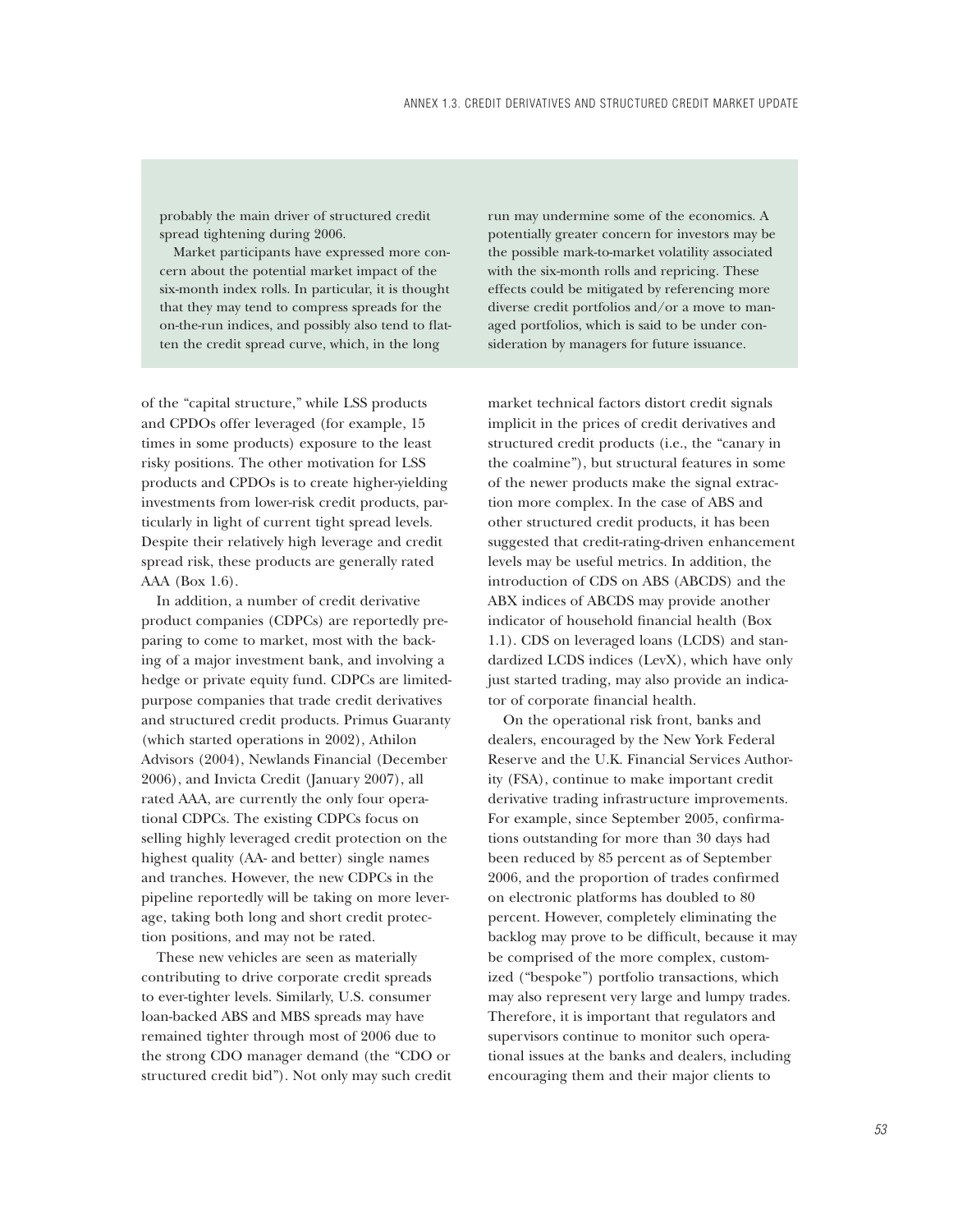probably the main driver of structured credit spread tightening during 2006.

Market participants have expressed more concern about the potential market impact of the six-month index rolls. In particular, it is thought that they may tend to compress spreads for the on-the-run indices, and possibly also tend to flatten the credit spread curve, which, in the long run may undermine some of the economics. A potentially greater concern for investors may be the possible mark-to-market volatility associated with the six-month rolls and repricing. These effects could be mitigated by referencing more diverse credit portfolios and/or a move to managed portfolios, which is said to be under consideration by managers for future issuance.

of the "capital structure," while LSS products and CPDOs offer leveraged (for example, 15 times in some products) exposure to the least risky positions. The other motivation for LSS products and CPDOs is to create higher-yielding investments from lower-risk credit products, particularly in light of current tight spread levels. Despite their relatively high leverage and credit spread risk, these products are generally rated AAA (Box 1.6).

In addition, a number of credit derivative product companies (CDPCs) are reportedly preparing to come to market, most with the backing of a major investment bank, and involving a hedge or private equity fund. CDPCs are limited-purpose companies that trade credit derivatives and structured credit products. Primus Guaranty (which started operations in 2002), Athilon Advisors (2004), Newlands Financial (December 2006), and Invicta Credit (January 2007), all rated AAA, are currently the only four operational CDPCs. The existing CDPCs focus on selling highly leveraged credit protection on the highest quality (AA- and better) single names and tranches. However, the new CDPCs in the pipeline reportedly will be taking on more leverage, taking both long and short credit protection positions, and may not be rated.

These new vehicles are seen as materially contributing to drive corporate credit spreads to ever-tighter levels. Similarly, U.S. consumer loan-backed ABS and MBS spreads may have remained tighter through most of 2006 due to the strong CDO manager demand (the "CDO or structured credit bid"). Not only may such credit market technical factors distort credit signals implicit in the prices of credit derivatives and structured credit products (i.e., the "canary in the coalmine"), but structural features in some of the newer products make the signal extraction more complex. In the case of ABS and other structured credit products, it has been suggested that credit-rating-driven enhancement levels may be useful metrics. In addition, the introduction of CDS on ABS (ABCDS) and the ABX indices of ABCDS may provide another indicator of household financial health (Box 1.1). CDS on leveraged loans (LCDS) and standardized LCDS indices (LevX), which have only just started trading, may also provide an indicator of corporate financial health.

On the operational risk front, banks and dealers, encouraged by the New York Federal Reserve and the U.K. Financial Services Authority (FSA), continue to make important credit derivative trading infrastructure improvements. For example, since September 2005, confirmations outstanding for more than 30 days had been reduced by 85 percent as of September 2006, and the proportion of trades confirmed on electronic platforms has doubled to 80 percent. However, completely eliminating the backlog may prove to be difficult, because it may be comprised of the more complex, customized ("bespoke") portfolio transactions, which may also represent very large and lumpy trades. Therefore, it is important that regulators and supervisors continue to monitor such operational issues at the banks and dealers, including encouraging them and their major clients to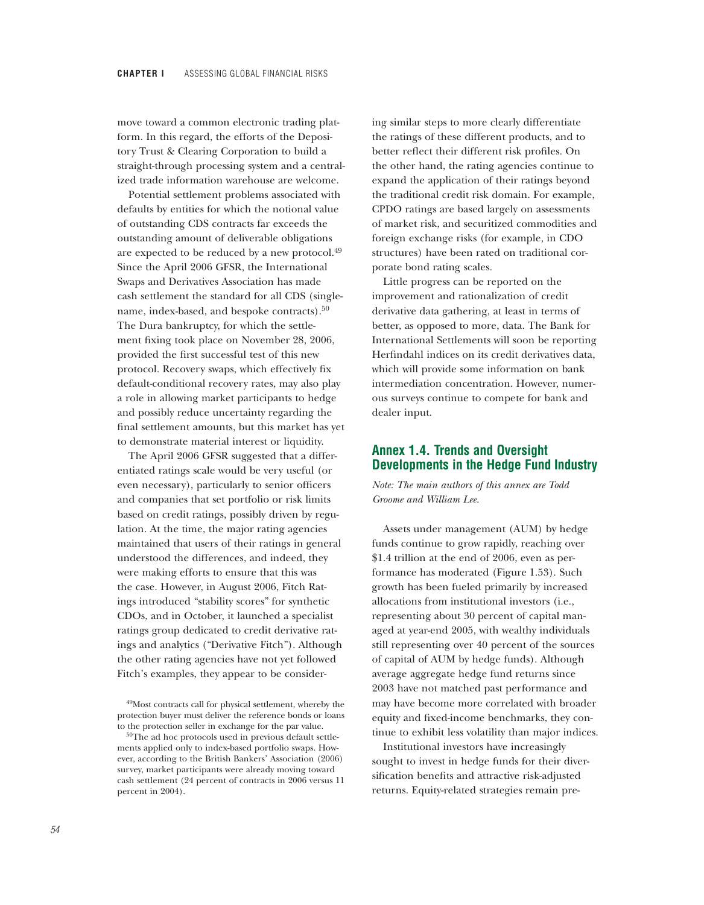move toward a common electronic trading platform. In this regard, the efforts of the Depository Trust & Clearing Corporation to build a straight-through processing system and a centralized trade information warehouse are welcome.

Potential settlement problems associated with defaults by entities for which the notional value of outstanding CDS contracts far exceeds the outstanding amount of deliverable obligations are expected to be reduced by a new protocol.[49] Since the April 2006 GFSR, the International Swaps and Derivatives Association has made cash settlement the standard for all CDS (single-name, index-based, and bespoke contracts).[50] The Dura bankruptcy, for which the settlement fixing took place on November 28, 2006, provided the first successful test of this new protocol. Recovery swaps, which effectively fix default-conditional recovery rates, may also play a role in allowing market participants to hedge and possibly reduce uncertainty regarding the final settlement amounts, but this market has yet to demonstrate material interest or liquidity.

The April 2006 GFSR suggested that a differentiated ratings scale would be very useful (or even necessary), particularly to senior officers and companies that set portfolio or risk limits based on credit ratings, possibly driven by regulation. At the time, the major rating agencies maintained that users of their ratings in general understood the differences, and indeed, they were making efforts to ensure that this was the case. However, in August 2006, Fitch Ratings introduced "stability scores" for synthetic CDOs, and in October, it launched a specialist ratings group dedicated to credit derivative ratings and analytics ("Derivative Fitch"). Although the other rating agencies have not yet followed Fitch's examples, they appear to be considering similar steps to more clearly differentiate the ratings of these different products, and to better reflect their different risk profiles. On the other hand, the rating agencies continue to expand the application of their ratings beyond the traditional credit risk domain. For example, CPDO ratings are based largely on assessments of market risk, and securitized commodities and foreign exchange risks (for example, in CDO structures) have been rated on traditional corporate bond rating scales.

Little progress can be reported on the improvement and rationalization of credit derivative data gathering, at least in terms of better, as opposed to more, data. The Bank for International Settlements will soon be reporting Herfindahl indices on its credit derivatives data, which will provide some information on bank intermediation concentration. However, numerous surveys continue to compete for bank and dealer input.

[49]Most contracts call for physical settlement, whereby the protection buyer must deliver the reference bonds or loans to the protection seller in exchange for the par value.

[50]The ad hoc protocols used in previous default settlements applied only to index-based portfolio swaps. However, according to the British Bankers' Association (2006) survey, market participants were already moving toward cash settlement (24 percent of contracts in 2006 versus 11 percent in 2004).

## Annex 1.4. Trends and Oversight Developments in the Hedge Fund Industry

*Note: The main authors of this annex are Todd Groome and William Lee.*

Assets under management (AUM) by hedge funds continue to grow rapidly, reaching over $1.4 trillion at the end of 2006, even as performance has moderated (Figure 1.53). Such growth has been fueled primarily by increased allocations from institutional investors (i.e., representing about 30 percent of capital managed at year-end 2005, with wealthy individuals still representing over 40 percent of the sources of capital of AUM by hedge funds). Although average aggregate hedge fund returns since 2003 have not matched past performance and may have become more correlated with broader equity and fixed-income benchmarks, they continue to exhibit less volatility than major indices.

Institutional investors have increasingly sought to invest in hedge funds for their diversification benefits and attractive risk-adjusted returns. Equity-related strategies remain pre-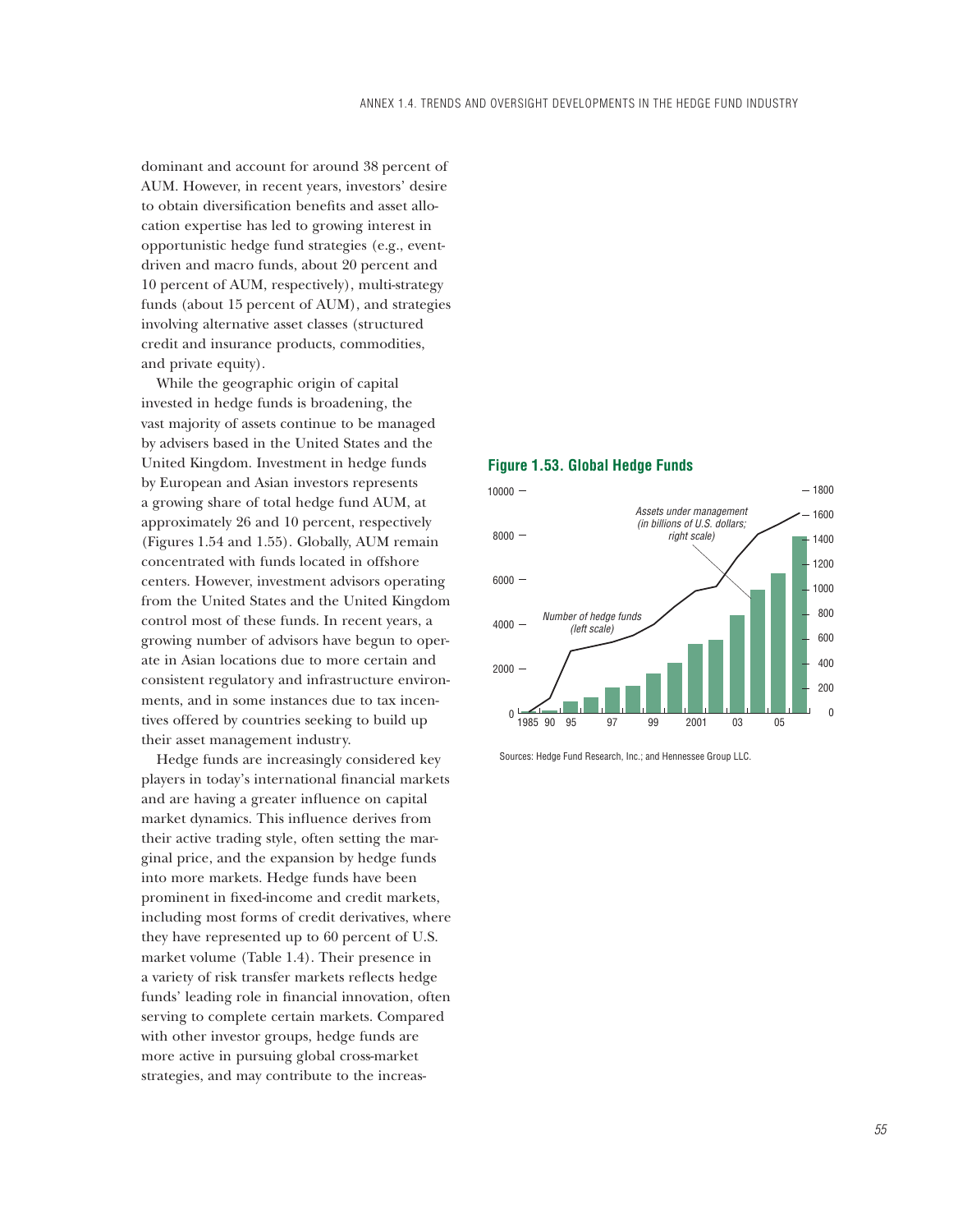dominant and account for around 38 percent of AUM. However, in recent years, investors' desire to obtain diversification benefits and asset allocation expertise has led to growing interest in opportunistic hedge fund strategies (e.g., event-driven and macro funds, about 20 percent and 10 percent of AUM, respectively), multi-strategy funds (about 15 percent of AUM), and strategies involving alternative asset classes (structured credit and insurance products, commodities, and private equity).

While the geographic origin of capital invested in hedge funds is broadening, the vast majority of assets continue to be managed by advisers based in the United States and the United Kingdom. Investment in hedge funds by European and Asian investors represents a growing share of total hedge fund AUM, at approximately 26 and 10 percent, respectively (Figures 1.54 and 1.55). Globally, AUM remain concentrated with funds located in offshore centers. However, investment advisors operating from the United States and the United Kingdom control most of these funds. In recent years, a growing number of advisors have begun to operate in Asian locations due to more certain and consistent regulatory and infrastructure environments, and in some instances due to tax incentives offered by countries seeking to build up their asset management industry.

Hedge funds are increasingly considered key players in today's international financial markets and are having a greater influence on capital market dynamics. This influence derives from their active trading style, often setting the marginal price, and the expansion by hedge funds into more markets. Hedge funds have been prominent in fixed-income and credit markets, including most forms of credit derivatives, where they have represented up to 60 percent of U.S. market volume (Table 1.4). Their presence in a variety of risk transfer markets reflects hedge funds' leading role in financial innovation, often serving to complete certain markets. Compared with other investor groups, hedge funds are more active in pursuing global cross-market strategies, and may contribute to the increas-

**Figure 1.53. Global Hedge Funds**

Sources: Hedge Fund Research, Inc.; and Hennessee Group LLC.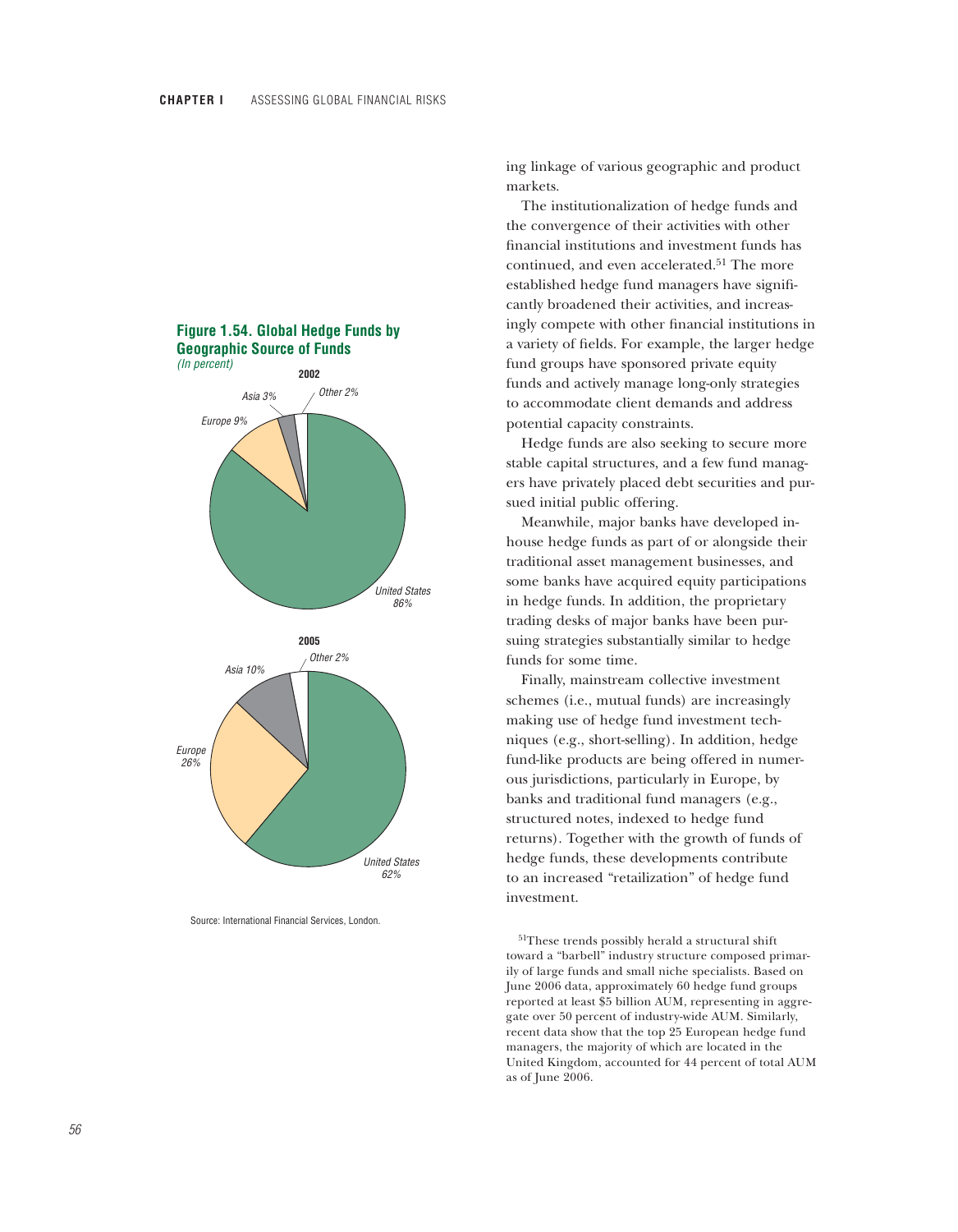**Figure 1.54. Global Hedge Funds by Geographic Source of Funds**
*(In percent)*

**2002**

Asia 3%, Other 2%, Europe 9%, United States 86%

**2005**

Other 2%, Asia 10%, Europe 26%, United States 62%

Source: International Financial Services, London.

ing linkage of various geographic and product markets.

The institutionalization of hedge funds and the convergence of their activities with other financial institutions and investment funds has continued, and even accelerated.[51] The more established hedge fund managers have significantly broadened their activities, and increasingly compete with other financial institutions in a variety of fields. For example, the larger hedge fund groups have sponsored private equity funds and actively manage long-only strategies to accommodate client demands and address potential capacity constraints.

Hedge funds are also seeking to secure more stable capital structures, and a few fund managers have privately placed debt securities and pursued initial public offering.

Meanwhile, major banks have developed in-house hedge funds as part of or alongside their traditional asset management businesses, and some banks have acquired equity participations in hedge funds. In addition, the proprietary trading desks of major banks have been pursuing strategies substantially similar to hedge funds for some time.

Finally, mainstream collective investment schemes (i.e., mutual funds) are increasingly making use of hedge fund investment techniques (e.g., short-selling). In addition, hedge fund-like products are being offered in numerous jurisdictions, particularly in Europe, by banks and traditional fund managers (e.g., structured notes, indexed to hedge fund returns). Together with the growth of funds of hedge funds, these developments contribute to an increased "retailization" of hedge fund investment.

[51]These trends possibly herald a structural shift toward a "barbell" industry structure composed primarily of large funds and small niche specialists. Based on June 2006 data, approximately 60 hedge fund groups reported at least $5 billion AUM, representing in aggregate over 50 percent of industry-wide AUM. Similarly, recent data show that the top 25 European hedge fund managers, the majority of which are located in the United Kingdom, accounted for 44 percent of total AUM as of June 2006.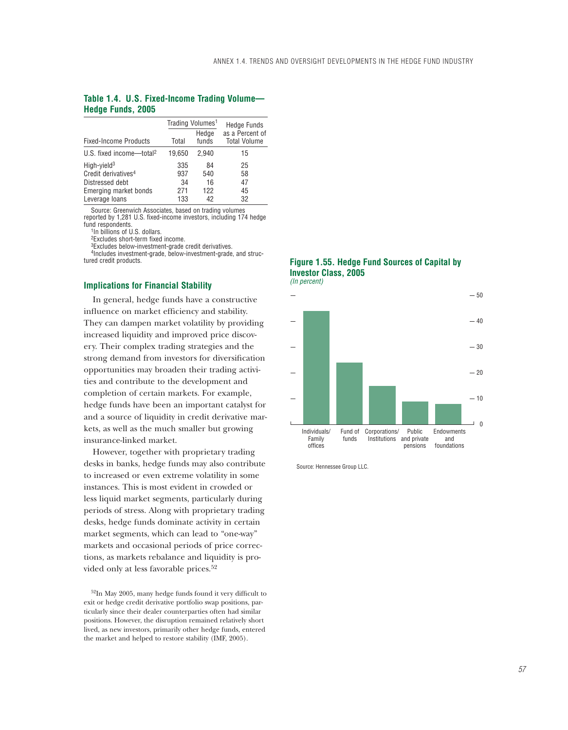**Table 1.4. U.S. Fixed-Income Trading Volume—Hedge Funds, 2005**

| Fixed-Income Products | Trading Volumes[1] Total | Trading Volumes[1] Hedge funds | Hedge Funds as a Percent of Total Volume |
|---|---|---|---|
| U.S. fixed income—total[2] | 19,650 | 2,940 | 15 |
| High-yield[3] | 335 | 84 | 25 |
| Credit derivatives[4] | 937 | 540 | 58 |
| Distressed debt | 34 | 16 | 47 |
| Emerging market bonds | 271 | 122 | 45 |
| Leverage loans | 133 | 42 | 32 |

Source: Greenwich Associates, based on trading volumes reported by 1,281 U.S. fixed-income investors, including 174 hedge fund respondents.

[1]In billions of U.S. dollars.

[2]Excludes short-term fixed income.

[3]Excludes below-investment-grade credit derivatives.

[4]Includes investment-grade, below-investment-grade, and structured credit products.

### Implications for Financial Stability

In general, hedge funds have a constructive influence on market efficiency and stability. They can dampen market volatility by providing increased liquidity and improved price discovery. Their complex trading strategies and the strong demand from investors for diversification opportunities may broaden their trading activities and contribute to the development and completion of certain markets. For example, hedge funds have been an important catalyst for and a source of liquidity in credit derivative markets, as well as the much smaller but growing insurance-linked market.

However, together with proprietary trading desks in banks, hedge funds may also contribute to increased or even extreme volatility in some instances. This is most evident in crowded or less liquid market segments, particularly during periods of stress. Along with proprietary trading desks, hedge funds dominate activity in certain market segments, which can lead to "one-way" markets and occasional periods of price corrections, as markets rebalance and liquidity is provided only at less favorable prices.[52]

[52]In May 2005, many hedge funds found it very difficult to exit or hedge credit derivative portfolio swap positions, particularly since their dealer counterparties often had similar positions. However, the disruption remained relatively short lived, as new investors, primarily other hedge funds, entered the market and helped to restore stability (IMF, 2005).

**Figure 1.55. Hedge Fund Sources of Capital by Investor Class, 2005**
*(In percent)*

Source: Hennessee Group LLC.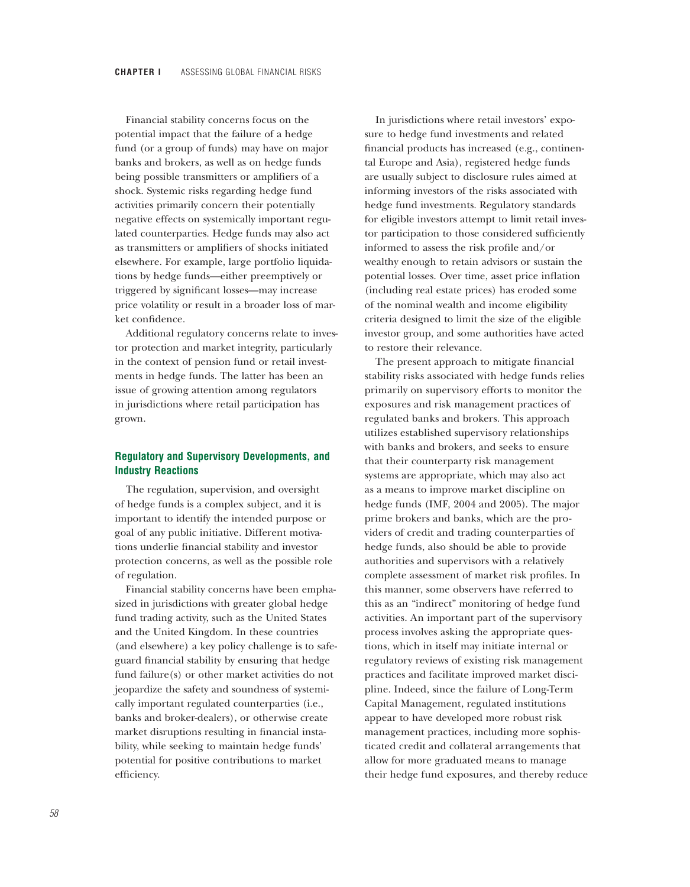Financial stability concerns focus on the potential impact that the failure of a hedge fund (or a group of funds) may have on major banks and brokers, as well as on hedge funds being possible transmitters or amplifiers of a shock. Systemic risks regarding hedge fund activities primarily concern their potentially negative effects on systemically important regulated counterparties. Hedge funds may also act as transmitters or amplifiers of shocks initiated elsewhere. For example, large portfolio liquidations by hedge funds—either preemptively or triggered by significant losses—may increase price volatility or result in a broader loss of market confidence.

Additional regulatory concerns relate to investor protection and market integrity, particularly in the context of pension fund or retail investments in hedge funds. The latter has been an issue of growing attention among regulators in jurisdictions where retail participation has grown.

### Regulatory and Supervisory Developments, and Industry Reactions

The regulation, supervision, and oversight of hedge funds is a complex subject, and it is important to identify the intended purpose or goal of any public initiative. Different motivations underlie financial stability and investor protection concerns, as well as the possible role of regulation.

Financial stability concerns have been emphasized in jurisdictions with greater global hedge fund trading activity, such as the United States and the United Kingdom. In these countries (and elsewhere) a key policy challenge is to safeguard financial stability by ensuring that hedge fund failure(s) or other market activities do not jeopardize the safety and soundness of systemically important regulated counterparties (i.e., banks and broker-dealers), or otherwise create market disruptions resulting in financial instability, while seeking to maintain hedge funds' potential for positive contributions to market efficiency.

In jurisdictions where retail investors' exposure to hedge fund investments and related financial products has increased (e.g., continental Europe and Asia), registered hedge funds are usually subject to disclosure rules aimed at informing investors of the risks associated with hedge fund investments. Regulatory standards for eligible investors attempt to limit retail investor participation to those considered sufficiently informed to assess the risk profile and/or wealthy enough to retain advisors or sustain the potential losses. Over time, asset price inflation (including real estate prices) has eroded some of the nominal wealth and income eligibility criteria designed to limit the size of the eligible investor group, and some authorities have acted to restore their relevance.

The present approach to mitigate financial stability risks associated with hedge funds relies primarily on supervisory efforts to monitor the exposures and risk management practices of regulated banks and brokers. This approach utilizes established supervisory relationships with banks and brokers, and seeks to ensure that their counterparty risk management systems are appropriate, which may also act as a means to improve market discipline on hedge funds (IMF, 2004 and 2005). The major prime brokers and banks, which are the providers of credit and trading counterparties of hedge funds, also should be able to provide authorities and supervisors with a relatively complete assessment of market risk profiles. In this manner, some observers have referred to this as an "indirect" monitoring of hedge fund activities. An important part of the supervisory process involves asking the appropriate questions, which in itself may initiate internal or regulatory reviews of existing risk management practices and facilitate improved market discipline. Indeed, since the failure of Long-Term Capital Management, regulated institutions appear to have developed more robust risk management practices, including more sophisticated credit and collateral arrangements that allow for more graduated means to manage their hedge fund exposures, and thereby reduce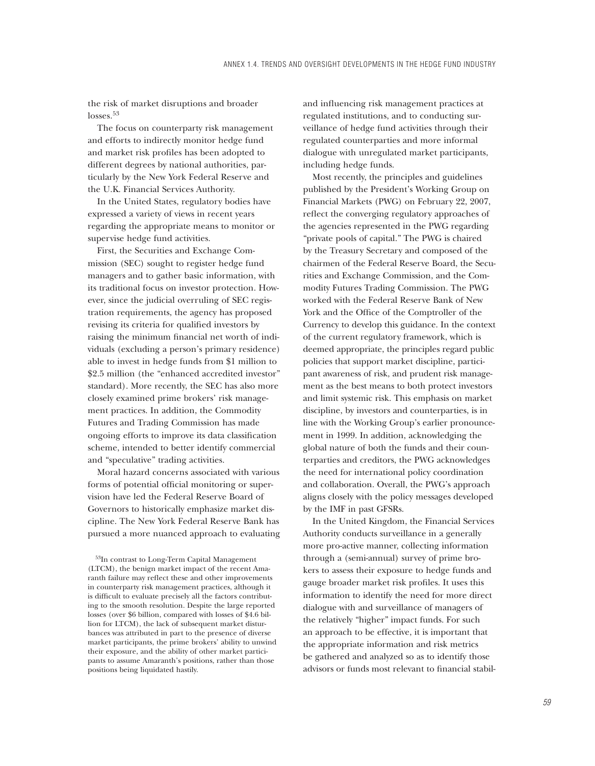the risk of market disruptions and broader losses.[53]

The focus on counterparty risk management and efforts to indirectly monitor hedge fund and market risk profiles has been adopted to different degrees by national authorities, particularly by the New York Federal Reserve and the U.K. Financial Services Authority.

In the United States, regulatory bodies have expressed a variety of views in recent years regarding the appropriate means to monitor or supervise hedge fund activities.

First, the Securities and Exchange Commission (SEC) sought to register hedge fund managers and to gather basic information, with its traditional focus on investor protection. However, since the judicial overruling of SEC registration requirements, the agency has proposed revising its criteria for qualified investors by raising the minimum financial net worth of individuals (excluding a person's primary residence) able to invest in hedge funds from \$1 million to \$2.5 million (the "enhanced accredited investor" standard). More recently, the SEC has also more closely examined prime brokers' risk management practices. In addition, the Commodity Futures and Trading Commission has made ongoing efforts to improve its data classification scheme, intended to better identify commercial and "speculative" trading activities.

Moral hazard concerns associated with various forms of potential official monitoring or supervision have led the Federal Reserve Board of Governors to historically emphasize market discipline. The New York Federal Reserve Bank has pursued a more nuanced approach to evaluating and influencing risk management practices at regulated institutions, and to conducting surveillance of hedge fund activities through their regulated counterparties and more informal dialogue with unregulated market participants, including hedge funds.

Most recently, the principles and guidelines published by the President's Working Group on Financial Markets (PWG) on February 22, 2007, reflect the converging regulatory approaches of the agencies represented in the PWG regarding "private pools of capital." The PWG is chaired by the Treasury Secretary and composed of the chairmen of the Federal Reserve Board, the Securities and Exchange Commission, and the Commodity Futures Trading Commission. The PWG worked with the Federal Reserve Bank of New York and the Office of the Comptroller of the Currency to develop this guidance. In the context of the current regulatory framework, which is deemed appropriate, the principles regard public policies that support market discipline, participant awareness of risk, and prudent risk management as the best means to both protect investors and limit systemic risk. This emphasis on market discipline, by investors and counterparties, is in line with the Working Group's earlier pronouncement in 1999. In addition, acknowledging the global nature of both the funds and their counterparties and creditors, the PWG acknowledges the need for international policy coordination and collaboration. Overall, the PWG's approach aligns closely with the policy messages developed by the IMF in past GFSRs.

In the United Kingdom, the Financial Services Authority conducts surveillance in a generally more pro-active manner, collecting information through a (semi-annual) survey of prime brokers to assess their exposure to hedge funds and gauge broader market risk profiles. It uses this information to identify the need for more direct dialogue with and surveillance of managers of the relatively "higher" impact funds. For such an approach to be effective, it is important that the appropriate information and risk metrics be gathered and analyzed so as to identify those advisors or funds most relevant to financial stabil-

[53]In contrast to Long-Term Capital Management (LTCM), the benign market impact of the recent Amaranth failure may reflect these and other improvements in counterparty risk management practices, although it is difficult to evaluate precisely all the factors contributing to the smooth resolution. Despite the large reported losses (over \$6 billion, compared with losses of \$4.6 billion for LTCM), the lack of subsequent market disturbances was attributed in part to the presence of diverse market participants, the prime brokers' ability to unwind their exposure, and the ability of other market participants to assume Amaranth's positions, rather than those positions being liquidated hastily.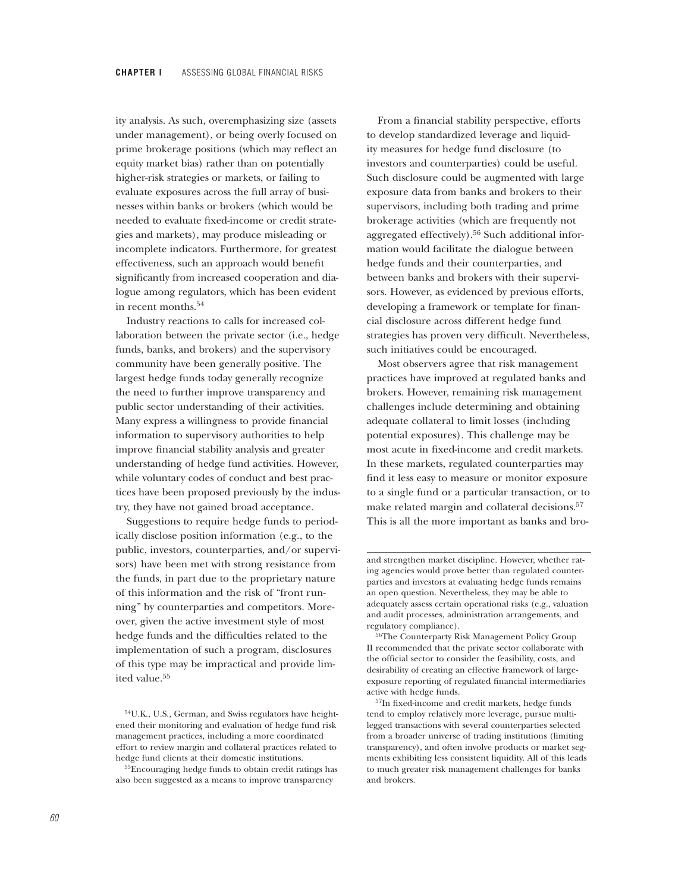ity analysis. As such, overemphasizing size (assets under management), or being overly focused on prime brokerage positions (which may reflect an equity market bias) rather than on potentially higher-risk strategies or markets, or failing to evaluate exposures across the full array of businesses within banks or brokers (which would be needed to evaluate fixed-income or credit strategies and markets), may produce misleading or incomplete indicators. Furthermore, for greatest effectiveness, such an approach would benefit significantly from increased cooperation and dialogue among regulators, which has been evident in recent months.[54]

Industry reactions to calls for increased collaboration between the private sector (i.e., hedge funds, banks, and brokers) and the supervisory community have been generally positive. The largest hedge funds today generally recognize the need to further improve transparency and public sector understanding of their activities. Many express a willingness to provide financial information to supervisory authorities to help improve financial stability analysis and greater understanding of hedge fund activities. However, while voluntary codes of conduct and best practices have been proposed previously by the industry, they have not gained broad acceptance.

Suggestions to require hedge funds to periodically disclose position information (e.g., to the public, investors, counterparties, and/or supervisors) have been met with strong resistance from the funds, in part due to the proprietary nature of this information and the risk of "front running" by counterparties and competitors. Moreover, given the active investment style of most hedge funds and the difficulties related to the implementation of such a program, disclosures of this type may be impractical and provide limited value.[55]

From a financial stability perspective, efforts to develop standardized leverage and liquidity measures for hedge fund disclosure (to investors and counterparties) could be useful. Such disclosure could be augmented with large exposure data from banks and brokers to their supervisors, including both trading and prime brokerage activities (which are frequently not aggregated effectively).[56] Such additional information would facilitate the dialogue between hedge funds and their counterparties, and between banks and brokers with their supervisors. However, as evidenced by previous efforts, developing a framework or template for financial disclosure across different hedge fund strategies has proven very difficult. Nevertheless, such initiatives could be encouraged.

Most observers agree that risk management practices have improved at regulated banks and brokers. However, remaining risk management challenges include determining and obtaining adequate collateral to limit losses (including potential exposures). This challenge may be most acute in fixed-income and credit markets. In these markets, regulated counterparties may find it less easy to measure or monitor exposure to a single fund or a particular transaction, or to make related margin and collateral decisions.[57] This is all the more important as banks and bro-

---

[54]U.K., U.S., German, and Swiss regulators have heightened their monitoring and evaluation of hedge fund risk management practices, including a more coordinated effort to review margin and collateral practices related to hedge fund clients at their domestic institutions.

[55]Encouraging hedge funds to obtain credit ratings has also been suggested as a means to improve transparency and strengthen market discipline. However, whether rating agencies would prove better than regulated counterparties and investors at evaluating hedge funds remains an open question. Nevertheless, they may be able to adequately assess certain operational risks (e.g., valuation and audit processes, administration arrangements, and regulatory compliance).

[56]The Counterparty Risk Management Policy Group II recommended that the private sector collaborate with the official sector to consider the feasibility, costs, and desirability of creating an effective framework of large-exposure reporting of regulated financial intermediaries active with hedge funds.

[57]In fixed-income and credit markets, hedge funds tend to employ relatively more leverage, pursue multi-legged transactions with several counterparties selected from a broader universe of trading institutions (limiting transparency), and often involve products or market segments exhibiting less consistent liquidity. All of this leads to much greater risk management challenges for banks and brokers.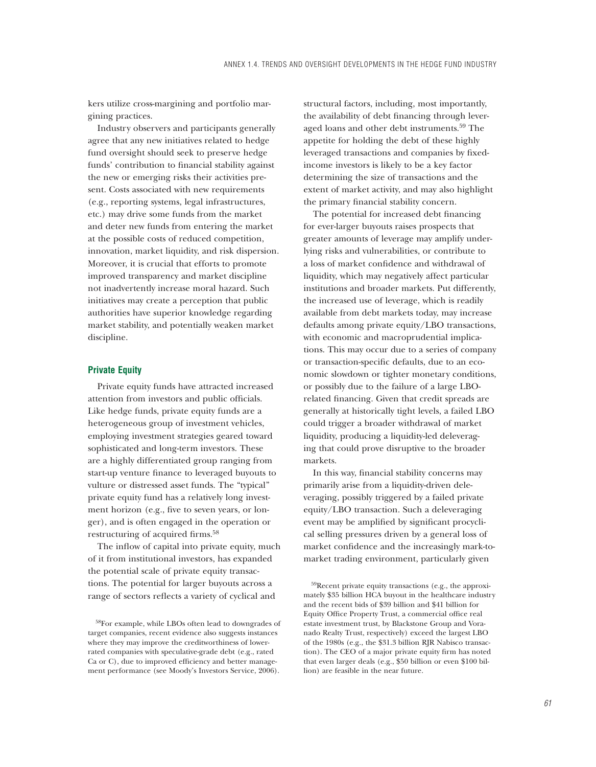kers utilize cross-margining and portfolio margining practices.

Industry observers and participants generally agree that any new initiatives related to hedge fund oversight should seek to preserve hedge funds' contribution to financial stability against the new or emerging risks their activities present. Costs associated with new requirements (e.g., reporting systems, legal infrastructures, etc.) may drive some funds from the market and deter new funds from entering the market at the possible costs of reduced competition, innovation, market liquidity, and risk dispersion. Moreover, it is crucial that efforts to promote improved transparency and market discipline not inadvertently increase moral hazard. Such initiatives may create a perception that public authorities have superior knowledge regarding market stability, and potentially weaken market discipline.

### Private Equity

Private equity funds have attracted increased attention from investors and public officials. Like hedge funds, private equity funds are a heterogeneous group of investment vehicles, employing investment strategies geared toward sophisticated and long-term investors. These are a highly differentiated group ranging from start-up venture finance to leveraged buyouts to vulture or distressed asset funds. The "typical" private equity fund has a relatively long investment horizon (e.g., five to seven years, or longer), and is often engaged in the operation or restructuring of acquired firms.[58]

The inflow of capital into private equity, much of it from institutional investors, has expanded the potential scale of private equity transactions. The potential for larger buyouts across a range of sectors reflects a variety of cyclical and structural factors, including, most importantly, the availability of debt financing through leveraged loans and other debt instruments.[59] The appetite for holding the debt of these highly leveraged transactions and companies by fixed-income investors is likely to be a key factor determining the size of transactions and the extent of market activity, and may also highlight the primary financial stability concern.

The potential for increased debt financing for ever-larger buyouts raises prospects that greater amounts of leverage may amplify underlying risks and vulnerabilities, or contribute to a loss of market confidence and withdrawal of liquidity, which may negatively affect particular institutions and broader markets. Put differently, the increased use of leverage, which is readily available from debt markets today, may increase defaults among private equity/LBO transactions, with economic and macroprudential implications. This may occur due to a series of company or transaction-specific defaults, due to an economic slowdown or tighter monetary conditions, or possibly due to the failure of a large LBO-related financing. Given that credit spreads are generally at historically tight levels, a failed LBO could trigger a broader withdrawal of market liquidity, producing a liquidity-led deleveraging that could prove disruptive to the broader markets.

In this way, financial stability concerns may primarily arise from a liquidity-driven deleveraging, possibly triggered by a failed private equity/LBO transaction. Such a deleveraging event may be amplified by significant procyclical selling pressures driven by a general loss of market confidence and the increasingly mark-to-market trading environment, particularly given

[58]For example, while LBOs often lead to downgrades of target companies, recent evidence also suggests instances where they may improve the creditworthiness of lower-rated companies with speculative-grade debt (e.g., rated Ca or C), due to improved efficiency and better management performance (see Moody's Investors Service, 2006).

[59]Recent private equity transactions (e.g., the approximately \$35 billion HCA buyout in the healthcare industry and the recent bids of \$39 billion and \$41 billion for Equity Office Property Trust, a commercial office real estate investment trust, by Blackstone Group and Vornado Realty Trust, respectively) exceed the largest LBO of the 1980s (e.g., the \$31.3 billion RJR Nabisco transaction). The CEO of a major private equity firm has noted that even larger deals (e.g., \$50 billion or even \$100 billion) are feasible in the near future.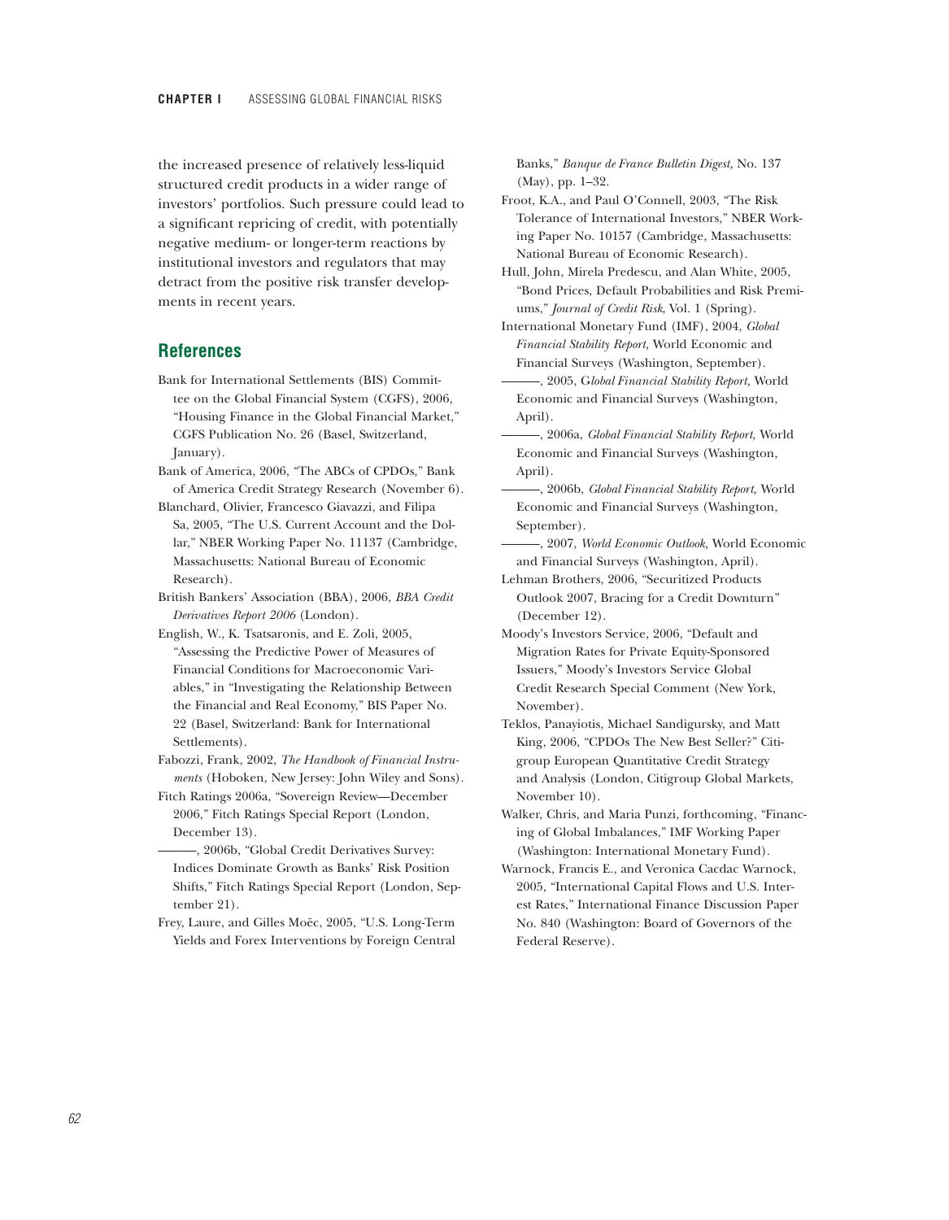the increased presence of relatively less-liquid structured credit products in a wider range of investors' portfolios. Such pressure could lead to a significant repricing of credit, with potentially negative medium- or longer-term reactions by institutional investors and regulators that may detract from the positive risk transfer developments in recent years.

## References

Bank for International Settlements (BIS) Committee on the Global Financial System (CGFS), 2006, "Housing Finance in the Global Financial Market," CGFS Publication No. 26 (Basel, Switzerland, January).

Bank of America, 2006, "The ABCs of CPDOs," Bank of America Credit Strategy Research (November 6).

Blanchard, Olivier, Francesco Giavazzi, and Filipa Sa, 2005, "The U.S. Current Account and the Dollar," NBER Working Paper No. 11137 (Cambridge, Massachusetts: National Bureau of Economic Research).

British Bankers' Association (BBA), 2006, *BBA Credit Derivatives Report 2006* (London).

English, W., K. Tsatsaronis, and E. Zoli, 2005, "Assessing the Predictive Power of Measures of Financial Conditions for Macroeconomic Variables," in "Investigating the Relationship Between the Financial and Real Economy," BIS Paper No. 22 (Basel, Switzerland: Bank for International Settlements).

Fabozzi, Frank, 2002, *The Handbook of Financial Instruments* (Hoboken, New Jersey: John Wiley and Sons).

Fitch Ratings 2006a, "Sovereign Review—December 2006," Fitch Ratings Special Report (London, December 13).

———, 2006b, "Global Credit Derivatives Survey: Indices Dominate Growth as Banks' Risk Position Shifts," Fitch Ratings Special Report (London, September 21).

Frey, Laure, and Gilles Moëc, 2005, "U.S. Long-Term Yields and Forex Interventions by Foreign Central Banks," *Banque de France Bulletin Digest,* No. 137 (May), pp. 1–32.

Froot, K.A., and Paul O'Connell, 2003, "The Risk Tolerance of International Investors," NBER Working Paper No. 10157 (Cambridge, Massachusetts: National Bureau of Economic Research).

Hull, John, Mirela Predescu, and Alan White, 2005, "Bond Prices, Default Probabilities and Risk Premiums," *Journal of Credit Risk*, Vol. 1 (Spring).

International Monetary Fund (IMF), 2004, *Global Financial Stability Report,* World Economic and Financial Surveys (Washington, September).

———, 2005, *Global Financial Stability Report,* World Economic and Financial Surveys (Washington, April).

———, 2006a, *Global Financial Stability Report,* World Economic and Financial Surveys (Washington, April).

———, 2006b, *Global Financial Stability Report,* World Economic and Financial Surveys (Washington, September).

———, 2007, *World Economic Outlook*, World Economic and Financial Surveys (Washington, April).

Lehman Brothers, 2006, "Securitized Products Outlook 2007, Bracing for a Credit Downturn" (December 12).

Moody's Investors Service, 2006, "Default and Migration Rates for Private Equity-Sponsored Issuers," Moody's Investors Service Global Credit Research Special Comment (New York, November).

Teklos, Panayiotis, Michael Sandigursky, and Matt King, 2006, "CPDOs The New Best Seller?" Citigroup European Quantitative Credit Strategy and Analysis (London, Citigroup Global Markets, November 10).

Walker, Chris, and Maria Punzi, forthcoming, "Financing of Global Imbalances," IMF Working Paper (Washington: International Monetary Fund).

Warnock, Francis E., and Veronica Cacdac Warnock, 2005, "International Capital Flows and U.S. Interest Rates," International Finance Discussion Paper No. 840 (Washington: Board of Governors of the Federal Reserve).